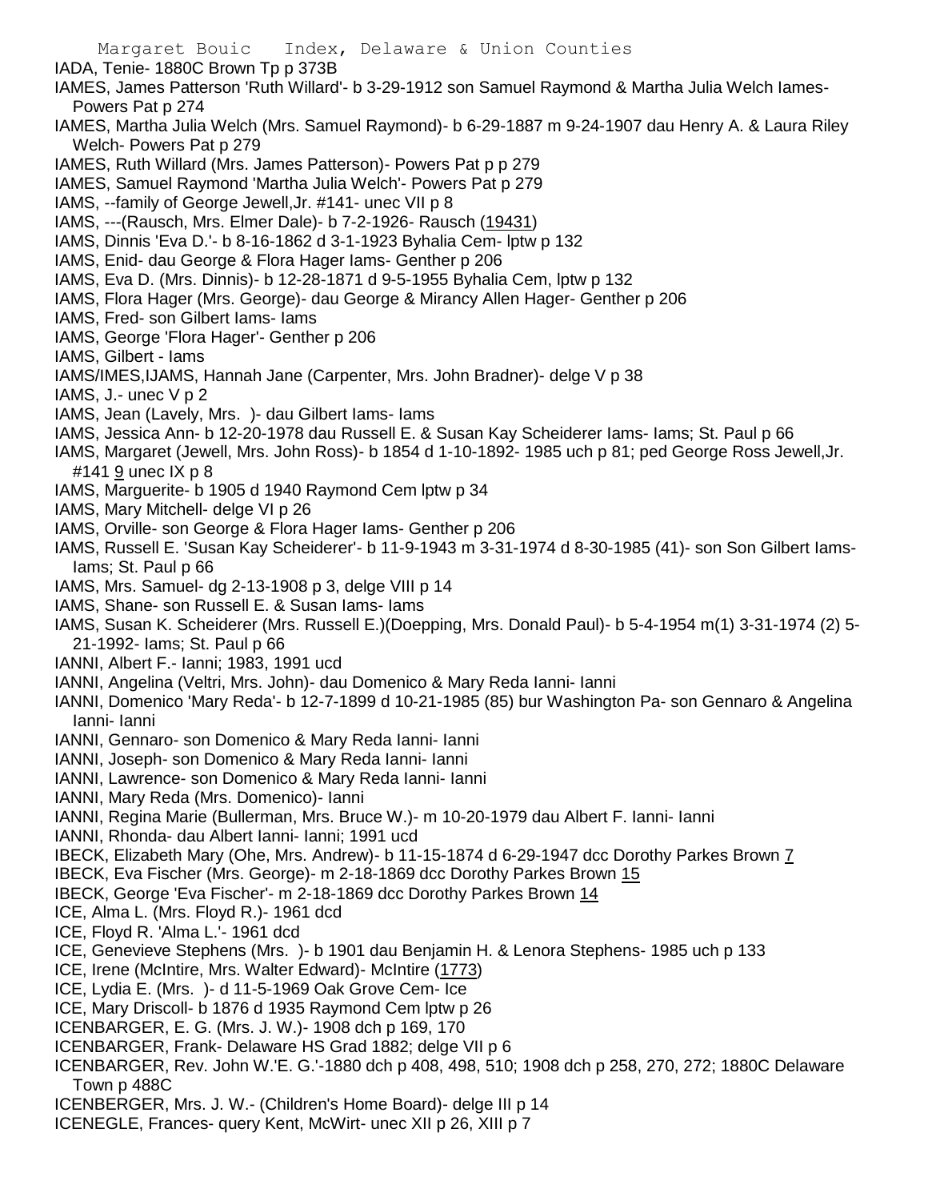IADA, Tenie- 1880C Brown Tp p 373B

IAMES, James Patterson 'Ruth Willard'- b 3-29-1912 son Samuel Raymond & Martha Julia Welch Iames- Powers Pat p 274

IAMES, Martha Julia Welch (Mrs. Samuel Raymond)- b 6-29-1887 m 9-24-1907 dau Henry A. & Laura Riley Welch- Powers Pat p 279

IAMES, Ruth Willard (Mrs. James Patterson)- Powers Pat p p 279

IAMES, Samuel Raymond 'Martha Julia Welch'- Powers Pat p 279

IAMS, --family of George Jewell,Jr. #141- unec VII p 8

IAMS, ---(Rausch, Mrs. Elmer Dale)- b 7-2-1926- Rausch (19431)

IAMS, Dinnis 'Eva D.'- b 8-16-1862 d 3-1-1923 Byhalia Cem- lptw p 132

IAMS, Enid- dau George & Flora Hager Iams- Genther p 206

IAMS, Eva D. (Mrs. Dinnis)- b 12-28-1871 d 9-5-1955 Byhalia Cem, lptw p 132

IAMS, Flora Hager (Mrs. George)- dau George & Mirancy Allen Hager- Genther p 206

IAMS, Fred- son Gilbert Iams- Iams

IAMS, George 'Flora Hager'- Genther p 206

IAMS, Gilbert - Iams

IAMS/IMES,IJAMS, Hannah Jane (Carpenter, Mrs. John Bradner)- delge V p 38

IAMS, J.- unec V p 2

IAMS, Jean (Lavely, Mrs. )- dau Gilbert Iams- Iams

IAMS, Jessica Ann- b 12-20-1978 dau Russell E. & Susan Kay Scheiderer Iams- Iams; St. Paul p 66

IAMS, Margaret (Jewell, Mrs. John Ross)- b 1854 d 1-10-1892- 1985 uch p 81; ped George Ross Jewell,Jr. #141 9 unec IX p 8

IAMS, Marguerite- b 1905 d 1940 Raymond Cem lptw p 34

IAMS, Mary Mitchell- delge VI p 26

IAMS, Orville- son George & Flora Hager Iams- Genther p 206

IAMS, Russell E. 'Susan Kay Scheiderer'- b 11-9-1943 m 3-31-1974 d 8-30-1985 (41)- son Son Gilbert Iams- Iams; St. Paul p 66

IAMS, Mrs. Samuel- dg 2-13-1908 p 3, delge VIII p 14

IAMS, Shane- son Russell E. & Susan Iams- Iams

IAMS, Susan K. Scheiderer (Mrs. Russell E.)(Doepping, Mrs. Donald Paul)- b 5-4-1954 m(1) 3-31-1974 (2) 5-21-1992- Iams; St. Paul p 66

IANNI, Albert F.- Ianni; 1983, 1991 ucd

IANNI, Angelina (Veltri, Mrs. John)- dau Domenico & Mary Reda Ianni- Ianni

IANNI, Domenico 'Mary Reda'- b 12-7-1899 d 10-21-1985 (85) bur Washington Pa- son Gennaro & Angelina Ianni- Ianni

IANNI, Gennaro- son Domenico & Mary Reda Ianni- Ianni

IANNI, Joseph- son Domenico & Mary Reda Ianni- Ianni

IANNI, Lawrence- son Domenico & Mary Reda Ianni- Ianni

IANNI, Mary Reda (Mrs. Domenico)- Ianni

IANNI, Regina Marie (Bullerman, Mrs. Bruce W.)- m 10-20-1979 dau Albert F. Ianni- Ianni

IANNI, Rhonda- dau Albert Ianni- Ianni; 1991 ucd

IBECK, Elizabeth Mary (Ohe, Mrs. Andrew)- b 11-15-1874 d 6-29-1947 dcc Dorothy Parkes Brown 7

IBECK, Eva Fischer (Mrs. George)- m 2-18-1869 dcc Dorothy Parkes Brown 15

IBECK, George 'Eva Fischer'- m 2-18-1869 dcc Dorothy Parkes Brown 14

ICE, Alma L. (Mrs. Floyd R.)- 1961 dcd

ICE, Floyd R. 'Alma L.'- 1961 dcd

ICE, Genevieve Stephens (Mrs. )- b 1901 dau Benjamin H. & Lenora Stephens- 1985 uch p 133

ICE, Irene (McIntire, Mrs. Walter Edward)- McIntire (1773)

ICE, Lydia E. (Mrs. )- d 11-5-1969 Oak Grove Cem- Ice

ICE, Mary Driscoll- b 1876 d 1935 Raymond Cem lptw p 26

ICENBARGER, E. G. (Mrs. J. W.)- 1908 dch p 169, 170

ICENBARGER, Frank- Delaware HS Grad 1882; delge VII p 6

ICENBARGER, Rev. John W.'E. G.'-1880 dch p 408, 498, 510; 1908 dch p 258, 270, 272; 1880C Delaware Town p 488C

ICENBERGER, Mrs. J. W.- (Children's Home Board)- delge III p 14

ICENEGLE, Frances- query Kent, McWirt- unec XII p 26, XIII p 7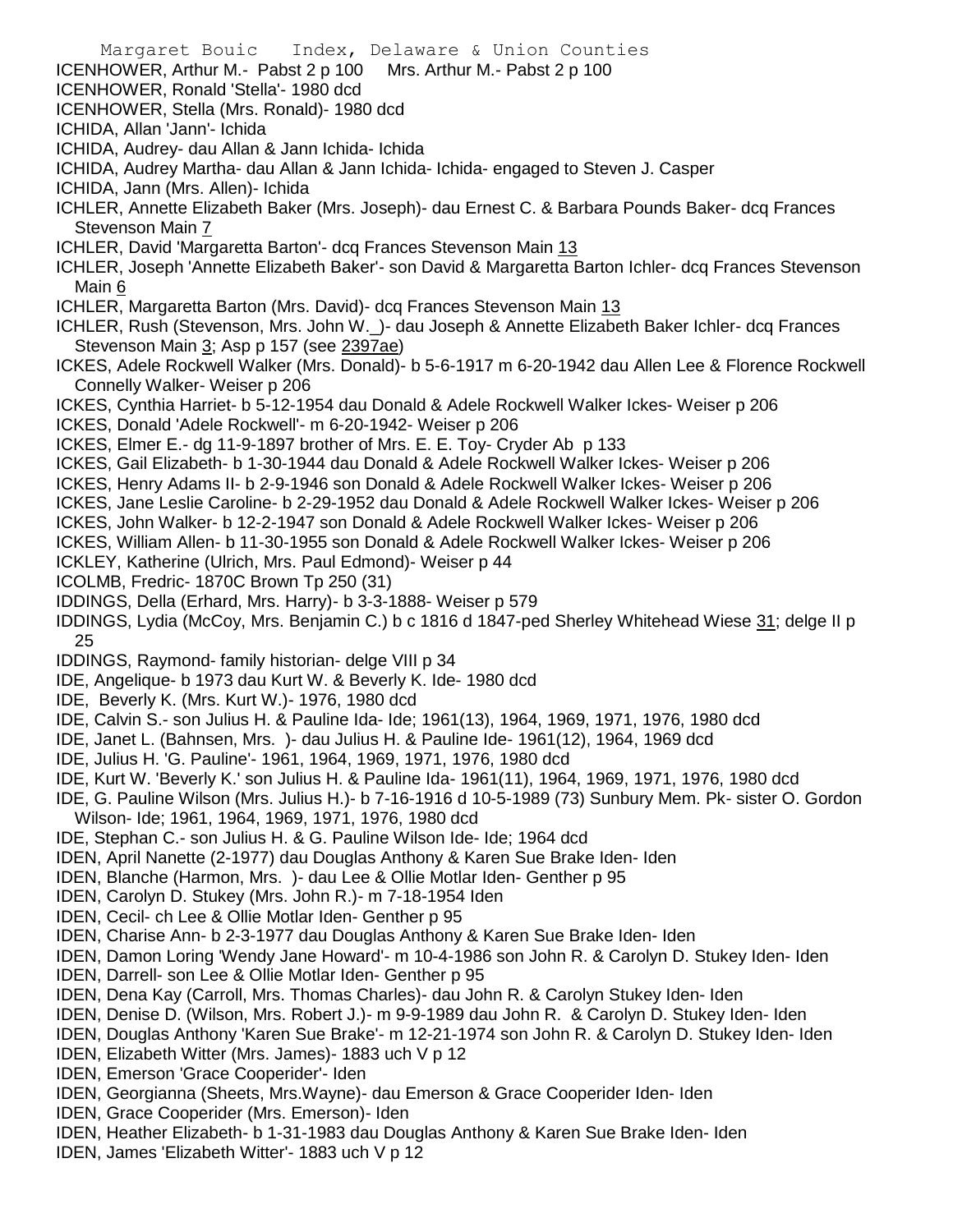ICENHOWER, Arthur M.- Pabst 2 p 100 Mrs. Arthur M.- Pabst 2 p 100

ICENHOWER, Ronald 'Stella'- 1980 dcd

ICENHOWER, Stella (Mrs. Ronald)- 1980 dcd

ICHIDA, Allan 'Jann'- Ichida

ICHIDA, Audrey- dau Allan & Jann Ichida- Ichida

ICHIDA, Audrey Martha- dau Allan & Jann Ichida- Ichida- engaged to Steven J. Casper

ICHIDA, Jann (Mrs. Allen)- Ichida

ICHLER, Annette Elizabeth Baker (Mrs. Joseph)- dau Ernest C. & Barbara Pounds Baker- dcq Frances Stevenson Main 7

ICHLER, David 'Margaretta Barton'- dcq Frances Stevenson Main 13

ICHLER, Joseph 'Annette Elizabeth Baker'- son David & Margaretta Barton Ichler- dcq Frances Stevenson Main 6

ICHLER, Margaretta Barton (Mrs. David)- dcq Frances Stevenson Main 13

ICHLER, Rush (Stevenson, Mrs. John W._)- dau Joseph & Annette Elizabeth Baker Ichler- dcq Frances Stevenson Main 3; Asp p 157 (see 2397ae)

ICKES, Adele Rockwell Walker (Mrs. Donald)- b 5-6-1917 m 6-20-1942 dau Allen Lee & Florence Rockwell Connelly Walker- Weiser p 206

ICKES, Cynthia Harriet- b 5-12-1954 dau Donald & Adele Rockwell Walker Ickes- Weiser p 206

ICKES, Donald 'Adele Rockwell'- m 6-20-1942- Weiser p 206

ICKES, Elmer E.- dg 11-9-1897 brother of Mrs. E. E. Toy- Cryder Ab p 133

ICKES, Gail Elizabeth- b 1-30-1944 dau Donald & Adele Rockwell Walker Ickes- Weiser p 206

ICKES, Henry Adams II- b 2-9-1946 son Donald & Adele Rockwell Walker Ickes- Weiser p 206

ICKES, Jane Leslie Caroline- b 2-29-1952 dau Donald & Adele Rockwell Walker Ickes- Weiser p 206

ICKES, John Walker- b 12-2-1947 son Donald & Adele Rockwell Walker Ickes- Weiser p 206

ICKES, William Allen- b 11-30-1955 son Donald & Adele Rockwell Walker Ickes- Weiser p 206

ICKLEY, Katherine (Ulrich, Mrs. Paul Edmond)- Weiser p 44

ICOLMB, Fredric- 1870C Brown Tp 250 (31)

IDDINGS, Della (Erhard, Mrs. Harry)- b 3-3-1888- Weiser p 579

IDDINGS, Lydia (McCoy, Mrs. Benjamin C.) b c 1816 d 1847-ped Sherley Whitehead Wiese 31; delge II p 25

IDDINGS, Raymond- family historian- delge VIII p 34

IDE, Angelique- b 1973 dau Kurt W. & Beverly K. Ide- 1980 dcd

IDE, Beverly K. (Mrs. Kurt W.)- 1976, 1980 dcd

IDE, Calvin S.- son Julius H. & Pauline Ida- Ide; 1961(13), 1964, 1969, 1971, 1976, 1980 dcd

IDE, Janet L. (Bahnsen, Mrs. )- dau Julius H. & Pauline Ide- 1961(12), 1964, 1969 dcd

IDE, Julius H. 'G. Pauline'- 1961, 1964, 1969, 1971, 1976, 1980 dcd

IDE, Kurt W. 'Beverly K.' son Julius H. & Pauline Ida- 1961(11), 1964, 1969, 1971, 1976, 1980 dcd

IDE, G. Pauline Wilson (Mrs. Julius H.)- b 7-16-1916 d 10-5-1989 (73) Sunbury Mem. Pk- sister O. Gordon Wilson- Ide; 1961, 1964, 1969, 1971, 1976, 1980 dcd

IDE, Stephan C.- son Julius H. & G. Pauline Wilson Ide- Ide; 1964 dcd

IDEN, April Nanette (2-1977) dau Douglas Anthony & Karen Sue Brake Iden- Iden

IDEN, Blanche (Harmon, Mrs. )- dau Lee & Ollie Motlar Iden- Genther p 95

IDEN, Carolyn D. Stukey (Mrs. John R.)- m 7-18-1954 Iden

IDEN, Cecil- ch Lee & Ollie Motlar Iden- Genther p 95

IDEN, Charise Ann- b 2-3-1977 dau Douglas Anthony & Karen Sue Brake Iden- Iden

IDEN, Damon Loring 'Wendy Jane Howard'- m 10-4-1986 son John R. & Carolyn D. Stukey Iden- Iden

IDEN, Darrell- son Lee & Ollie Motlar Iden- Genther p 95

IDEN, Dena Kay (Carroll, Mrs. Thomas Charles)- dau John R. & Carolyn Stukey Iden- Iden

IDEN, Denise D. (Wilson, Mrs. Robert J.)- m 9-9-1989 dau John R. & Carolyn D. Stukey Iden- Iden

IDEN, Douglas Anthony 'Karen Sue Brake'- m 12-21-1974 son John R. & Carolyn D. Stukey Iden- Iden

IDEN, Elizabeth Witter (Mrs. James)- 1883 uch V p 12

IDEN, Emerson 'Grace Cooperider'- Iden

IDEN, Georgianna (Sheets, Mrs.Wayne)- dau Emerson & Grace Cooperider Iden- Iden

IDEN, Grace Cooperider (Mrs. Emerson)- Iden

IDEN, Heather Elizabeth- b 1-31-1983 dau Douglas Anthony & Karen Sue Brake Iden- Iden

IDEN, James 'Elizabeth Witter'- 1883 uch V p 12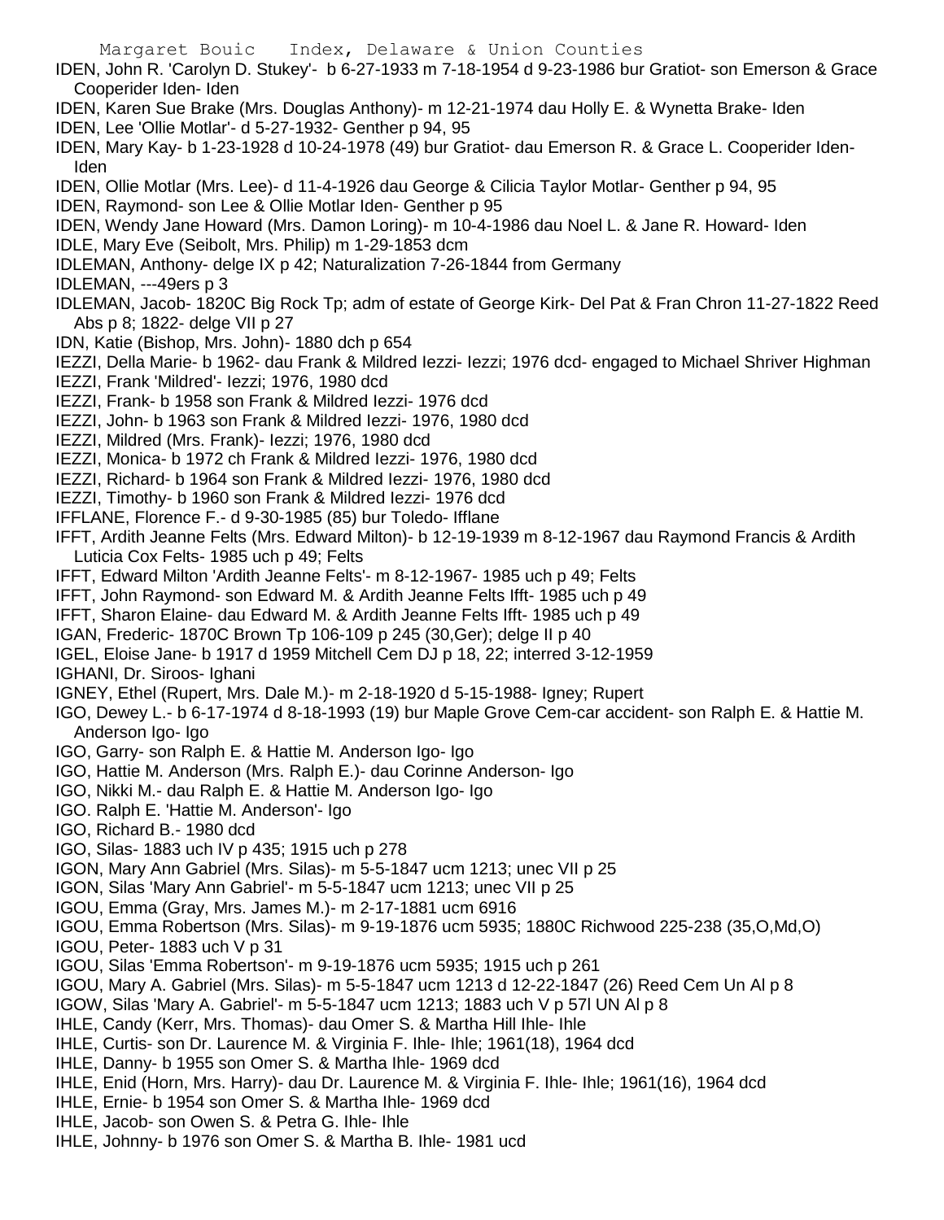IDEN, John R. 'Carolyn D. Stukey'- b 6-27-1933 m 7-18-1954 d 9-23-1986 bur Gratiot- son Emerson & Grace Cooperider Iden- Iden

IDEN, Karen Sue Brake (Mrs. Douglas Anthony)- m 12-21-1974 dau Holly E. & Wynetta Brake- Iden

IDEN, Lee 'Ollie Motlar'- d 5-27-1932- Genther p 94, 95

IDEN, Mary Kay- b 1-23-1928 d 10-24-1978 (49) bur Gratiot- dau Emerson R. & Grace L. Cooperider Iden- Iden

IDEN, Ollie Motlar (Mrs. Lee)- d 11-4-1926 dau George & Cilicia Taylor Motlar- Genther p 94, 95

IDEN, Raymond- son Lee & Ollie Motlar Iden- Genther p 95

IDEN, Wendy Jane Howard (Mrs. Damon Loring)- m 10-4-1986 dau Noel L. & Jane R. Howard- Iden

IDLE, Mary Eve (Seibolt, Mrs. Philip) m 1-29-1853 dcm

IDLEMAN, Anthony- delge IX p 42; Naturalization 7-26-1844 from Germany

IDLEMAN, ---49ers p 3

IDLEMAN, Jacob- 1820C Big Rock Tp; adm of estate of George Kirk- Del Pat & Fran Chron 11-27-1822 Reed Abs p 8; 1822- delge VII p 27

IDN, Katie (Bishop, Mrs. John)- 1880 dch p 654

IEZZI, Della Marie- b 1962- dau Frank & Mildred Iezzi- Iezzi; 1976 dcd- engaged to Michael Shriver Highman

IEZZI, Frank 'Mildred'- Iezzi; 1976, 1980 dcd

IEZZI, Frank- b 1958 son Frank & Mildred Iezzi- 1976 dcd

IEZZI, John- b 1963 son Frank & Mildred Iezzi- 1976, 1980 dcd

IEZZI, Mildred (Mrs. Frank)- Iezzi; 1976, 1980 dcd

IEZZI, Monica- b 1972 ch Frank & Mildred Iezzi- 1976, 1980 dcd

IEZZI, Richard- b 1964 son Frank & Mildred Iezzi- 1976, 1980 dcd

IEZZI, Timothy- b 1960 son Frank & Mildred Iezzi- 1976 dcd

IFFLANE, Florence F.- d 9-30-1985 (85) bur Toledo- Ifflane

IFFT, Ardith Jeanne Felts (Mrs. Edward Milton)- b 12-19-1939 m 8-12-1967 dau Raymond Francis & Ardith Luticia Cox Felts- 1985 uch p 49; Felts

IFFT, Edward Milton 'Ardith Jeanne Felts'- m 8-12-1967- 1985 uch p 49; Felts

IFFT, John Raymond- son Edward M. & Ardith Jeanne Felts Ifft- 1985 uch p 49

IFFT, Sharon Elaine- dau Edward M. & Ardith Jeanne Felts Ifft- 1985 uch p 49

IGAN, Frederic- 1870C Brown Tp 106-109 p 245 (30,Ger); delge II p 40

IGEL, Eloise Jane- b 1917 d 1959 Mitchell Cem DJ p 18, 22; interred 3-12-1959

IGHANI, Dr. Siroos- Ighani

IGNEY, Ethel (Rupert, Mrs. Dale M.)- m 2-18-1920 d 5-15-1988- Igney; Rupert

IGO, Dewey L.- b 6-17-1974 d 8-18-1993 (19) bur Maple Grove Cem-car accident- son Ralph E. & Hattie M. Anderson Igo- Igo

IGO, Garry- son Ralph E. & Hattie M. Anderson Igo- Igo

IGO, Hattie M. Anderson (Mrs. Ralph E.)- dau Corinne Anderson- Igo

IGO, Nikki M.- dau Ralph E. & Hattie M. Anderson Igo- Igo

IGO. Ralph E. 'Hattie M. Anderson'- Igo

IGO, Richard B.- 1980 dcd

IGO, Silas- 1883 uch IV p 435; 1915 uch p 278

IGON, Mary Ann Gabriel (Mrs. Silas)- m 5-5-1847 ucm 1213; unec VII p 25

IGON, Silas 'Mary Ann Gabriel'- m 5-5-1847 ucm 1213; unec VII p 25

IGOU, Emma (Gray, Mrs. James M.)- m 2-17-1881 ucm 6916

IGOU, Emma Robertson (Mrs. Silas)- m 9-19-1876 ucm 5935; 1880C Richwood 225-238 (35,O,Md,O)

IGOU, Peter- 1883 uch V p 31

IGOU, Silas 'Emma Robertson'- m 9-19-1876 ucm 5935; 1915 uch p 261

IGOU, Mary A. Gabriel (Mrs. Silas)- m 5-5-1847 ucm 1213 d 12-22-1847 (26) Reed Cem Un Al p 8

IGOW, Silas 'Mary A. Gabriel'- m 5-5-1847 ucm 1213; 1883 uch V p 57l UN Al p 8

IHLE, Candy (Kerr, Mrs. Thomas)- dau Omer S. & Martha Hill Ihle- Ihle

IHLE, Curtis- son Dr. Laurence M. & Virginia F. Ihle- Ihle; 1961(18), 1964 dcd

IHLE, Danny- b 1955 son Omer S. & Martha Ihle- 1969 dcd

IHLE, Enid (Horn, Mrs. Harry)- dau Dr. Laurence M. & Virginia F. Ihle- Ihle; 1961(16), 1964 dcd

IHLE, Ernie- b 1954 son Omer S. & Martha Ihle- 1969 dcd

IHLE, Jacob- son Owen S. & Petra G. Ihle- Ihle

IHLE, Johnny- b 1976 son Omer S. & Martha B. Ihle- 1981 ucd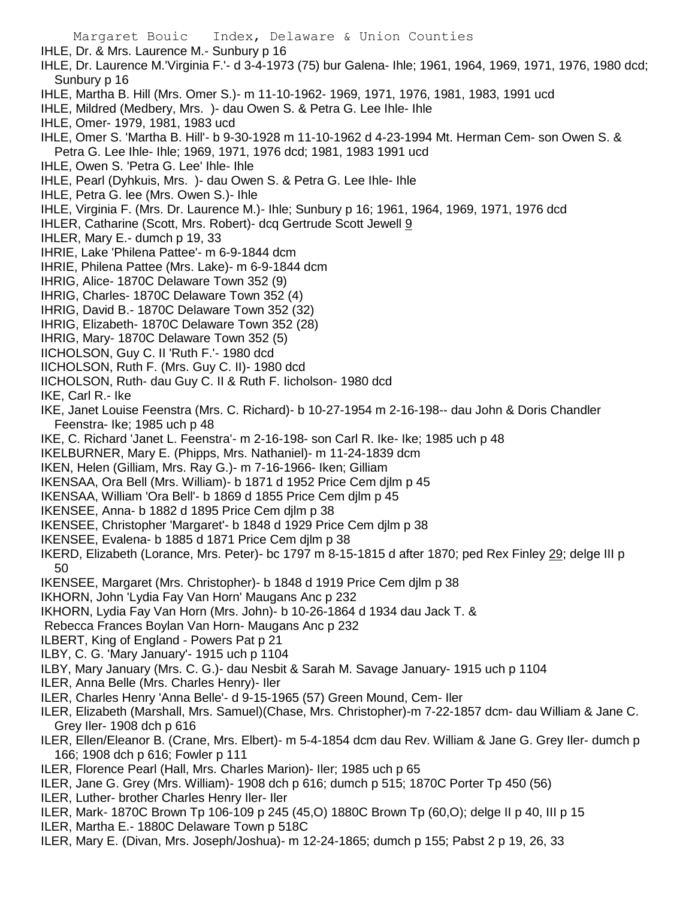IHLE, Dr. & Mrs. Laurence M.- Sunbury p 16

IHLE, Dr. Laurence M.'Virginia F.'- d 3-4-1973 (75) bur Galena- Ihle; 1961, 1964, 1969, 1971, 1976, 1980 dcd; Sunbury p 16

IHLE, Martha B. Hill (Mrs. Omer S.)- m 11-10-1962- 1969, 1971, 1976, 1981, 1983, 1991 ucd

IHLE, Mildred (Medbery, Mrs. )- dau Owen S. & Petra G. Lee Ihle- Ihle

IHLE, Omer- 1979, 1981, 1983 ucd

IHLE, Omer S. 'Martha B. Hill'- b 9-30-1928 m 11-10-1962 d 4-23-1994 Mt. Herman Cem- son Owen S. & Petra G. Lee Ihle- Ihle; 1969, 1971, 1976 dcd; 1981, 1983 1991 ucd

IHLE, Owen S. 'Petra G. Lee' Ihle- Ihle

IHLE, Pearl (Dyhkuis, Mrs. )- dau Owen S. & Petra G. Lee Ihle- Ihle

IHLE, Petra G. lee (Mrs. Owen S.)- Ihle

IHLE, Virginia F. (Mrs. Dr. Laurence M.)- Ihle; Sunbury p 16; 1961, 1964, 1969, 1971, 1976 dcd

IHLER, Catharine (Scott, Mrs. Robert)- dcq Gertrude Scott Jewell 9

IHLER, Mary E.- dumch p 19, 33

IHRIE, Lake 'Philena Pattee'- m 6-9-1844 dcm

IHRIE, Philena Pattee (Mrs. Lake)- m 6-9-1844 dcm

IHRIG, Alice- 1870C Delaware Town 352 (9)

IHRIG, Charles- 1870C Delaware Town 352 (4)

IHRIG, David B.- 1870C Delaware Town 352 (32)

IHRIG, Elizabeth- 1870C Delaware Town 352 (28)

IHRIG, Mary- 1870C Delaware Town 352 (5)

IICHOLSON, Guy C. II 'Ruth F.'- 1980 dcd

IICHOLSON, Ruth F. (Mrs. Guy C. II)- 1980 dcd

IICHOLSON, Ruth- dau Guy C. II & Ruth F. Iicholson- 1980 dcd

IKE, Carl R.- Ike

IKE, Janet Louise Feenstra (Mrs. C. Richard)- b 10-27-1954 m 2-16-198-- dau John & Doris Chandler Feenstra- Ike; 1985 uch p 48

IKE, C. Richard 'Janet L. Feenstra'- m 2-16-198- son Carl R. Ike- Ike; 1985 uch p 48

IKELBURNER, Mary E. (Phipps, Mrs. Nathaniel)- m 11-24-1839 dcm

IKEN, Helen (Gilliam, Mrs. Ray G.)- m 7-16-1966- Iken; Gilliam

IKENSAA, Ora Bell (Mrs. William)- b 1871 d 1952 Price Cem djlm p 45

IKENSAA, William 'Ora Bell'- b 1869 d 1855 Price Cem djlm p 45

IKENSEE, Anna- b 1882 d 1895 Price Cem djlm p 38

IKENSEE, Christopher 'Margaret'- b 1848 d 1929 Price Cem djlm p 38

IKENSEE, Evalena- b 1885 d 1871 Price Cem djlm p 38

IKERD, Elizabeth (Lorance, Mrs. Peter)- bc 1797 m 8-15-1815 d after 1870; ped Rex Finley 29; delge III p 50

IKENSEE, Margaret (Mrs. Christopher)- b 1848 d 1919 Price Cem djlm p 38

IKHORN, John 'Lydia Fay Van Horn' Maugans Anc p 232

IKHORN, Lydia Fay Van Horn (Mrs. John)- b 10-26-1864 d 1934 dau Jack T. & Rebecca Frances Boylan Van Horn- Maugans Anc p 232

ILBERT, King of England - Powers Pat p 21

ILBY, C. G. 'Mary January'- 1915 uch p 1104

ILBY, Mary January (Mrs. C. G.)- dau Nesbit & Sarah M. Savage January- 1915 uch p 1104

ILER, Anna Belle (Mrs. Charles Henry)- Iler

ILER, Charles Henry 'Anna Belle'- d 9-15-1965 (57) Green Mound, Cem- Iler

ILER, Elizabeth (Marshall, Mrs. Samuel)(Chase, Mrs. Christopher)-m 7-22-1857 dcm- dau William & Jane C. Grey Iler- 1908 dch p 616

ILER, Ellen/Eleanor B. (Crane, Mrs. Elbert)- m 5-4-1854 dcm dau Rev. William & Jane G. Grey Iler- dumch p 166; 1908 dch p 616; Fowler p 111

ILER, Florence Pearl (Hall, Mrs. Charles Marion)- Iler; 1985 uch p 65

ILER, Jane G. Grey (Mrs. William)- 1908 dch p 616; dumch p 515; 1870C Porter Tp 450 (56)

ILER, Luther- brother Charles Henry Iler- Iler

ILER, Mark- 1870C Brown Tp 106-109 p 245 (45,O) 1880C Brown Tp (60,O); delge II p 40, III p 15

ILER, Martha E.- 1880C Delaware Town p 518C

ILER, Mary E. (Divan, Mrs. Joseph/Joshua)- m 12-24-1865; dumch p 155; Pabst 2 p 19, 26, 33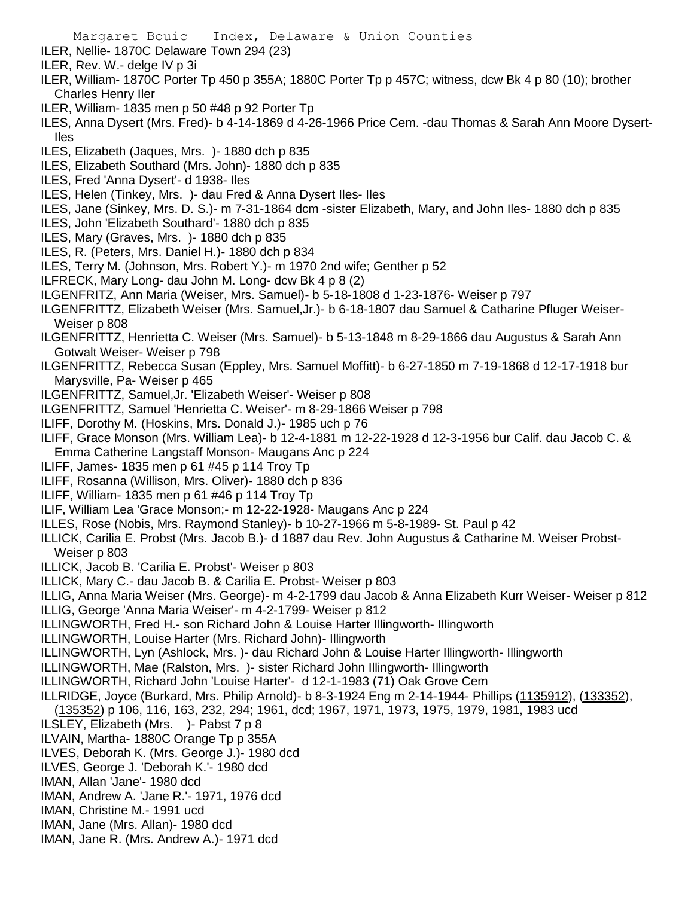ILER, Nellie- 1870C Delaware Town 294 (23)
ILER, Rev. W.- delge IV p 3i
ILER, William- 1870C Porter Tp 450 p 355A; 1880C Porter Tp p 457C; witness, dcw Bk 4 p 80 (10); brother Charles Henry Iler
ILER, William- 1835 men p 50 #48 p 92 Porter Tp
ILES, Anna Dysert (Mrs. Fred)- b 4-14-1869 d 4-26-1966 Price Cem. -dau Thomas & Sarah Ann Moore Dysert- Iles
ILES, Elizabeth (Jaques, Mrs. )- 1880 dch p 835
ILES, Elizabeth Southard (Mrs. John)- 1880 dch p 835
ILES, Fred 'Anna Dysert'- d 1938- Iles
ILES, Helen (Tinkey, Mrs. )- dau Fred & Anna Dysert Iles- Iles
ILES, Jane (Sinkey, Mrs. D. S.)- m 7-31-1864 dcm -sister Elizabeth, Mary, and John Iles- 1880 dch p 835
ILES, John 'Elizabeth Southard'- 1880 dch p 835
ILES, Mary (Graves, Mrs. )- 1880 dch p 835
ILES, R. (Peters, Mrs. Daniel H.)- 1880 dch p 834
ILES, Terry M. (Johnson, Mrs. Robert Y.)- m 1970 2nd wife; Genther p 52
ILFRECK, Mary Long- dau John M. Long- dcw Bk 4 p 8 (2)
ILGENFRITZ, Ann Maria (Weiser, Mrs. Samuel)- b 5-18-1808 d 1-23-1876- Weiser p 797
ILGENFRITTZ, Elizabeth Weiser (Mrs. Samuel,Jr.)- b 6-18-1807 dau Samuel & Catharine Pfluger Weiser- Weiser p 808
ILGENFRITTZ, Henrietta C. Weiser (Mrs. Samuel)- b 5-13-1848 m 8-29-1866 dau Augustus & Sarah Ann Gotwalt Weiser- Weiser p 798
ILGENFRITTZ, Rebecca Susan (Eppley, Mrs. Samuel Moffitt)- b 6-27-1850 m 7-19-1868 d 12-17-1918 bur Marysville, Pa- Weiser p 465
ILGENFRITTZ, Samuel,Jr. 'Elizabeth Weiser'- Weiser p 808
ILGENFRITTZ, Samuel 'Henrietta C. Weiser'- m 8-29-1866 Weiser p 798
ILIFF, Dorothy M. (Hoskins, Mrs. Donald J.)- 1985 uch p 76
ILIFF, Grace Monson (Mrs. William Lea)- b 12-4-1881 m 12-22-1928 d 12-3-1956 bur Calif. dau Jacob C. & Emma Catherine Langstaff Monson- Maugans Anc p 224
ILIFF, James- 1835 men p 61 #45 p 114 Troy Tp
ILIFF, Rosanna (Willison, Mrs. Oliver)- 1880 dch p 836
ILIFF, William- 1835 men p 61 #46 p 114 Troy Tp
ILIF, William Lea 'Grace Monson;- m 12-22-1928- Maugans Anc p 224
ILLES, Rose (Nobis, Mrs. Raymond Stanley)- b 10-27-1966 m 5-8-1989- St. Paul p 42
ILLICK, Carilia E. Probst (Mrs. Jacob B.)- d 1887 dau Rev. John Augustus & Catharine M. Weiser Probst- Weiser p 803
ILLICK, Jacob B. 'Carilia E. Probst'- Weiser p 803
ILLICK, Mary C.- dau Jacob B. & Carilia E. Probst- Weiser p 803
ILLIG, Anna Maria Weiser (Mrs. George)- m 4-2-1799 dau Jacob & Anna Elizabeth Kurr Weiser- Weiser p 812
ILLIG, George 'Anna Maria Weiser'- m 4-2-1799- Weiser p 812
ILLINGWORTH, Fred H.- son Richard John & Louise Harter Illingworth- Illingworth
ILLINGWORTH, Louise Harter (Mrs. Richard John)- Illingworth
ILLINGWORTH, Lyn (Ashlock, Mrs. )- dau Richard John & Louise Harter Illingworth- Illingworth
ILLINGWORTH, Mae (Ralston, Mrs. )- sister Richard John Illingworth- Illingworth
ILLINGWORTH, Richard John 'Louise Harter'- d 12-1-1983 (71) Oak Grove Cem
ILLRIDGE, Joyce (Burkard, Mrs. Philip Arnold)- b 8-3-1924 Eng m 2-14-1944- Phillips (1135912), (133352), (135352) p 106, 116, 163, 232, 294; 1961, dcd; 1967, 1971, 1973, 1975, 1979, 1981, 1983 ucd
ILSLEY, Elizabeth (Mrs. )- Pabst 7 p 8
ILVAIN, Martha- 1880C Orange Tp p 355A
ILVES, Deborah K. (Mrs. George J.)- 1980 dcd
ILVES, George J. 'Deborah K.'- 1980 dcd
IMAN, Allan 'Jane'- 1980 dcd
IMAN, Andrew A. 'Jane R.'- 1971, 1976 dcd
IMAN, Christine M.- 1991 ucd
IMAN, Jane (Mrs. Allan)- 1980 dcd
IMAN, Jane R. (Mrs. Andrew A.)- 1971 dcd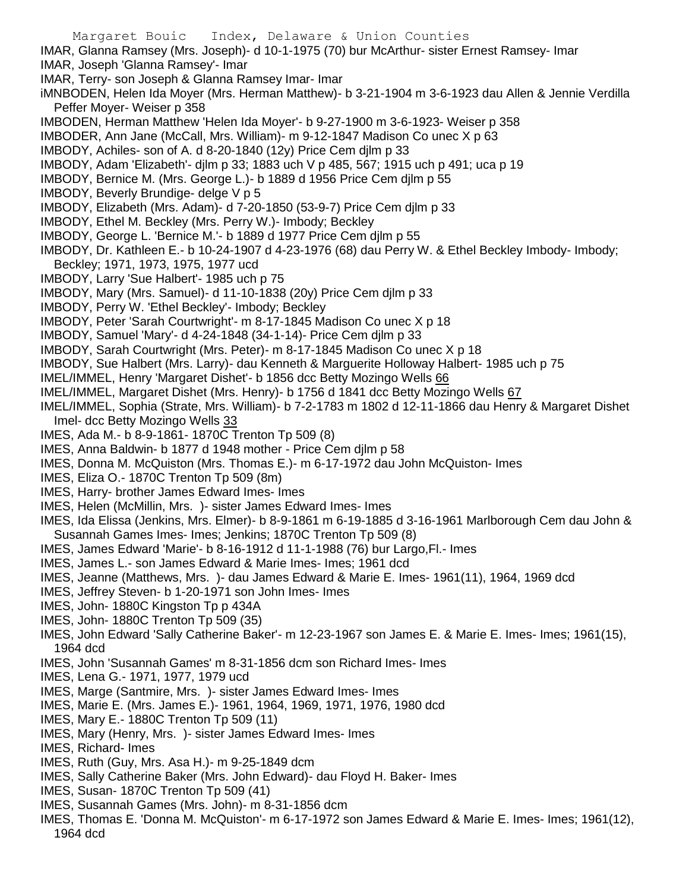IMAR, Glanna Ramsey (Mrs. Joseph)- d 10-1-1975 (70) bur McArthur- sister Ernest Ramsey- Imar

IMAR, Joseph 'Glanna Ramsey'- Imar

IMAR, Terry- son Joseph & Glanna Ramsey Imar- Imar

iMNBODEN, Helen Ida Moyer (Mrs. Herman Matthew)- b 3-21-1904 m 3-6-1923 dau Allen & Jennie Verdilla Peffer Moyer- Weiser p 358

IMBODEN, Herman Matthew 'Helen Ida Moyer'- b 9-27-1900 m 3-6-1923- Weiser p 358

IMBODER, Ann Jane (McCall, Mrs. William)- m 9-12-1847 Madison Co unec X p 63

IMBODY, Achiles- son of A. d 8-20-1840 (12y) Price Cem djlm p 33

IMBODY, Adam 'Elizabeth'- djlm p 33; 1883 uch V p 485, 567; 1915 uch p 491; uca p 19

IMBODY, Bernice M. (Mrs. George L.)- b 1889 d 1956 Price Cem djlm p 55

IMBODY, Beverly Brundige- delge V p 5

IMBODY, Elizabeth (Mrs. Adam)- d 7-20-1850 (53-9-7) Price Cem djlm p 33

IMBODY, Ethel M. Beckley (Mrs. Perry W.)- Imbody; Beckley

IMBODY, George L. 'Bernice M.'- b 1889 d 1977 Price Cem djlm p 55

IMBODY, Dr. Kathleen E.- b 10-24-1907 d 4-23-1976 (68) dau Perry W. & Ethel Beckley Imbody- Imbody; Beckley; 1971, 1973, 1975, 1977 ucd

IMBODY, Larry 'Sue Halbert'- 1985 uch p 75

IMBODY, Mary (Mrs. Samuel)- d 11-10-1838 (20y) Price Cem djlm p 33

IMBODY, Perry W. 'Ethel Beckley'- Imbody; Beckley

IMBODY, Peter 'Sarah Courtwright'- m 8-17-1845 Madison Co unec X p 18

IMBODY, Samuel 'Mary'- d 4-24-1848 (34-1-14)- Price Cem djlm p 33

IMBODY, Sarah Courtwright (Mrs. Peter)- m 8-17-1845 Madison Co unec X p 18

IMBODY, Sue Halbert (Mrs. Larry)- dau Kenneth & Marguerite Holloway Halbert- 1985 uch p 75

IMEL/IMMEL, Henry 'Margaret Dishet'- b 1856 dcc Betty Mozingo Wells 66

IMEL/IMMEL, Margaret Dishet (Mrs. Henry)- b 1756 d 1841 dcc Betty Mozingo Wells 67

IMEL/IMMEL, Sophia (Strate, Mrs. William)- b 7-2-1783 m 1802 d 12-11-1866 dau Henry & Margaret Dishet Imel- dcc Betty Mozingo Wells 33

IMES, Ada M.- b 8-9-1861- 1870C Trenton Tp 509 (8)

IMES, Anna Baldwin- b 1877 d 1948 mother - Price Cem djlm p 58

IMES, Donna M. McQuiston (Mrs. Thomas E.)- m 6-17-1972 dau John McQuiston- Imes

IMES, Eliza O.- 1870C Trenton Tp 509 (8m)

IMES, Harry- brother James Edward Imes- Imes

IMES, Helen (McMillin, Mrs. )- sister James Edward Imes- Imes

IMES, Ida Elissa (Jenkins, Mrs. Elmer)- b 8-9-1861 m 6-19-1885 d 3-16-1961 Marlborough Cem dau John & Susannah Games Imes- Imes; Jenkins; 1870C Trenton Tp 509 (8)

IMES, James Edward 'Marie'- b 8-16-1912 d 11-1-1988 (76) bur Largo,Fl.- Imes

IMES, James L.- son James Edward & Marie Imes- Imes; 1961 dcd

IMES, Jeanne (Matthews, Mrs. )- dau James Edward & Marie E. Imes- 1961(11), 1964, 1969 dcd

IMES, Jeffrey Steven- b 1-20-1971 son John Imes- Imes

IMES, John- 1880C Kingston Tp p 434A

IMES, John- 1880C Trenton Tp 509 (35)

IMES, John Edward 'Sally Catherine Baker'- m 12-23-1967 son James E. & Marie E. Imes- Imes; 1961(15), 1964 dcd

IMES, John 'Susannah Games' m 8-31-1856 dcm son Richard Imes- Imes

IMES, Lena G.- 1971, 1977, 1979 ucd

IMES, Marge (Santmire, Mrs. )- sister James Edward Imes- Imes

IMES, Marie E. (Mrs. James E.)- 1961, 1964, 1969, 1971, 1976, 1980 dcd

IMES, Mary E.- 1880C Trenton Tp 509 (11)

IMES, Mary (Henry, Mrs. )- sister James Edward Imes- Imes

IMES, Richard- Imes

IMES, Ruth (Guy, Mrs. Asa H.)- m 9-25-1849 dcm

IMES, Sally Catherine Baker (Mrs. John Edward)- dau Floyd H. Baker- Imes

IMES, Susan- 1870C Trenton Tp 509 (41)

IMES, Susannah Games (Mrs. John)- m 8-31-1856 dcm

IMES, Thomas E. 'Donna M. McQuiston'- m 6-17-1972 son James Edward & Marie E. Imes- Imes; 1961(12), 1964 dcd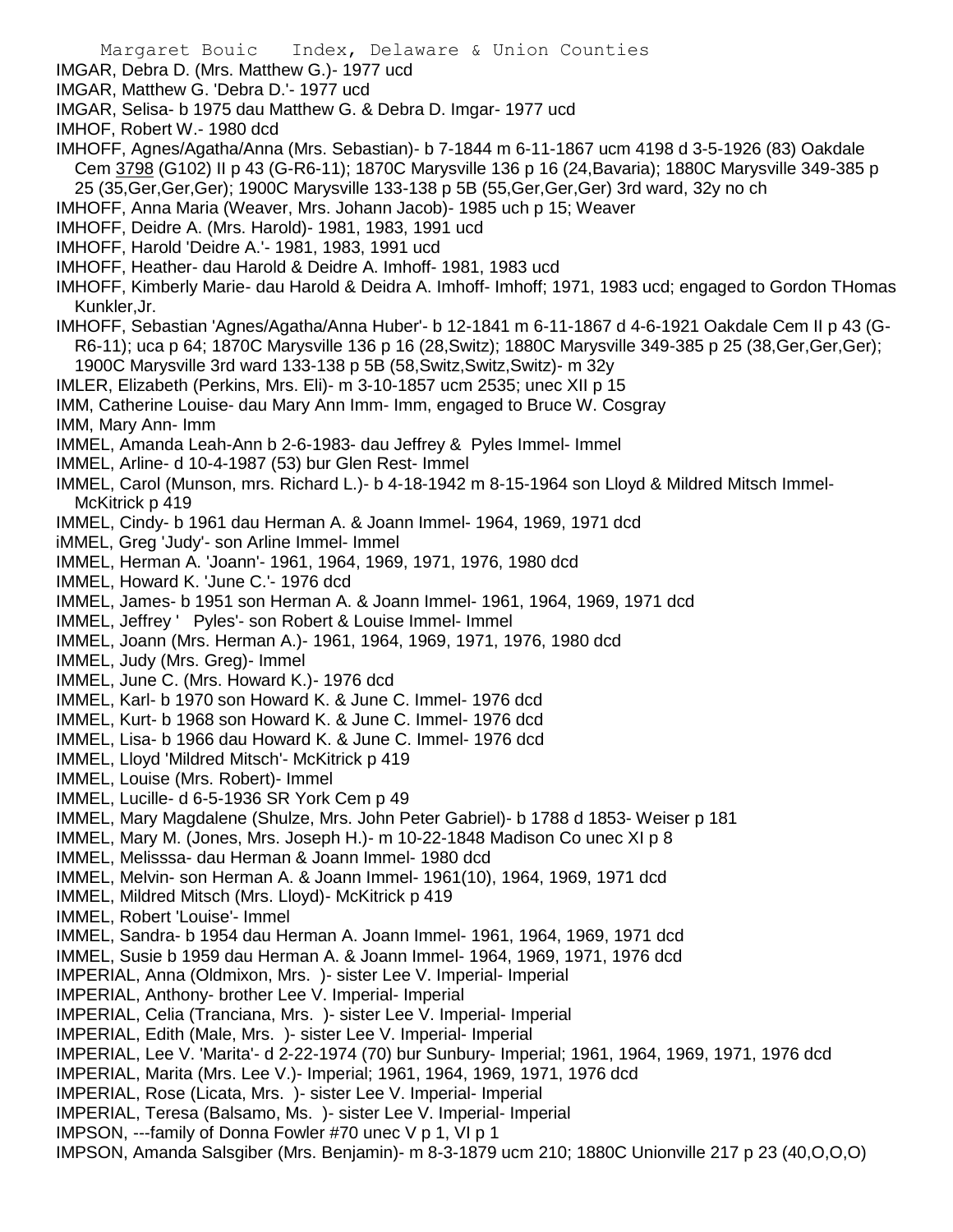IMGAR, Debra D. (Mrs. Matthew G.)- 1977 ucd
IMGAR, Matthew G. 'Debra D.'- 1977 ucd
IMGAR, Selisa- b 1975 dau Matthew G. & Debra D. Imgar- 1977 ucd
IMHOF, Robert W.- 1980 dcd
IMHOFF, Agnes/Agatha/Anna (Mrs. Sebastian)- b 7-1844 m 6-11-1867 ucm 4198 d 3-5-1926 (83) Oakdale Cem 3798 (G102) II p 43 (G-R6-11); 1870C Marysville 136 p 16 (24,Bavaria); 1880C Marysville 349-385 p 25 (35,Ger,Ger,Ger); 1900C Marysville 133-138 p 5B (55,Ger,Ger,Ger) 3rd ward, 32y no ch
IMHOFF, Anna Maria (Weaver, Mrs. Johann Jacob)- 1985 uch p 15; Weaver
IMHOFF, Deidre A. (Mrs. Harold)- 1981, 1983, 1991 ucd
IMHOFF, Harold 'Deidre A.'- 1981, 1983, 1991 ucd
IMHOFF, Heather- dau Harold & Deidre A. Imhoff- 1981, 1983 ucd
IMHOFF, Kimberly Marie- dau Harold & Deidra A. Imhoff- Imhoff; 1971, 1983 ucd; engaged to Gordon THomas Kunkler,Jr.
IMHOFF, Sebastian 'Agnes/Agatha/Anna Huber'- b 12-1841 m 6-11-1867 d 4-6-1921 Oakdale Cem II p 43 (G-R6-11); uca p 64; 1870C Marysville 136 p 16 (28,Switz); 1880C Marysville 349-385 p 25 (38,Ger,Ger,Ger); 1900C Marysville 3rd ward 133-138 p 5B (58,Switz,Switz,Switz)- m 32y
IMLER, Elizabeth (Perkins, Mrs. Eli)- m 3-10-1857 ucm 2535; unec XII p 15
IMM, Catherine Louise- dau Mary Ann Imm- Imm, engaged to Bruce W. Cosgray
IMM, Mary Ann- Imm
IMMEL, Amanda Leah-Ann b 2-6-1983- dau Jeffrey & Pyles Immel- Immel
IMMEL, Arline- d 10-4-1987 (53) bur Glen Rest- Immel
IMMEL, Carol (Munson, mrs. Richard L.)- b 4-18-1942 m 8-15-1964 son Lloyd & Mildred Mitsch Immel- McKitrick p 419
IMMEL, Cindy- b 1961 dau Herman A. & Joann Immel- 1964, 1969, 1971 dcd
iMMEL, Greg 'Judy'- son Arline Immel- Immel
IMMEL, Herman A. 'Joann'- 1961, 1964, 1969, 1971, 1976, 1980 dcd
IMMEL, Howard K. 'June C.'- 1976 dcd
IMMEL, James- b 1951 son Herman A. & Joann Immel- 1961, 1964, 1969, 1971 dcd
IMMEL, Jeffrey ' Pyles'- son Robert & Louise Immel- Immel
IMMEL, Joann (Mrs. Herman A.)- 1961, 1964, 1969, 1971, 1976, 1980 dcd
IMMEL, Judy (Mrs. Greg)- Immel
IMMEL, June C. (Mrs. Howard K.)- 1976 dcd
IMMEL, Karl- b 1970 son Howard K. & June C. Immel- 1976 dcd
IMMEL, Kurt- b 1968 son Howard K. & June C. Immel- 1976 dcd
IMMEL, Lisa- b 1966 dau Howard K. & June C. Immel- 1976 dcd
IMMEL, Lloyd 'Mildred Mitsch'- McKitrick p 419
IMMEL, Louise (Mrs. Robert)- Immel
IMMEL, Lucille- d 6-5-1936 SR York Cem p 49
IMMEL, Mary Magdalene (Shulze, Mrs. John Peter Gabriel)- b 1788 d 1853- Weiser p 181
IMMEL, Mary M. (Jones, Mrs. Joseph H.)- m 10-22-1848 Madison Co unec XI p 8
IMMEL, Melisssa- dau Herman & Joann Immel- 1980 dcd
IMMEL, Melvin- son Herman A. & Joann Immel- 1961(10), 1964, 1969, 1971 dcd
IMMEL, Mildred Mitsch (Mrs. Lloyd)- McKitrick p 419
IMMEL, Robert 'Louise'- Immel
IMMEL, Sandra- b 1954 dau Herman A. Joann Immel- 1961, 1964, 1969, 1971 dcd
IMMEL, Susie b 1959 dau Herman A. & Joann Immel- 1964, 1969, 1971, 1976 dcd
IMPERIAL, Anna (Oldmixon, Mrs. )- sister Lee V. Imperial- Imperial
IMPERIAL, Anthony- brother Lee V. Imperial- Imperial
IMPERIAL, Celia (Tranciana, Mrs. )- sister Lee V. Imperial- Imperial
IMPERIAL, Edith (Male, Mrs. )- sister Lee V. Imperial- Imperial
IMPERIAL, Lee V. 'Marita'- d 2-22-1974 (70) bur Sunbury- Imperial; 1961, 1964, 1969, 1971, 1976 dcd
IMPERIAL, Marita (Mrs. Lee V.)- Imperial; 1961, 1964, 1969, 1971, 1976 dcd
IMPERIAL, Rose (Licata, Mrs. )- sister Lee V. Imperial- Imperial
IMPERIAL, Teresa (Balsamo, Ms. )- sister Lee V. Imperial- Imperial
IMPSON, ---family of Donna Fowler #70 unec V p 1, VI p 1
IMPSON, Amanda Salsgiber (Mrs. Benjamin)- m 8-3-1879 ucm 210; 1880C Unionville 217 p 23 (40,O,O,O)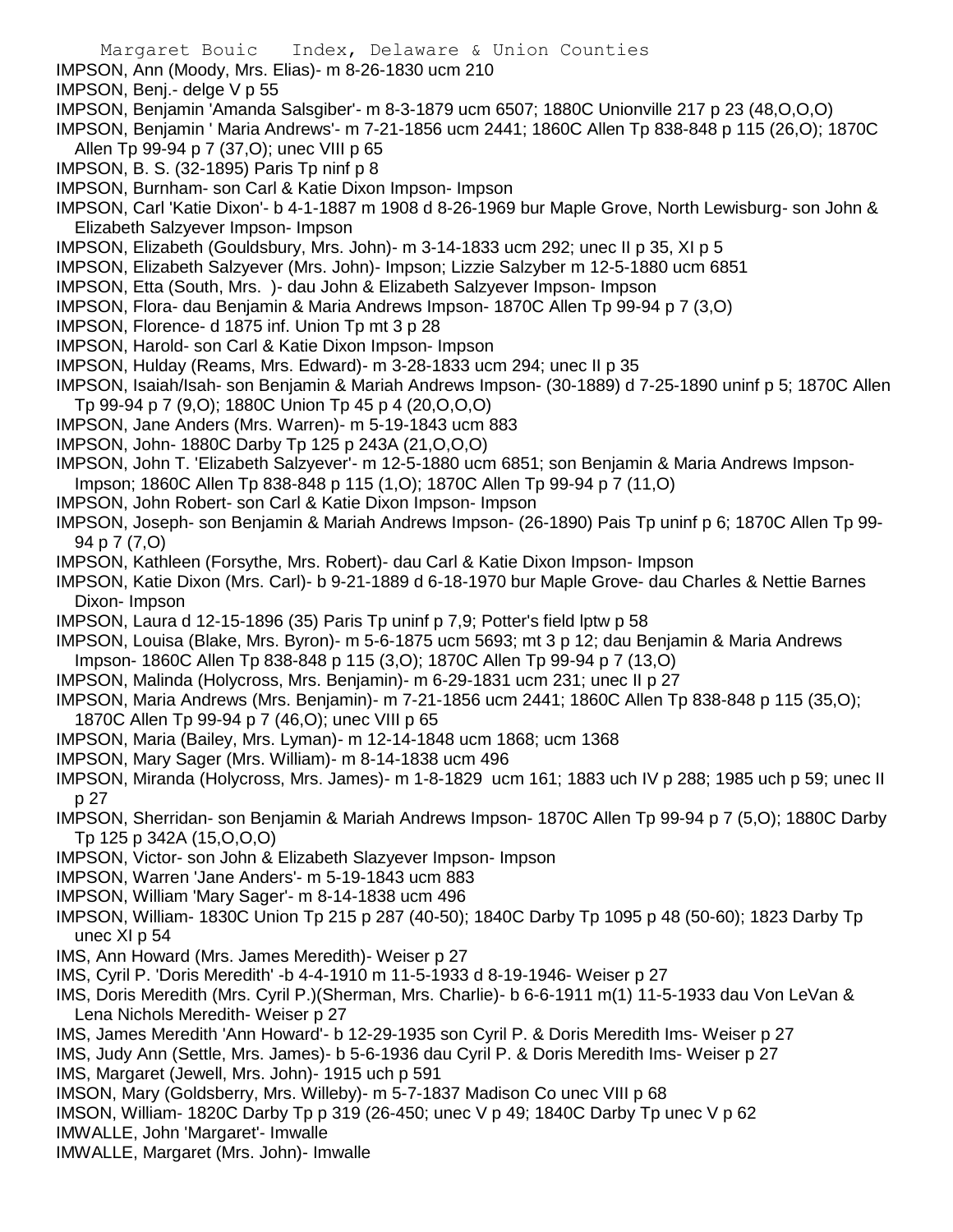IMPSON, Ann (Moody, Mrs. Elias)- m 8-26-1830 ucm 210

IMPSON, Benj.- delge V p 55

IMPSON, Benjamin 'Amanda Salsgiber'- m 8-3-1879 ucm 6507; 1880C Unionville 217 p 23 (48,O,O,O)

IMPSON, Benjamin ' Maria Andrews'- m 7-21-1856 ucm 2441; 1860C Allen Tp 838-848 p 115 (26,O); 1870C Allen Tp 99-94 p 7 (37,O); unec VIII p 65

IMPSON, B. S. (32-1895) Paris Tp ninf p 8

IMPSON, Burnham- son Carl & Katie Dixon Impson- Impson

IMPSON, Carl 'Katie Dixon'- b 4-1-1887 m 1908 d 8-26-1969 bur Maple Grove, North Lewisburg- son John & Elizabeth Salzyever Impson- Impson

IMPSON, Elizabeth (Gouldsbury, Mrs. John)- m 3-14-1833 ucm 292; unec II p 35, XI p 5

IMPSON, Elizabeth Salzyever (Mrs. John)- Impson; Lizzie Salzyber m 12-5-1880 ucm 6851

IMPSON, Etta (South, Mrs. )- dau John & Elizabeth Salzyever Impson- Impson

IMPSON, Flora- dau Benjamin & Maria Andrews Impson- 1870C Allen Tp 99-94 p 7 (3,O)

IMPSON, Florence- d 1875 inf. Union Tp mt 3 p 28

IMPSON, Harold- son Carl & Katie Dixon Impson- Impson

IMPSON, Hulday (Reams, Mrs. Edward)- m 3-28-1833 ucm 294; unec II p 35

IMPSON, Isaiah/Isah- son Benjamin & Mariah Andrews Impson- (30-1889) d 7-25-1890 uninf p 5; 1870C Allen Tp 99-94 p 7 (9,O); 1880C Union Tp 45 p 4 (20,O,O,O)

IMPSON, Jane Anders (Mrs. Warren)- m 5-19-1843 ucm 883

IMPSON, John- 1880C Darby Tp 125 p 243A (21,O,O,O)

IMPSON, John T. 'Elizabeth Salzyever'- m 12-5-1880 ucm 6851; son Benjamin & Maria Andrews Impson- Impson; 1860C Allen Tp 838-848 p 115 (1,O); 1870C Allen Tp 99-94 p 7 (11,O)

IMPSON, John Robert- son Carl & Katie Dixon Impson- Impson

IMPSON, Joseph- son Benjamin & Mariah Andrews Impson- (26-1890) Pais Tp uninf p 6; 1870C Allen Tp 99-94 p 7 (7,O)

IMPSON, Kathleen (Forsythe, Mrs. Robert)- dau Carl & Katie Dixon Impson- Impson

IMPSON, Katie Dixon (Mrs. Carl)- b 9-21-1889 d 6-18-1970 bur Maple Grove- dau Charles & Nettie Barnes Dixon- Impson

IMPSON, Laura d 12-15-1896 (35) Paris Tp uninf p 7,9; Potter's field lptw p 58

IMPSON, Louisa (Blake, Mrs. Byron)- m 5-6-1875 ucm 5693; mt 3 p 12; dau Benjamin & Maria Andrews Impson- 1860C Allen Tp 838-848 p 115 (3,O); 1870C Allen Tp 99-94 p 7 (13,O)

IMPSON, Malinda (Holycross, Mrs. Benjamin)- m 6-29-1831 ucm 231; unec II p 27

IMPSON, Maria Andrews (Mrs. Benjamin)- m 7-21-1856 ucm 2441; 1860C Allen Tp 838-848 p 115 (35,O); 1870C Allen Tp 99-94 p 7 (46,O); unec VIII p 65

IMPSON, Maria (Bailey, Mrs. Lyman)- m 12-14-1848 ucm 1868; ucm 1368

IMPSON, Mary Sager (Mrs. William)- m 8-14-1838 ucm 496

IMPSON, Miranda (Holycross, Mrs. James)- m 1-8-1829 ucm 161; 1883 uch IV p 288; 1985 uch p 59; unec II p 27

IMPSON, Sherridan- son Benjamin & Mariah Andrews Impson- 1870C Allen Tp 99-94 p 7 (5,O); 1880C Darby Tp 125 p 342A (15,O,O,O)

IMPSON, Victor- son John & Elizabeth Slazyever Impson- Impson

IMPSON, Warren 'Jane Anders'- m 5-19-1843 ucm 883

IMPSON, William 'Mary Sager'- m 8-14-1838 ucm 496

IMPSON, William- 1830C Union Tp 215 p 287 (40-50); 1840C Darby Tp 1095 p 48 (50-60); 1823 Darby Tp unec XI p 54

IMS, Ann Howard (Mrs. James Meredith)- Weiser p 27

IMS, Cyril P. 'Doris Meredith' -b 4-4-1910 m 11-5-1933 d 8-19-1946- Weiser p 27

IMS, Doris Meredith (Mrs. Cyril P.)(Sherman, Mrs. Charlie)- b 6-6-1911 m(1) 11-5-1933 dau Von LeVan & Lena Nichols Meredith- Weiser p 27

IMS, James Meredith 'Ann Howard'- b 12-29-1935 son Cyril P. & Doris Meredith Ims- Weiser p 27

IMS, Judy Ann (Settle, Mrs. James)- b 5-6-1936 dau Cyril P. & Doris Meredith Ims- Weiser p 27

IMS, Margaret (Jewell, Mrs. John)- 1915 uch p 591

IMSON, Mary (Goldsberry, Mrs. Willeby)- m 5-7-1837 Madison Co unec VIII p 68

IMSON, William- 1820C Darby Tp p 319 (26-450; unec V p 49; 1840C Darby Tp unec V p 62

IMWALLE, John 'Margaret'- Imwalle

IMWALLE, Margaret (Mrs. John)- Imwalle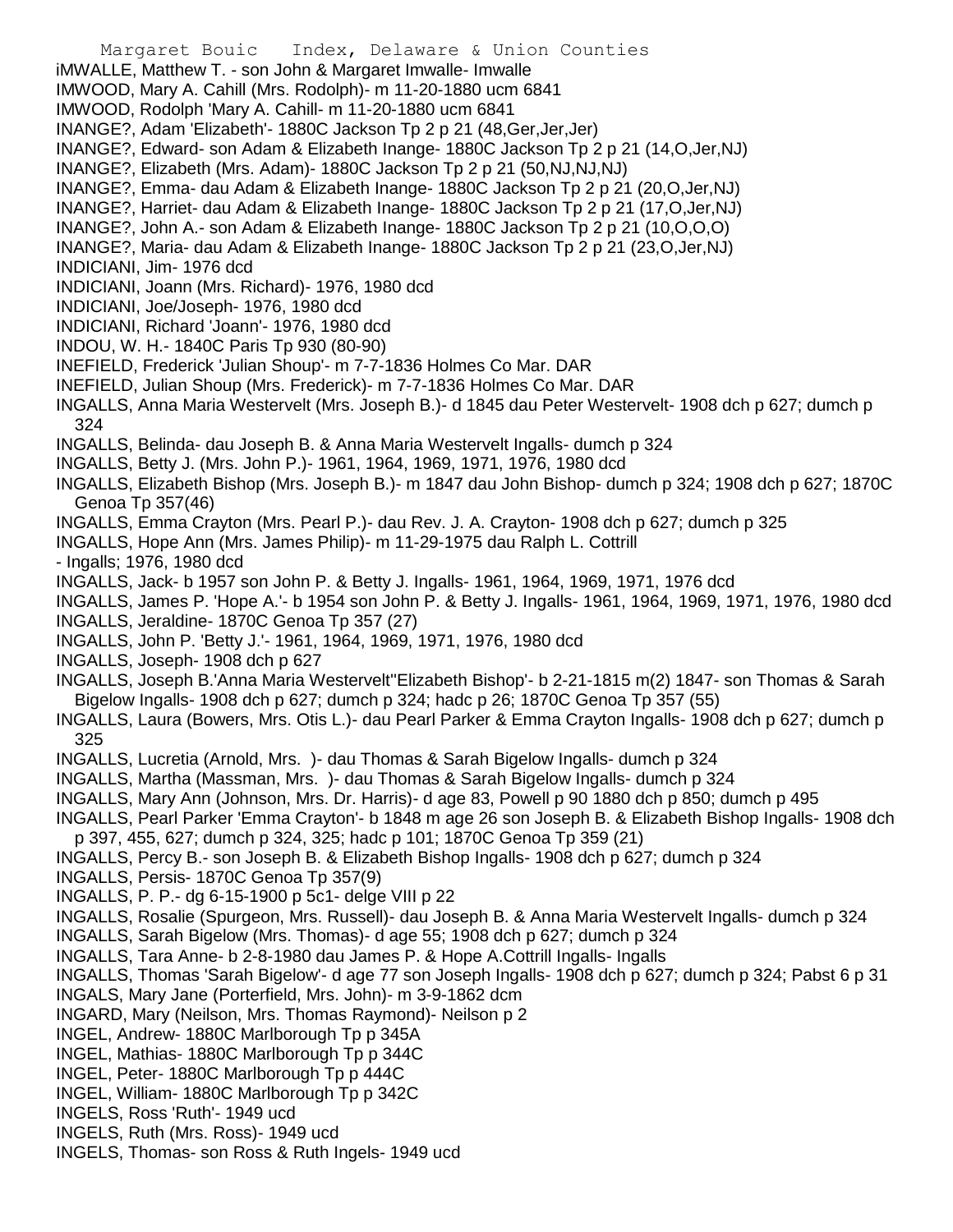iMWALLE, Matthew T. - son John & Margaret Imwalle- Imwalle
IMWOOD, Mary A. Cahill (Mrs. Rodolph)- m 11-20-1880 ucm 6841
IMWOOD, Rodolph 'Mary A. Cahill- m 11-20-1880 ucm 6841
INANGE?, Adam 'Elizabeth'- 1880C Jackson Tp 2 p 21 (48,Ger,Jer,Jer)
INANGE?, Edward- son Adam & Elizabeth Inange- 1880C Jackson Tp 2 p 21 (14,O,Jer,NJ)
INANGE?, Elizabeth (Mrs. Adam)- 1880C Jackson Tp 2 p 21 (50,NJ,NJ,NJ)
INANGE?, Emma- dau Adam & Elizabeth Inange- 1880C Jackson Tp 2 p 21 (20,O,Jer,NJ)
INANGE?, Harriet- dau Adam & Elizabeth Inange- 1880C Jackson Tp 2 p 21 (17,O,Jer,NJ)
INANGE?, John A.- son Adam & Elizabeth Inange- 1880C Jackson Tp 2 p 21 (10,O,O,O)
INANGE?, Maria- dau Adam & Elizabeth Inange- 1880C Jackson Tp 2 p 21 (23,O,Jer,NJ)
INDICIANI, Jim- 1976 dcd
INDICIANI, Joann (Mrs. Richard)- 1976, 1980 dcd
INDICIANI, Joe/Joseph- 1976, 1980 dcd
INDICIANI, Richard 'Joann'- 1976, 1980 dcd
INDOU, W. H.- 1840C Paris Tp 930 (80-90)
INEFIELD, Frederick 'Julian Shoup'- m 7-7-1836 Holmes Co Mar. DAR
INEFIELD, Julian Shoup (Mrs. Frederick)- m 7-7-1836 Holmes Co Mar. DAR
INGALLS, Anna Maria Westervelt (Mrs. Joseph B.)- d 1845 dau Peter Westervelt- 1908 dch p 627; dumch p 324
INGALLS, Belinda- dau Joseph B. & Anna Maria Westervelt Ingalls- dumch p 324
INGALLS, Betty J. (Mrs. John P.)- 1961, 1964, 1969, 1971, 1976, 1980 dcd
INGALLS, Elizabeth Bishop (Mrs. Joseph B.)- m 1847 dau John Bishop- dumch p 324; 1908 dch p 627; 1870C Genoa Tp 357(46)
INGALLS, Emma Crayton (Mrs. Pearl P.)- dau Rev. J. A. Crayton- 1908 dch p 627; dumch p 325
INGALLS, Hope Ann (Mrs. James Philip)- m 11-29-1975 dau Ralph L. Cottrill
- Ingalls; 1976, 1980 dcd
INGALLS, Jack- b 1957 son John P. & Betty J. Ingalls- 1961, 1964, 1969, 1971, 1976 dcd
INGALLS, James P. 'Hope A.'- b 1954 son John P. & Betty J. Ingalls- 1961, 1964, 1969, 1971, 1976, 1980 dcd
INGALLS, Jeraldine- 1870C Genoa Tp 357 (27)
INGALLS, John P. 'Betty J.'- 1961, 1964, 1969, 1971, 1976, 1980 dcd
INGALLS, Joseph- 1908 dch p 627
INGALLS, Joseph B.'Anna Maria Westervelt''Elizabeth Bishop'- b 2-21-1815 m(2) 1847- son Thomas & Sarah Bigelow Ingalls- 1908 dch p 627; dumch p 324; hadc p 26; 1870C Genoa Tp 357 (55)
INGALLS, Laura (Bowers, Mrs. Otis L.)- dau Pearl Parker & Emma Crayton Ingalls- 1908 dch p 627; dumch p 325
INGALLS, Lucretia (Arnold, Mrs. )- dau Thomas & Sarah Bigelow Ingalls- dumch p 324
INGALLS, Martha (Massman, Mrs. )- dau Thomas & Sarah Bigelow Ingalls- dumch p 324
INGALLS, Mary Ann (Johnson, Mrs. Dr. Harris)- d age 83, Powell p 90 1880 dch p 850; dumch p 495
INGALLS, Pearl Parker 'Emma Crayton'- b 1848 m age 26 son Joseph B. & Elizabeth Bishop Ingalls- 1908 dch p 397, 455, 627; dumch p 324, 325; hadc p 101; 1870C Genoa Tp 359 (21)
INGALLS, Percy B.- son Joseph B. & Elizabeth Bishop Ingalls- 1908 dch p 627; dumch p 324
INGALLS, Persis- 1870C Genoa Tp 357(9)
INGALLS, P. P.- dg 6-15-1900 p 5c1- delge VIII p 22
INGALLS, Rosalie (Spurgeon, Mrs. Russell)- dau Joseph B. & Anna Maria Westervelt Ingalls- dumch p 324
INGALLS, Sarah Bigelow (Mrs. Thomas)- d age 55; 1908 dch p 627; dumch p 324
INGALLS, Tara Anne- b 2-8-1980 dau James P. & Hope A.Cottrill Ingalls- Ingalls
INGALLS, Thomas 'Sarah Bigelow'- d age 77 son Joseph Ingalls- 1908 dch p 627; dumch p 324; Pabst 6 p 31
INGALS, Mary Jane (Porterfield, Mrs. John)- m 3-9-1862 dcm
INGARD, Mary (Neilson, Mrs. Thomas Raymond)- Neilson p 2
INGEL, Andrew- 1880C Marlborough Tp p 345A
INGEL, Mathias- 1880C Marlborough Tp p 344C
INGEL, Peter- 1880C Marlborough Tp p 444C
INGEL, William- 1880C Marlborough Tp p 342C
INGELS, Ross 'Ruth'- 1949 ucd
INGELS, Ruth (Mrs. Ross)- 1949 ucd
INGELS, Thomas- son Ross & Ruth Ingels- 1949 ucd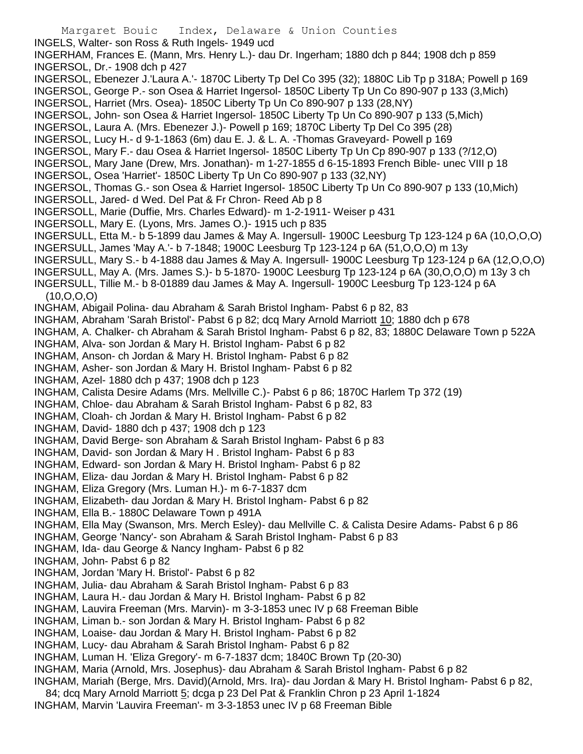INGELS, Walter- son Ross & Ruth Ingels- 1949 ucd
INGERHAM, Frances E. (Mann, Mrs. Henry L.)- dau Dr. Ingerham; 1880 dch p 844; 1908 dch p 859
INGERSOL, Dr.- 1908 dch p 427
INGERSOL, Ebenezer J.'Laura A.'- 1870C Liberty Tp Del Co 395 (32); 1880C Lib Tp p 318A; Powell p 169
INGERSOL, George P.- son Osea & Harriet Ingersol- 1850C Liberty Tp Un Co 890-907 p 133 (3,Mich)
INGERSOL, Harriet (Mrs. Osea)- 1850C Liberty Tp Un Co 890-907 p 133 (28,NY)
INGERSOL, John- son Osea & Harriet Ingersol- 1850C Liberty Tp Un Co 890-907 p 133 (5,Mich)
INGERSOL, Laura A. (Mrs. Ebenezer J.)- Powell p 169; 1870C Liberty Tp Del Co 395 (28)
INGERSOL, Lucy H.- d 9-1-1863 (6m) dau E. J. & L. A. -Thomas Graveyard- Powell p 169
INGERSOL, Mary F.- dau Osea & Harriet Ingersol- 1850C Liberty Tp Un Cp 890-907 p 133 (?/12,O)
INGERSOL, Mary Jane (Drew, Mrs. Jonathan)- m 1-27-1855 d 6-15-1893 French Bible- unec VIII p 18
INGERSOL, Osea 'Harriet'- 1850C Liberty Tp Un Co 890-907 p 133 (32,NY)
INGERSOL, Thomas G.- son Osea & Harriet Ingersol- 1850C Liberty Tp Un Co 890-907 p 133 (10,Mich)
INGERSOLL, Jared- d Wed. Del Pat & Fr Chron- Reed Ab p 8
INGERSOLL, Marie (Duffie, Mrs. Charles Edward)- m 1-2-1911- Weiser p 431
INGERSOLL, Mary E. (Lyons, Mrs. James O.)- 1915 uch p 835
INGERSULL, Etta M.- b 5-1899 dau James & May A. Ingersull- 1900C Leesburg Tp 123-124 p 6A (10,O,O,O)
INGERSULL, James 'May A.'- b 7-1848; 1900C Leesburg Tp 123-124 p 6A (51,O,O,O) m 13y
INGERSULL, Mary S.- b 4-1888 dau James & May A. Ingersull- 1900C Leesburg Tp 123-124 p 6A (12,O,O,O)
INGERSULL, May A. (Mrs. James S.)- b 5-1870- 1900C Leesburg Tp 123-124 p 6A (30,O,O,O) m 13y 3 ch
INGERSULL, Tillie M.- b 8-01889 dau James & May A. Ingersull- 1900C Leesburg Tp 123-124 p 6A (10,O,O,O)
INGHAM, Abigail Polina- dau Abraham & Sarah Bristol Ingham- Pabst 6 p 82, 83
INGHAM, Abraham 'Sarah Bristol'- Pabst 6 p 82; dcq Mary Arnold Marriott 10; 1880 dch p 678
INGHAM, A. Chalker- ch Abraham & Sarah Bristol Ingham- Pabst 6 p 82, 83; 1880C Delaware Town p 522A
INGHAM, Alva- son Jordan & Mary H. Bristol Ingham- Pabst 6 p 82
INGHAM, Anson- ch Jordan & Mary H. Bristol Ingham- Pabst 6 p 82
INGHAM, Asher- son Jordan & Mary H. Bristol Ingham- Pabst 6 p 82
INGHAM, Azel- 1880 dch p 437; 1908 dch p 123
INGHAM, Calista Desire Adams (Mrs. Mellville C.)- Pabst 6 p 86; 1870C Harlem Tp 372 (19)
INGHAM, Chloe- dau Abraham & Sarah Bristol Ingham- Pabst 6 p 82, 83
INGHAM, Cloah- ch Jordan & Mary H. Bristol Ingham- Pabst 6 p 82
INGHAM, David- 1880 dch p 437; 1908 dch p 123
INGHAM, David Berge- son Abraham & Sarah Bristol Ingham- Pabst 6 p 83
INGHAM, David- son Jordan & Mary H . Bristol Ingham- Pabst 6 p 83
INGHAM, Edward- son Jordan & Mary H. Bristol Ingham- Pabst 6 p 82
INGHAM, Eliza- dau Jordan & Mary H. Bristol Ingham- Pabst 6 p 82
INGHAM, Eliza Gregory (Mrs. Luman H.)- m 6-7-1837 dcm
INGHAM, Elizabeth- dau Jordan & Mary H. Bristol Ingham- Pabst 6 p 82
INGHAM, Ella B.- 1880C Delaware Town p 491A
INGHAM, Ella May (Swanson, Mrs. Merch Esley)- dau Mellville C. & Calista Desire Adams- Pabst 6 p 86
INGHAM, George 'Nancy'- son Abraham & Sarah Bristol Ingham- Pabst 6 p 83
INGHAM, Ida- dau George & Nancy Ingham- Pabst 6 p 82
INGHAM, John- Pabst 6 p 82
INGHAM, Jordan 'Mary H. Bristol'- Pabst 6 p 82
INGHAM, Julia- dau Abraham & Sarah Bristol Ingham- Pabst 6 p 83
INGHAM, Laura H.- dau Jordan & Mary H. Bristol Ingham- Pabst 6 p 82
INGHAM, Lauvira Freeman (Mrs. Marvin)- m 3-3-1853 unec IV p 68 Freeman Bible
INGHAM, Liman b.- son Jordan & Mary H. Bristol Ingham- Pabst 6 p 82
INGHAM, Loaise- dau Jordan & Mary H. Bristol Ingham- Pabst 6 p 82
INGHAM, Lucy- dau Abraham & Sarah Bristol Ingham- Pabst 6 p 82
INGHAM, Luman H. 'Eliza Gregory'- m 6-7-1837 dcm; 1840C Brown Tp (20-30)
INGHAM, Maria (Arnold, Mrs. Josephus)- dau Abraham & Sarah Bristol Ingham- Pabst 6 p 82
INGHAM, Mariah (Berge, Mrs. David)(Arnold, Mrs. Ira)- dau Jordan & Mary H. Bristol Ingham- Pabst 6 p 82, 84; dcq Mary Arnold Marriott 5; dcga p 23 Del Pat & Franklin Chron p 23 April 1-1824
INGHAM, Marvin 'Lauvira Freeman'- m 3-3-1853 unec IV p 68 Freeman Bible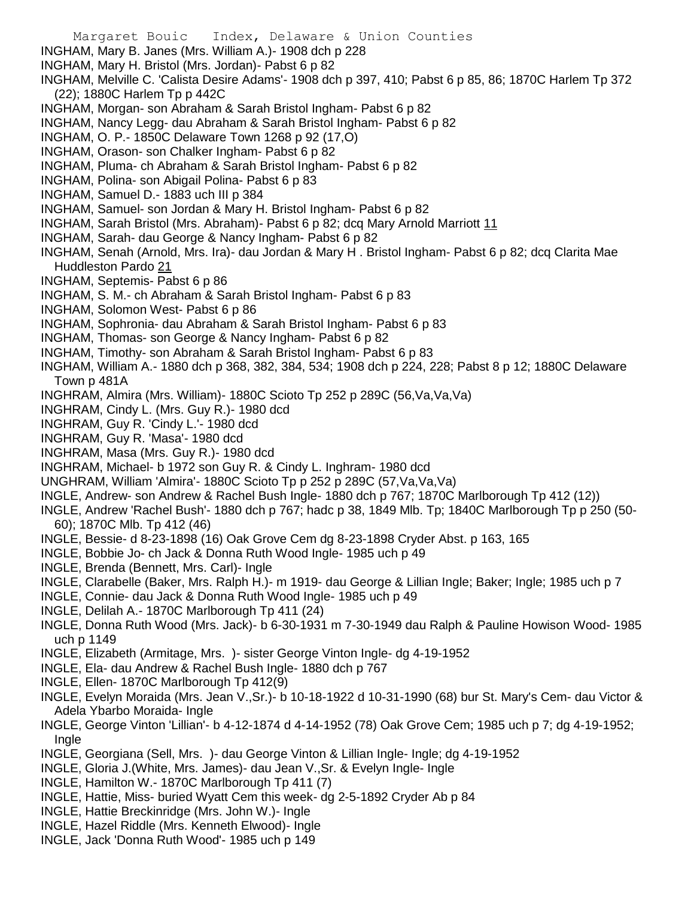INGHAM, Mary B. Janes (Mrs. William A.)- 1908 dch p 228

INGHAM, Mary H. Bristol (Mrs. Jordan)- Pabst 6 p 82

INGHAM, Melville C. 'Calista Desire Adams'- 1908 dch p 397, 410; Pabst 6 p 85, 86; 1870C Harlem Tp 372 (22); 1880C Harlem Tp p 442C

INGHAM, Morgan- son Abraham & Sarah Bristol Ingham- Pabst 6 p 82

INGHAM, Nancy Legg- dau Abraham & Sarah Bristol Ingham- Pabst 6 p 82

INGHAM, O. P.- 1850C Delaware Town 1268 p 92 (17,O)

INGHAM, Orason- son Chalker Ingham- Pabst 6 p 82

INGHAM, Pluma- ch Abraham & Sarah Bristol Ingham- Pabst 6 p 82

INGHAM, Polina- son Abigail Polina- Pabst 6 p 83

INGHAM, Samuel D.- 1883 uch III p 384

INGHAM, Samuel- son Jordan & Mary H. Bristol Ingham- Pabst 6 p 82

INGHAM, Sarah Bristol (Mrs. Abraham)- Pabst 6 p 82; dcq Mary Arnold Marriott 11

INGHAM, Sarah- dau George & Nancy Ingham- Pabst 6 p 82

INGHAM, Senah (Arnold, Mrs. Ira)- dau Jordan & Mary H . Bristol Ingham- Pabst 6 p 82; dcq Clarita Mae Huddleston Pardo 21

INGHAM, Septemis- Pabst 6 p 86

INGHAM, S. M.- ch Abraham & Sarah Bristol Ingham- Pabst 6 p 83

INGHAM, Solomon West- Pabst 6 p 86

INGHAM, Sophronia- dau Abraham & Sarah Bristol Ingham- Pabst 6 p 83

INGHAM, Thomas- son George & Nancy Ingham- Pabst 6 p 82

INGHAM, Timothy- son Abraham & Sarah Bristol Ingham- Pabst 6 p 83

INGHAM, William A.- 1880 dch p 368, 382, 384, 534; 1908 dch p 224, 228; Pabst 8 p 12; 1880C Delaware Town p 481A

INGHRAM, Almira (Mrs. William)- 1880C Scioto Tp 252 p 289C (56,Va,Va,Va)

INGHRAM, Cindy L. (Mrs. Guy R.)- 1980 dcd

INGHRAM, Guy R. 'Cindy L.'- 1980 dcd

INGHRAM, Guy R. 'Masa'- 1980 dcd

INGHRAM, Masa (Mrs. Guy R.)- 1980 dcd

INGHRAM, Michael- b 1972 son Guy R. & Cindy L. Inghram- 1980 dcd

UNGHRAM, William 'Almira'- 1880C Scioto Tp p 252 p 289C (57,Va,Va,Va)

INGLE, Andrew- son Andrew & Rachel Bush Ingle- 1880 dch p 767; 1870C Marlborough Tp 412 (12))

INGLE, Andrew 'Rachel Bush'- 1880 dch p 767; hadc p 38, 1849 Mlb. Tp; 1840C Marlborough Tp p 250 (50-60); 1870C Mlb. Tp 412 (46)

INGLE, Bessie- d 8-23-1898 (16) Oak Grove Cem dg 8-23-1898 Cryder Abst. p 163, 165

INGLE, Bobbie Jo- ch Jack & Donna Ruth Wood Ingle- 1985 uch p 49

INGLE, Brenda (Bennett, Mrs. Carl)- Ingle

INGLE, Clarabelle (Baker, Mrs. Ralph H.)- m 1919- dau George & Lillian Ingle; Baker; Ingle; 1985 uch p 7

INGLE, Connie- dau Jack & Donna Ruth Wood Ingle- 1985 uch p 49

INGLE, Delilah A.- 1870C Marlborough Tp 411 (24)

INGLE, Donna Ruth Wood (Mrs. Jack)- b 6-30-1931 m 7-30-1949 dau Ralph & Pauline Howison Wood- 1985 uch p 1149

INGLE, Elizabeth (Armitage, Mrs. )- sister George Vinton Ingle- dg 4-19-1952

INGLE, Ela- dau Andrew & Rachel Bush Ingle- 1880 dch p 767

INGLE, Ellen- 1870C Marlborough Tp 412(9)

INGLE, Evelyn Moraida (Mrs. Jean V.,Sr.)- b 10-18-1922 d 10-31-1990 (68) bur St. Mary's Cem- dau Victor & Adela Ybarbo Moraida- Ingle

INGLE, George Vinton 'Lillian'- b 4-12-1874 d 4-14-1952 (78) Oak Grove Cem; 1985 uch p 7; dg 4-19-1952; Ingle

INGLE, Georgiana (Sell, Mrs. )- dau George Vinton & Lillian Ingle- Ingle; dg 4-19-1952

INGLE, Gloria J.(White, Mrs. James)- dau Jean V.,Sr. & Evelyn Ingle- Ingle

INGLE, Hamilton W.- 1870C Marlborough Tp 411 (7)

INGLE, Hattie, Miss- buried Wyatt Cem this week- dg 2-5-1892 Cryder Ab p 84

INGLE, Hattie Breckinridge (Mrs. John W.)- Ingle

INGLE, Hazel Riddle (Mrs. Kenneth Elwood)- Ingle

INGLE, Jack 'Donna Ruth Wood'- 1985 uch p 149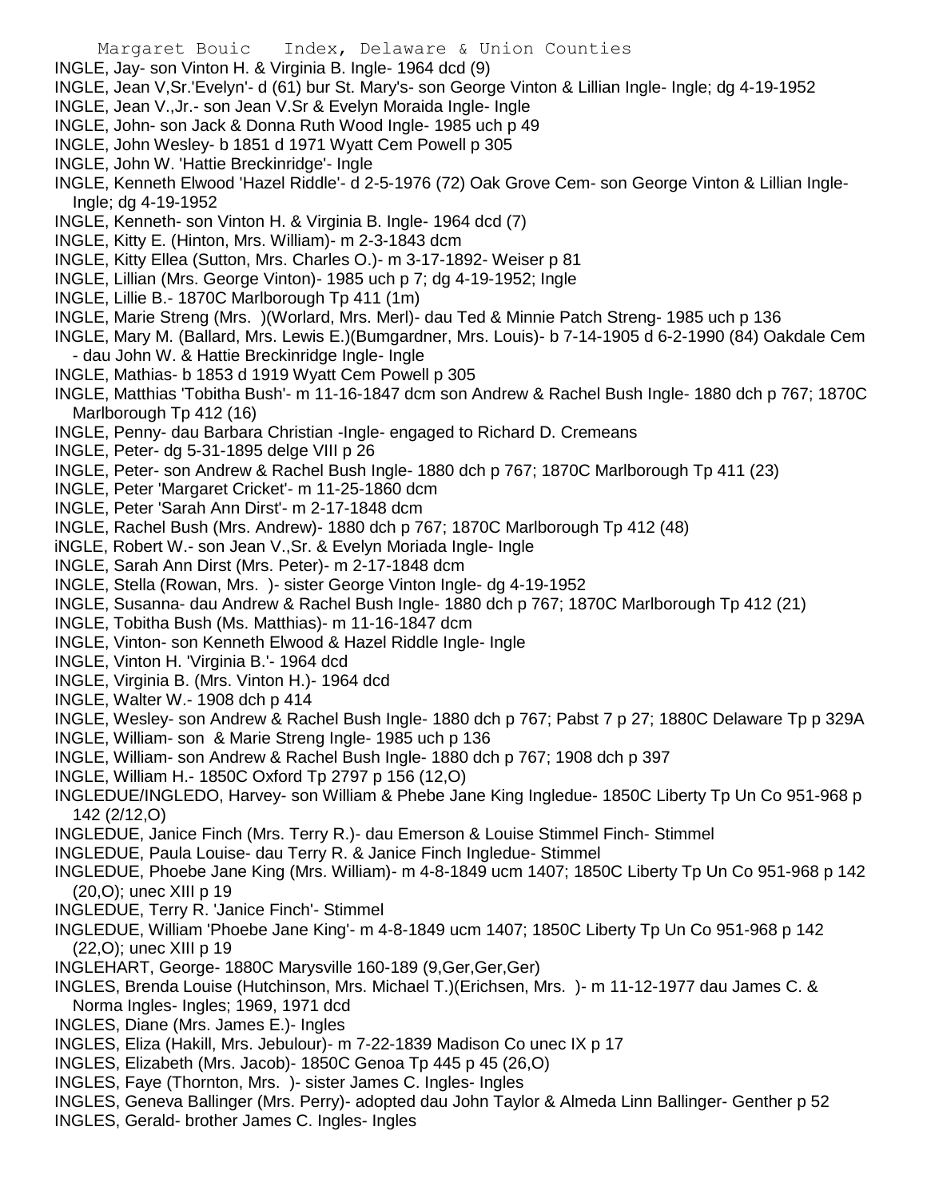INGLE, Jay- son Vinton H. & Virginia B. Ingle- 1964 dcd (9)
INGLE, Jean V,Sr.'Evelyn'- d (61) bur St. Mary's- son George Vinton & Lillian Ingle- Ingle; dg 4-19-1952
INGLE, Jean V.,Jr.- son Jean V.Sr & Evelyn Moraida Ingle- Ingle
INGLE, John- son Jack & Donna Ruth Wood Ingle- 1985 uch p 49
INGLE, John Wesley- b 1851 d 1971 Wyatt Cem Powell p 305
INGLE, John W. 'Hattie Breckinridge'- Ingle
INGLE, Kenneth Elwood 'Hazel Riddle'- d 2-5-1976 (72) Oak Grove Cem- son George Vinton & Lillian Ingle- Ingle; dg 4-19-1952
INGLE, Kenneth- son Vinton H. & Virginia B. Ingle- 1964 dcd (7)
INGLE, Kitty E. (Hinton, Mrs. William)- m 2-3-1843 dcm
INGLE, Kitty Ellea (Sutton, Mrs. Charles O.)- m 3-17-1892- Weiser p 81
INGLE, Lillian (Mrs. George Vinton)- 1985 uch p 7; dg 4-19-1952; Ingle
INGLE, Lillie B.- 1870C Marlborough Tp 411 (1m)
INGLE, Marie Streng (Mrs. )(Worlard, Mrs. Merl)- dau Ted & Minnie Patch Streng- 1985 uch p 136
INGLE, Mary M. (Ballard, Mrs. Lewis E.)(Bumgardner, Mrs. Louis)- b 7-14-1905 d 6-2-1990 (84) Oakdale Cem - dau John W. & Hattie Breckinridge Ingle- Ingle
INGLE, Mathias- b 1853 d 1919 Wyatt Cem Powell p 305
INGLE, Matthias 'Tobitha Bush'- m 11-16-1847 dcm son Andrew & Rachel Bush Ingle- 1880 dch p 767; 1870C Marlborough Tp 412 (16)
INGLE, Penny- dau Barbara Christian -Ingle- engaged to Richard D. Cremeans
INGLE, Peter- dg 5-31-1895 delge VIII p 26
INGLE, Peter- son Andrew & Rachel Bush Ingle- 1880 dch p 767; 1870C Marlborough Tp 411 (23)
INGLE, Peter 'Margaret Cricket'- m 11-25-1860 dcm
INGLE, Peter 'Sarah Ann Dirst'- m 2-17-1848 dcm
INGLE, Rachel Bush (Mrs. Andrew)- 1880 dch p 767; 1870C Marlborough Tp 412 (48)
iNGLE, Robert W.- son Jean V.,Sr. & Evelyn Moriada Ingle- Ingle
INGLE, Sarah Ann Dirst (Mrs. Peter)- m 2-17-1848 dcm
INGLE, Stella (Rowan, Mrs. )- sister George Vinton Ingle- dg 4-19-1952
INGLE, Susanna- dau Andrew & Rachel Bush Ingle- 1880 dch p 767; 1870C Marlborough Tp 412 (21)
INGLE, Tobitha Bush (Ms. Matthias)- m 11-16-1847 dcm
INGLE, Vinton- son Kenneth Elwood & Hazel Riddle Ingle- Ingle
INGLE, Vinton H. 'Virginia B.'- 1964 dcd
INGLE, Virginia B. (Mrs. Vinton H.)- 1964 dcd
INGLE, Walter W.- 1908 dch p 414
INGLE, Wesley- son Andrew & Rachel Bush Ingle- 1880 dch p 767; Pabst 7 p 27; 1880C Delaware Tp p 329A
INGLE, William- son & Marie Streng Ingle- 1985 uch p 136
INGLE, William- son Andrew & Rachel Bush Ingle- 1880 dch p 767; 1908 dch p 397
INGLE, William H.- 1850C Oxford Tp 2797 p 156 (12,O)
INGLEDUE/INGLEDO, Harvey- son William & Phebe Jane King Ingledue- 1850C Liberty Tp Un Co 951-968 p 142 (2/12,O)
INGLEDUE, Janice Finch (Mrs. Terry R.)- dau Emerson & Louise Stimmel Finch- Stimmel
INGLEDUE, Paula Louise- dau Terry R. & Janice Finch Ingledue- Stimmel
INGLEDUE, Phoebe Jane King (Mrs. William)- m 4-8-1849 ucm 1407; 1850C Liberty Tp Un Co 951-968 p 142 (20,O); unec XIII p 19
INGLEDUE, Terry R. 'Janice Finch'- Stimmel
INGLEDUE, William 'Phoebe Jane King'- m 4-8-1849 ucm 1407; 1850C Liberty Tp Un Co 951-968 p 142 (22,O); unec XIII p 19
INGLEHART, George- 1880C Marysville 160-189 (9,Ger,Ger,Ger)
INGLES, Brenda Louise (Hutchinson, Mrs. Michael T.)(Erichsen, Mrs. )- m 11-12-1977 dau James C. & Norma Ingles- Ingles; 1969, 1971 dcd
INGLES, Diane (Mrs. James E.)- Ingles
INGLES, Eliza (Hakill, Mrs. Jebulour)- m 7-22-1839 Madison Co unec IX p 17
INGLES, Elizabeth (Mrs. Jacob)- 1850C Genoa Tp 445 p 45 (26,O)
INGLES, Faye (Thornton, Mrs. )- sister James C. Ingles- Ingles
INGLES, Geneva Ballinger (Mrs. Perry)- adopted dau John Taylor & Almeda Linn Ballinger- Genther p 52
INGLES, Gerald- brother James C. Ingles- Ingles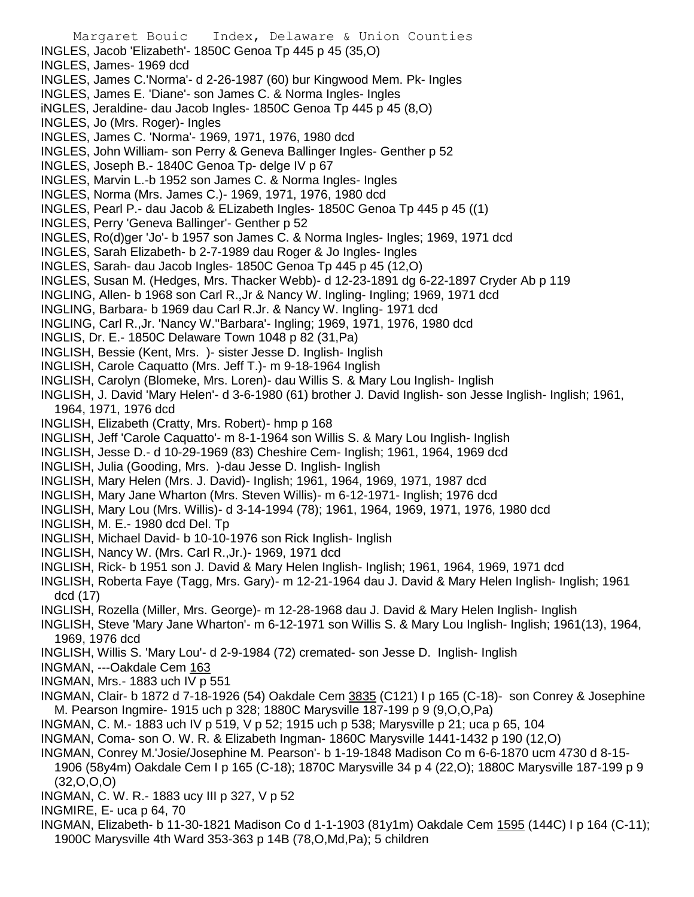INGLES, Jacob 'Elizabeth'- 1850C Genoa Tp 445 p 45 (35,O)
INGLES, James- 1969 dcd
INGLES, James C.'Norma'- d 2-26-1987 (60) bur Kingwood Mem. Pk- Ingles
INGLES, James E. 'Diane'- son James C. & Norma Ingles- Ingles
iNGLES, Jeraldine- dau Jacob Ingles- 1850C Genoa Tp 445 p 45 (8,O)
INGLES, Jo (Mrs. Roger)- Ingles
INGLES, James C. 'Norma'- 1969, 1971, 1976, 1980 dcd
INGLES, John William- son Perry & Geneva Ballinger Ingles- Genther p 52
INGLES, Joseph B.- 1840C Genoa Tp- delge IV p 67
INGLES, Marvin L.-b 1952 son James C. & Norma Ingles- Ingles
INGLES, Norma (Mrs. James C.)- 1969, 1971, 1976, 1980 dcd
INGLES, Pearl P.- dau Jacob & ELizabeth Ingles- 1850C Genoa Tp 445 p 45 ((1)
INGLES, Perry 'Geneva Ballinger'- Genther p 52
INGLES, Ro(d)ger 'Jo'- b 1957 son James C. & Norma Ingles- Ingles; 1969, 1971 dcd
INGLES, Sarah Elizabeth- b 2-7-1989 dau Roger & Jo Ingles- Ingles
INGLES, Sarah- dau Jacob Ingles- 1850C Genoa Tp 445 p 45 (12,O)
INGLES, Susan M. (Hedges, Mrs. Thacker Webb)- d 12-23-1891 dg 6-22-1897 Cryder Ab p 119
INGLING, Allen- b 1968 son Carl R.,Jr & Nancy W. Ingling- Ingling; 1969, 1971 dcd
INGLING, Barbara- b 1969 dau Carl R.Jr. & Nancy W. Ingling- 1971 dcd
INGLING, Carl R.,Jr. 'Nancy W.''Barbara'- Ingling; 1969, 1971, 1976, 1980 dcd
INGLIS, Dr. E.- 1850C Delaware Town 1048 p 82 (31,Pa)
INGLISH, Bessie (Kent, Mrs. )- sister Jesse D. Inglish- Inglish
INGLISH, Carole Caquatto (Mrs. Jeff T.)- m 9-18-1964 Inglish
INGLISH, Carolyn (Blomeke, Mrs. Loren)- dau Willis S. & Mary Lou Inglish- Inglish
INGLISH, J. David 'Mary Helen'- d 3-6-1980 (61) brother J. David Inglish- son Jesse Inglish- Inglish; 1961, 1964, 1971, 1976 dcd
INGLISH, Elizabeth (Cratty, Mrs. Robert)- hmp p 168
INGLISH, Jeff 'Carole Caquatto'- m 8-1-1964 son Willis S. & Mary Lou Inglish- Inglish
INGLISH, Jesse D.- d 10-29-1969 (83) Cheshire Cem- Inglish; 1961, 1964, 1969 dcd
INGLISH, Julia (Gooding, Mrs. )-dau Jesse D. Inglish- Inglish
INGLISH, Mary Helen (Mrs. J. David)- Inglish; 1961, 1964, 1969, 1971, 1987 dcd
INGLISH, Mary Jane Wharton (Mrs. Steven Willis)- m 6-12-1971- Inglish; 1976 dcd
INGLISH, Mary Lou (Mrs. Willis)- d 3-14-1994 (78); 1961, 1964, 1969, 1971, 1976, 1980 dcd
INGLISH, M. E.- 1980 dcd Del. Tp
INGLISH, Michael David- b 10-10-1976 son Rick Inglish- Inglish
INGLISH, Nancy W. (Mrs. Carl R.,Jr.)- 1969, 1971 dcd
INGLISH, Rick- b 1951 son J. David & Mary Helen Inglish- Inglish; 1961, 1964, 1969, 1971 dcd
INGLISH, Roberta Faye (Tagg, Mrs. Gary)- m 12-21-1964 dau J. David & Mary Helen Inglish- Inglish; 1961 dcd (17)
INGLISH, Rozella (Miller, Mrs. George)- m 12-28-1968 dau J. David & Mary Helen Inglish- Inglish
INGLISH, Steve 'Mary Jane Wharton'- m 6-12-1971 son Willis S. & Mary Lou Inglish- Inglish; 1961(13), 1964, 1969, 1976 dcd
INGLISH, Willis S. 'Mary Lou'- d 2-9-1984 (72) cremated- son Jesse D. Inglish- Inglish
INGMAN, ---Oakdale Cem 163
INGMAN, Mrs.- 1883 uch IV p 551
INGMAN, Clair- b 1872 d 7-18-1926 (54) Oakdale Cem 3835 (C121) I p 165 (C-18)- son Conrey & Josephine M. Pearson Ingmire- 1915 uch p 328; 1880C Marysville 187-199 p 9 (9,O,O,Pa)
INGMAN, C. M.- 1883 uch IV p 519, V p 52; 1915 uch p 538; Marysville p 21; uca p 65, 104
INGMAN, Coma- son O. W. R. & Elizabeth Ingman- 1860C Marysville 1441-1432 p 190 (12,O)
INGMAN, Conrey M.'Josie/Josephine M. Pearson'- b 1-19-1848 Madison Co m 6-6-1870 ucm 4730 d 8-15-1906 (58y4m) Oakdale Cem I p 165 (C-18); 1870C Marysville 34 p 4 (22,O); 1880C Marysville 187-199 p 9 (32,O,O,O)
INGMAN, C. W. R.- 1883 ucy III p 327, V p 52
INGMIRE, E- uca p 64, 70
INGMAN, Elizabeth- b 11-30-1821 Madison Co d 1-1-1903 (81y1m) Oakdale Cem 1595 (144C) I p 164 (C-11); 1900C Marysville 4th Ward 353-363 p 14B (78,O,Md,Pa); 5 children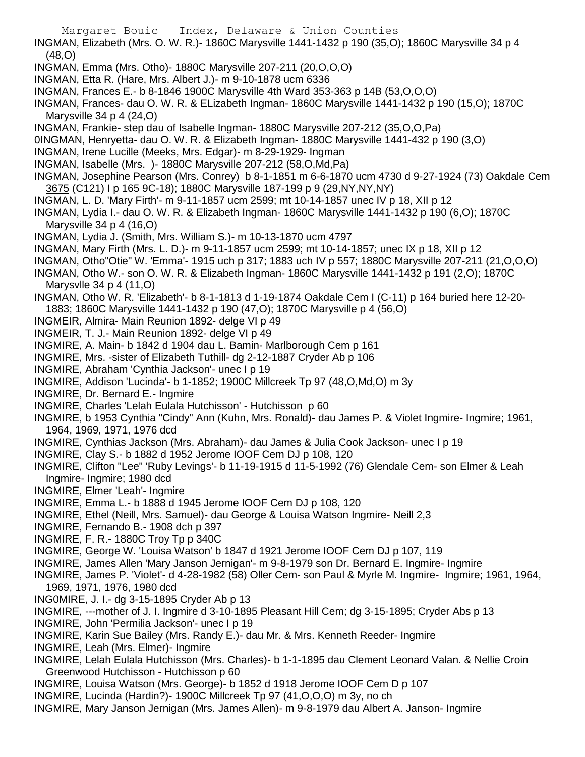INGMAN, Elizabeth (Mrs. O. W. R.)- 1860C Marysville 1441-1432 p 190 (35,O); 1860C Marysville 34 p 4 (48,O)

INGMAN, Emma (Mrs. Otho)- 1880C Marysville 207-211 (20,O,O,O)

INGMAN, Etta R. (Hare, Mrs. Albert J.)- m 9-10-1878 ucm 6336

INGMAN, Frances E.- b 8-1846 1900C Marysville 4th Ward 353-363 p 14B (53,O,O,O)

INGMAN, Frances- dau O. W. R. & ELizabeth Ingman- 1860C Marysville 1441-1432 p 190 (15,O); 1870C Marysville 34 p 4 (24,O)

INGMAN, Frankie- step dau of Isabelle Ingman- 1880C Marysville 207-212 (35,O,O,Pa)

0INGMAN, Henryetta- dau O. W. R. & Elizabeth Ingman- 1880C Marysville 1441-432 p 190 (3,O)

INGMAN, Irene Lucille (Meeks, Mrs. Edgar)- m 8-29-1929- Ingman

INGMAN, Isabelle (Mrs. )- 1880C Marysville 207-212 (58,O,Md,Pa)

INGMAN, Josephine Pearson (Mrs. Conrey) b 8-1-1851 m 6-6-1870 ucm 4730 d 9-27-1924 (73) Oakdale Cem 3675 (C121) I p 165 9C-18); 1880C Marysville 187-199 p 9 (29,NY,NY,NY)

INGMAN, L. D. 'Mary Firth'- m 9-11-1857 ucm 2599; mt 10-14-1857 unec IV p 18, XII p 12

INGMAN, Lydia I.- dau O. W. R. & Elizabeth Ingman- 1860C Marysville 1441-1432 p 190 (6,O); 1870C Marysville 34 p 4 (16,O)

INGMAN, Lydia J. (Smith, Mrs. William S.)- m 10-13-1870 ucm 4797

INGMAN, Mary Firth (Mrs. L. D.)- m 9-11-1857 ucm 2599; mt 10-14-1857; unec IX p 18, XII p 12

INGMAN, Otho"Otie" W. 'Emma'- 1915 uch p 317; 1883 uch IV p 557; 1880C Marysville 207-211 (21,O,O,O)

INGMAN, Otho W.- son O. W. R. & Elizabeth Ingman- 1860C Marysville 1441-1432 p 191 (2,O); 1870C Marysvlle 34 p 4 (11,O)

INGMAN, Otho W. R. 'Elizabeth'- b 8-1-1813 d 1-19-1874 Oakdale Cem I (C-11) p 164 buried here 12-20-1883; 1860C Marysville 1441-1432 p 190 (47,O); 1870C Marysville p 4 (56,O)

INGMEIR, Almira- Main Reunion 1892- delge VI p 49

INGMEIR, T. J.- Main Reunion 1892- delge VI p 49

INGMIRE, A. Main- b 1842 d 1904 dau L. Bamin- Marlborough Cem p 161

INGMIRE, Mrs. -sister of Elizabeth Tuthill- dg 2-12-1887 Cryder Ab p 106

INGMIRE, Abraham 'Cynthia Jackson'- unec I p 19

INGMIRE, Addison 'Lucinda'- b 1-1852; 1900C Millcreek Tp 97 (48,O,Md,O) m 3y

INGMIRE, Dr. Bernard E.- Ingmire

INGMIRE, Charles 'Lelah Eulala Hutchisson' - Hutchisson p 60

INGMIRE, b 1953 Cynthia "Cindy" Ann (Kuhn, Mrs. Ronald)- dau James P. & Violet Ingmire- Ingmire; 1961, 1964, 1969, 1971, 1976 dcd

INGMIRE, Cynthias Jackson (Mrs. Abraham)- dau James & Julia Cook Jackson- unec I p 19

INGMIRE, Clay S.- b 1882 d 1952 Jerome IOOF Cem DJ p 108, 120

INGMIRE, Clifton "Lee" 'Ruby Levings'- b 11-19-1915 d 11-5-1992 (76) Glendale Cem- son Elmer & Leah Ingmire- Ingmire; 1980 dcd

INGMIRE, Elmer 'Leah'- Ingmire

INGMIRE, Emma L.- b 1888 d 1945 Jerome IOOF Cem DJ p 108, 120

INGMIRE, Ethel (Neill, Mrs. Samuel)- dau George & Louisa Watson Ingmire- Neill 2,3

INGMIRE, Fernando B.- 1908 dch p 397

INGMIRE, F. R.- 1880C Troy Tp p 340C

INGMIRE, George W. 'Louisa Watson' b 1847 d 1921 Jerome IOOF Cem DJ p 107, 119

INGMIRE, James Allen 'Mary Janson Jernigan'- m 9-8-1979 son Dr. Bernard E. Ingmire- Ingmire

INGMIRE, James P. 'Violet'- d 4-28-1982 (58) Oller Cem- son Paul & Myrle M. Ingmire- Ingmire; 1961, 1964, 1969, 1971, 1976, 1980 dcd

ING0MIRE, J. I.- dg 3-15-1895 Cryder Ab p 13

INGMIRE, ---mother of J. I. Ingmire d 3-10-1895 Pleasant Hill Cem; dg 3-15-1895; Cryder Abs p 13

INGMIRE, John 'Permilia Jackson'- unec I p 19

INGMIRE, Karin Sue Bailey (Mrs. Randy E.)- dau Mr. & Mrs. Kenneth Reeder- Ingmire

INGMIRE, Leah (Mrs. Elmer)- Ingmire

INGMIRE, Lelah Eulala Hutchisson (Mrs. Charles)- b 1-1-1895 dau Clement Leonard Valan. & Nellie Croin Greenwood Hutchisson - Hutchisson p 60

INGMIRE, Louisa Watson (Mrs. George)- b 1852 d 1918 Jerome IOOF Cem D p 107

INGMIRE, Lucinda (Hardin?)- 1900C Millcreek Tp 97 (41,O,O,O) m 3y, no ch

INGMIRE, Mary Janson Jernigan (Mrs. James Allen)- m 9-8-1979 dau Albert A. Janson- Ingmire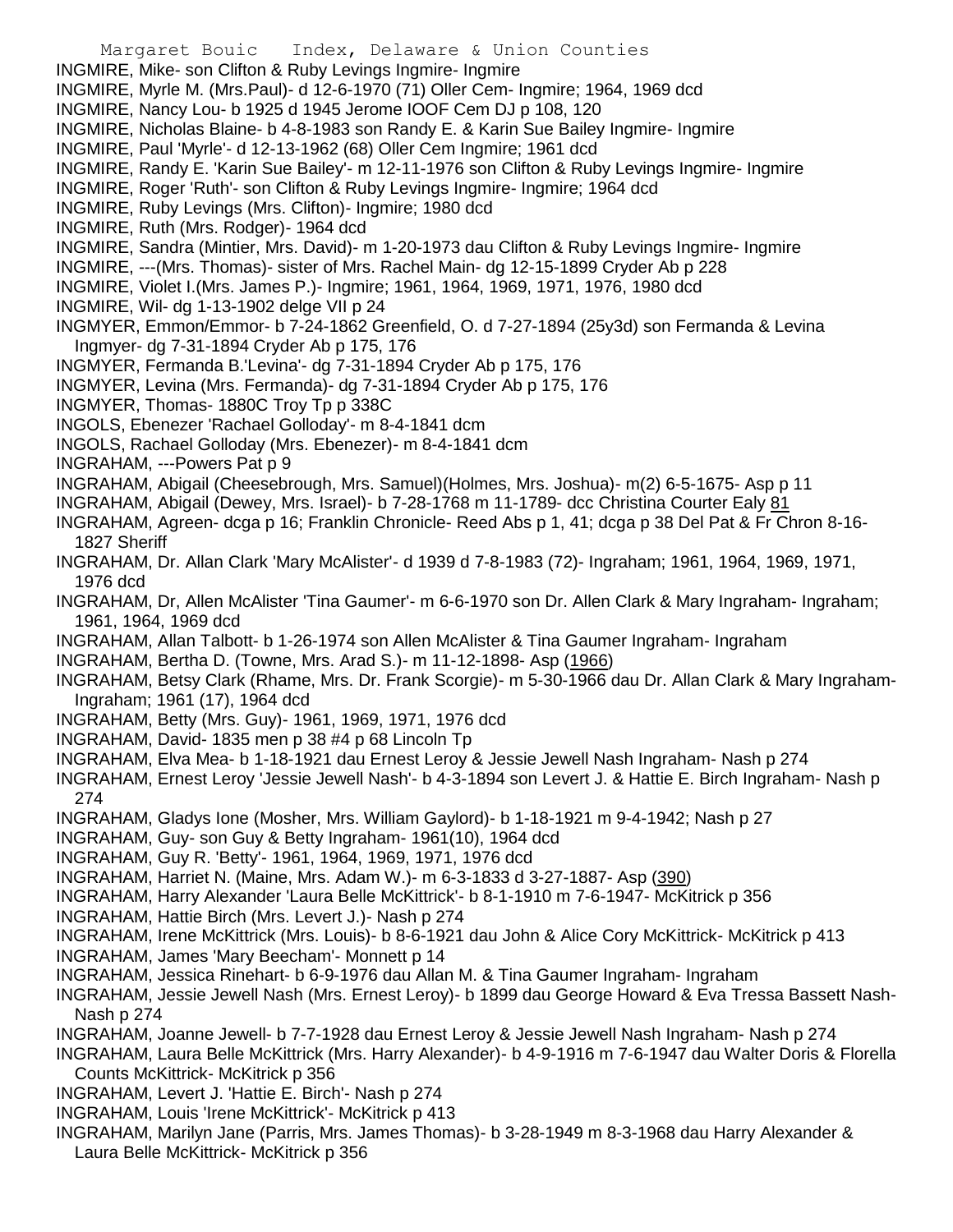INGMIRE, Mike- son Clifton & Ruby Levings Ingmire- Ingmire
INGMIRE, Myrle M. (Mrs.Paul)- d 12-6-1970 (71) Oller Cem- Ingmire; 1964, 1969 dcd
INGMIRE, Nancy Lou- b 1925 d 1945 Jerome IOOF Cem DJ p 108, 120
INGMIRE, Nicholas Blaine- b 4-8-1983 son Randy E. & Karin Sue Bailey Ingmire- Ingmire
INGMIRE, Paul 'Myrle'- d 12-13-1962 (68) Oller Cem Ingmire; 1961 dcd
INGMIRE, Randy E. 'Karin Sue Bailey'- m 12-11-1976 son Clifton & Ruby Levings Ingmire- Ingmire
INGMIRE, Roger 'Ruth'- son Clifton & Ruby Levings Ingmire- Ingmire; 1964 dcd
INGMIRE, Ruby Levings (Mrs. Clifton)- Ingmire; 1980 dcd
INGMIRE, Ruth (Mrs. Rodger)- 1964 dcd
INGMIRE, Sandra (Mintier, Mrs. David)- m 1-20-1973 dau Clifton & Ruby Levings Ingmire- Ingmire
INGMIRE, ---(Mrs. Thomas)- sister of Mrs. Rachel Main- dg 12-15-1899 Cryder Ab p 228
INGMIRE, Violet I.(Mrs. James P.)- Ingmire; 1961, 1964, 1969, 1971, 1976, 1980 dcd
INGMIRE, Wil- dg 1-13-1902 delge VII p 24
INGMYER, Emmon/Emmor- b 7-24-1862 Greenfield, O. d 7-27-1894 (25y3d) son Fermanda & Levina Ingmyer- dg 7-31-1894 Cryder Ab p 175, 176
INGMYER, Fermanda B.'Levina'- dg 7-31-1894 Cryder Ab p 175, 176
INGMYER, Levina (Mrs. Fermanda)- dg 7-31-1894 Cryder Ab p 175, 176
INGMYER, Thomas- 1880C Troy Tp p 338C
INGOLS, Ebenezer 'Rachael Golloday'- m 8-4-1841 dcm
INGOLS, Rachael Golloday (Mrs. Ebenezer)- m 8-4-1841 dcm
INGRAHAM, ---Powers Pat p 9
INGRAHAM, Abigail (Cheesebrough, Mrs. Samuel)(Holmes, Mrs. Joshua)- m(2) 6-5-1675- Asp p 11
INGRAHAM, Abigail (Dewey, Mrs. Israel)- b 7-28-1768 m 11-1789- dcc Christina Courter Ealy 81
INGRAHAM, Agreen- dcga p 16; Franklin Chronicle- Reed Abs p 1, 41; dcga p 38 Del Pat & Fr Chron 8-16-1827 Sheriff
INGRAHAM, Dr. Allan Clark 'Mary McAlister'- d 1939 d 7-8-1983 (72)- Ingraham; 1961, 1964, 1969, 1971, 1976 dcd
INGRAHAM, Dr, Allen McAlister 'Tina Gaumer'- m 6-6-1970 son Dr. Allen Clark & Mary Ingraham- Ingraham; 1961, 1964, 1969 dcd
INGRAHAM, Allan Talbott- b 1-26-1974 son Allen McAlister & Tina Gaumer Ingraham- Ingraham
INGRAHAM, Bertha D. (Towne, Mrs. Arad S.)- m 11-12-1898- Asp (1966)
INGRAHAM, Betsy Clark (Rhame, Mrs. Dr. Frank Scorgie)- m 5-30-1966 dau Dr. Allan Clark & Mary Ingraham- Ingraham; 1961 (17), 1964 dcd
INGRAHAM, Betty (Mrs. Guy)- 1961, 1969, 1971, 1976 dcd
INGRAHAM, David- 1835 men p 38 #4 p 68 Lincoln Tp
INGRAHAM, Elva Mea- b 1-18-1921 dau Ernest Leroy & Jessie Jewell Nash Ingraham- Nash p 274
INGRAHAM, Ernest Leroy 'Jessie Jewell Nash'- b 4-3-1894 son Levert J. & Hattie E. Birch Ingraham- Nash p 274
INGRAHAM, Gladys Ione (Mosher, Mrs. William Gaylord)- b 1-18-1921 m 9-4-1942; Nash p 27
INGRAHAM, Guy- son Guy & Betty Ingraham- 1961(10), 1964 dcd
INGRAHAM, Guy R. 'Betty'- 1961, 1964, 1969, 1971, 1976 dcd
INGRAHAM, Harriet N. (Maine, Mrs. Adam W.)- m 6-3-1833 d 3-27-1887- Asp (390)
INGRAHAM, Harry Alexander 'Laura Belle McKittrick'- b 8-1-1910 m 7-6-1947- McKitrick p 356
INGRAHAM, Hattie Birch (Mrs. Levert J.)- Nash p 274
INGRAHAM, Irene McKittrick (Mrs. Louis)- b 8-6-1921 dau John & Alice Cory McKittrick- McKitrick p 413
INGRAHAM, James 'Mary Beecham'- Monnett p 14
INGRAHAM, Jessica Rinehart- b 6-9-1976 dau Allan M. & Tina Gaumer Ingraham- Ingraham
INGRAHAM, Jessie Jewell Nash (Mrs. Ernest Leroy)- b 1899 dau George Howard & Eva Tressa Bassett Nash- Nash p 274
INGRAHAM, Joanne Jewell- b 7-7-1928 dau Ernest Leroy & Jessie Jewell Nash Ingraham- Nash p 274
INGRAHAM, Laura Belle McKittrick (Mrs. Harry Alexander)- b 4-9-1916 m 7-6-1947 dau Walter Doris & Florella Counts McKittrick- McKitrick p 356
INGRAHAM, Levert J. 'Hattie E. Birch'- Nash p 274
INGRAHAM, Louis 'Irene McKittrick'- McKitrick p 413
INGRAHAM, Marilyn Jane (Parris, Mrs. James Thomas)- b 3-28-1949 m 8-3-1968 dau Harry Alexander & Laura Belle McKittrick- McKitrick p 356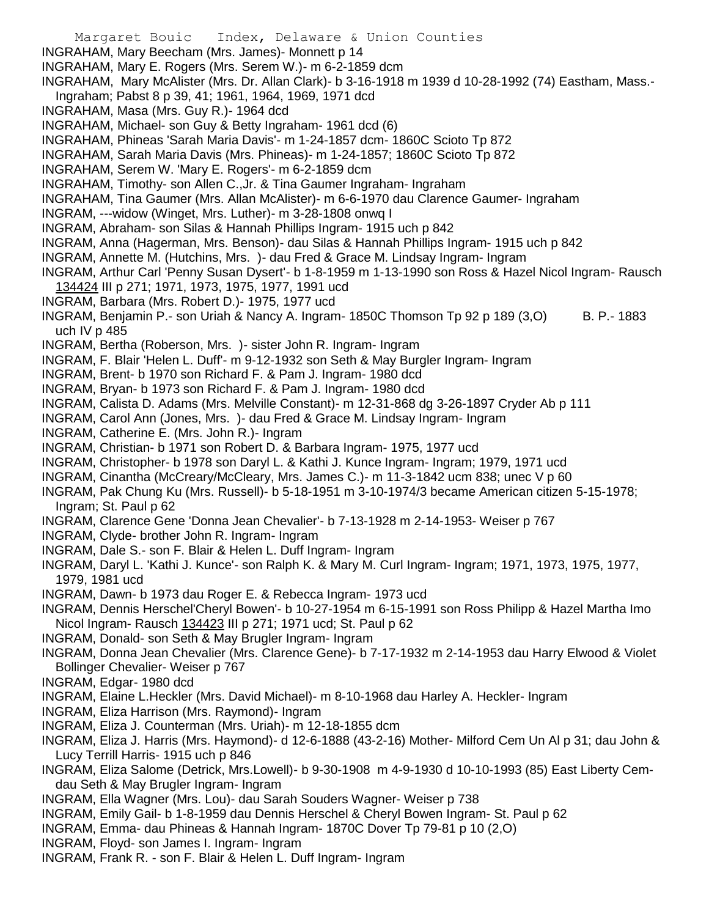INGRAHAM, Mary Beecham (Mrs. James)- Monnett p 14

INGRAHAM, Mary E. Rogers (Mrs. Serem W.)- m 6-2-1859 dcm

INGRAHAM, Mary McAlister (Mrs. Dr. Allan Clark)- b 3-16-1918 m 1939 d 10-28-1992 (74) Eastham, Mass.- Ingraham; Pabst 8 p 39, 41; 1961, 1964, 1969, 1971 dcd

INGRAHAM, Masa (Mrs. Guy R.)- 1964 dcd

INGRAHAM, Michael- son Guy & Betty Ingraham- 1961 dcd (6)

INGRAHAM, Phineas 'Sarah Maria Davis'- m 1-24-1857 dcm- 1860C Scioto Tp 872

INGRAHAM, Sarah Maria Davis (Mrs. Phineas)- m 1-24-1857; 1860C Scioto Tp 872

INGRAHAM, Serem W. 'Mary E. Rogers'- m 6-2-1859 dcm

INGRAHAM, Timothy- son Allen C.,Jr. & Tina Gaumer Ingraham- Ingraham

INGRAHAM, Tina Gaumer (Mrs. Allan McAlister)- m 6-6-1970 dau Clarence Gaumer- Ingraham

INGRAM, ---widow (Winget, Mrs. Luther)- m 3-28-1808 onwq I

INGRAM, Abraham- son Silas & Hannah Phillips Ingram- 1915 uch p 842

INGRAM, Anna (Hagerman, Mrs. Benson)- dau Silas & Hannah Phillips Ingram- 1915 uch p 842

INGRAM, Annette M. (Hutchins, Mrs. )- dau Fred & Grace M. Lindsay Ingram- Ingram

INGRAM, Arthur Carl 'Penny Susan Dysert'- b 1-8-1959 m 1-13-1990 son Ross & Hazel Nicol Ingram- Rausch 134424 III p 271; 1971, 1973, 1975, 1977, 1991 ucd

INGRAM, Barbara (Mrs. Robert D.)- 1975, 1977 ucd

INGRAM, Benjamin P.- son Uriah & Nancy A. Ingram- 1850C Thomson Tp 92 p 189 (3,O) B. P.- 1883 uch IV p 485

INGRAM, Bertha (Roberson, Mrs. )- sister John R. Ingram- Ingram

INGRAM, F. Blair 'Helen L. Duff'- m 9-12-1932 son Seth & May Burgler Ingram- Ingram

INGRAM, Brent- b 1970 son Richard F. & Pam J. Ingram- 1980 dcd

INGRAM, Bryan- b 1973 son Richard F. & Pam J. Ingram- 1980 dcd

INGRAM, Calista D. Adams (Mrs. Melville Constant)- m 12-31-868 dg 3-26-1897 Cryder Ab p 111

INGRAM, Carol Ann (Jones, Mrs. )- dau Fred & Grace M. Lindsay Ingram- Ingram

INGRAM, Catherine E. (Mrs. John R.)- Ingram

INGRAM, Christian- b 1971 son Robert D. & Barbara Ingram- 1975, 1977 ucd

INGRAM, Christopher- b 1978 son Daryl L. & Kathi J. Kunce Ingram- Ingram; 1979, 1971 ucd

INGRAM, Cinantha (McCreary/McCleary, Mrs. James C.)- m 11-3-1842 ucm 838; unec V p 60

INGRAM, Pak Chung Ku (Mrs. Russell)- b 5-18-1951 m 3-10-1974/3 became American citizen 5-15-1978; Ingram; St. Paul p 62

INGRAM, Clarence Gene 'Donna Jean Chevalier'- b 7-13-1928 m 2-14-1953- Weiser p 767

INGRAM, Clyde- brother John R. Ingram- Ingram

INGRAM, Dale S.- son F. Blair & Helen L. Duff Ingram- Ingram

INGRAM, Daryl L. 'Kathi J. Kunce'- son Ralph K. & Mary M. Curl Ingram- Ingram; 1971, 1973, 1975, 1977, 1979, 1981 ucd

INGRAM, Dawn- b 1973 dau Roger E. & Rebecca Ingram- 1973 ucd

INGRAM, Dennis Herschel'Cheryl Bowen'- b 10-27-1954 m 6-15-1991 son Ross Philipp & Hazel Martha Imo Nicol Ingram- Rausch 134423 III p 271; 1971 ucd; St. Paul p 62

INGRAM, Donald- son Seth & May Brugler Ingram- Ingram

INGRAM, Donna Jean Chevalier (Mrs. Clarence Gene)- b 7-17-1932 m 2-14-1953 dau Harry Elwood & Violet Bollinger Chevalier- Weiser p 767

INGRAM, Edgar- 1980 dcd

INGRAM, Elaine L.Heckler (Mrs. David Michael)- m 8-10-1968 dau Harley A. Heckler- Ingram

INGRAM, Eliza Harrison (Mrs. Raymond)- Ingram

INGRAM, Eliza J. Counterman (Mrs. Uriah)- m 12-18-1855 dcm

INGRAM, Eliza J. Harris (Mrs. Haymond)- d 12-6-1888 (43-2-16) Mother- Milford Cem Un Al p 31; dau John & Lucy Terrill Harris- 1915 uch p 846

INGRAM, Eliza Salome (Detrick, Mrs.Lowell)- b 9-30-1908 m 4-9-1930 d 10-10-1993 (85) East Liberty Cem- dau Seth & May Brugler Ingram- Ingram

INGRAM, Ella Wagner (Mrs. Lou)- dau Sarah Souders Wagner- Weiser p 738

INGRAM, Emily Gail- b 1-8-1959 dau Dennis Herschel & Cheryl Bowen Ingram- St. Paul p 62

INGRAM, Emma- dau Phineas & Hannah Ingram- 1870C Dover Tp 79-81 p 10 (2,O)

INGRAM, Floyd- son James I. Ingram- Ingram

INGRAM, Frank R. - son F. Blair & Helen L. Duff Ingram- Ingram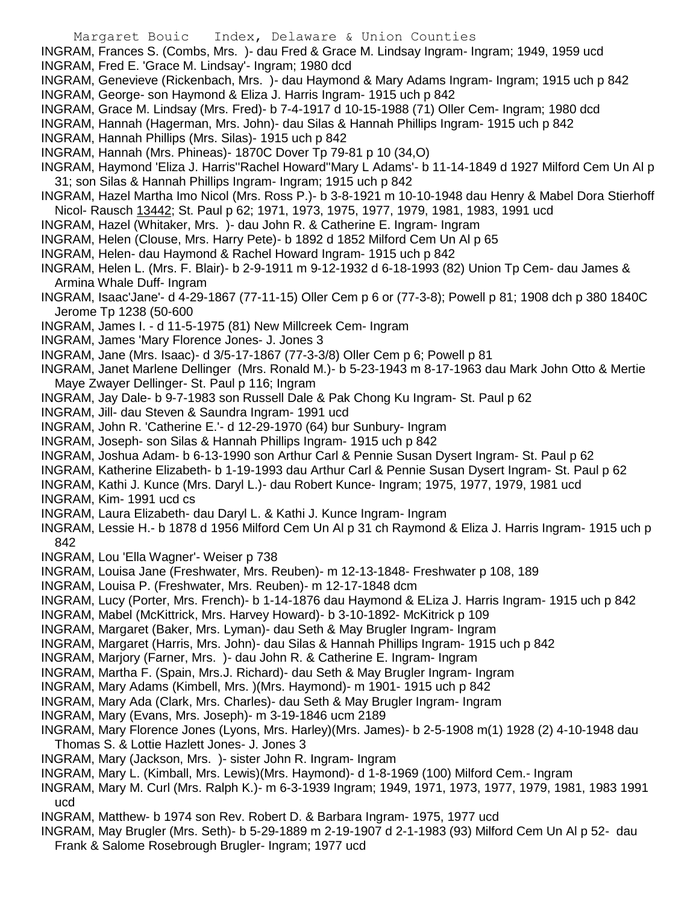INGRAM, Frances S. (Combs, Mrs. )- dau Fred & Grace M. Lindsay Ingram- Ingram; 1949, 1959 ucd

INGRAM, Fred E. 'Grace M. Lindsay'- Ingram; 1980 dcd

INGRAM, Genevieve (Rickenbach, Mrs. )- dau Haymond & Mary Adams Ingram- Ingram; 1915 uch p 842

INGRAM, George- son Haymond & Eliza J. Harris Ingram- 1915 uch p 842

INGRAM, Grace M. Lindsay (Mrs. Fred)- b 7-4-1917 d 10-15-1988 (71) Oller Cem- Ingram; 1980 dcd

INGRAM, Hannah (Hagerman, Mrs. John)- dau Silas & Hannah Phillips Ingram- 1915 uch p 842

INGRAM, Hannah Phillips (Mrs. Silas)- 1915 uch p 842

INGRAM, Hannah (Mrs. Phineas)- 1870C Dover Tp 79-81 p 10 (34,O)

INGRAM, Haymond 'Eliza J. Harris''Rachel Howard''Mary L Adams'- b 11-14-1849 d 1927 Milford Cem Un Al p 31; son Silas & Hannah Phillips Ingram- Ingram; 1915 uch p 842

INGRAM, Hazel Martha Imo Nicol (Mrs. Ross P.)- b 3-8-1921 m 10-10-1948 dau Henry & Mabel Dora Stierhoff Nicol- Rausch 13442; St. Paul p 62; 1971, 1973, 1975, 1977, 1979, 1981, 1983, 1991 ucd

INGRAM, Hazel (Whitaker, Mrs. )- dau John R. & Catherine E. Ingram- Ingram

INGRAM, Helen (Clouse, Mrs. Harry Pete)- b 1892 d 1852 Milford Cem Un Al p 65

INGRAM, Helen- dau Haymond & Rachel Howard Ingram- 1915 uch p 842

INGRAM, Helen L. (Mrs. F. Blair)- b 2-9-1911 m 9-12-1932 d 6-18-1993 (82) Union Tp Cem- dau James & Armina Whale Duff- Ingram

INGRAM, Isaac'Jane'- d 4-29-1867 (77-11-15) Oller Cem p 6 or (77-3-8); Powell p 81; 1908 dch p 380 1840C Jerome Tp 1238 (50-600

INGRAM, James I. - d 11-5-1975 (81) New Millcreek Cem- Ingram

INGRAM, James 'Mary Florence Jones- J. Jones 3

INGRAM, Jane (Mrs. Isaac)- d 3/5-17-1867 (77-3-3/8) Oller Cem p 6; Powell p 81

INGRAM, Janet Marlene Dellinger (Mrs. Ronald M.)- b 5-23-1943 m 8-17-1963 dau Mark John Otto & Mertie Maye Zwayer Dellinger- St. Paul p 116; Ingram

INGRAM, Jay Dale- b 9-7-1983 son Russell Dale & Pak Chong Ku Ingram- St. Paul p 62

INGRAM, Jill- dau Steven & Saundra Ingram- 1991 ucd

INGRAM, John R. 'Catherine E.'- d 12-29-1970 (64) bur Sunbury- Ingram

INGRAM, Joseph- son Silas & Hannah Phillips Ingram- 1915 uch p 842

INGRAM, Joshua Adam- b 6-13-1990 son Arthur Carl & Pennie Susan Dysert Ingram- St. Paul p 62

INGRAM, Katherine Elizabeth- b 1-19-1993 dau Arthur Carl & Pennie Susan Dysert Ingram- St. Paul p 62

INGRAM, Kathi J. Kunce (Mrs. Daryl L.)- dau Robert Kunce- Ingram; 1975, 1977, 1979, 1981 ucd

INGRAM, Kim- 1991 ucd cs

INGRAM, Laura Elizabeth- dau Daryl L. & Kathi J. Kunce Ingram- Ingram

INGRAM, Lessie H.- b 1878 d 1956 Milford Cem Un Al p 31 ch Raymond & Eliza J. Harris Ingram- 1915 uch p 842

INGRAM, Lou 'Ella Wagner'- Weiser p 738

INGRAM, Louisa Jane (Freshwater, Mrs. Reuben)- m 12-13-1848- Freshwater p 108, 189

INGRAM, Louisa P. (Freshwater, Mrs. Reuben)- m 12-17-1848 dcm

INGRAM, Lucy (Porter, Mrs. French)- b 1-14-1876 dau Haymond & ELiza J. Harris Ingram- 1915 uch p 842

INGRAM, Mabel (McKittrick, Mrs. Harvey Howard)- b 3-10-1892- McKitrick p 109

INGRAM, Margaret (Baker, Mrs. Lyman)- dau Seth & May Brugler Ingram- Ingram

INGRAM, Margaret (Harris, Mrs. John)- dau Silas & Hannah Phillips Ingram- 1915 uch p 842

INGRAM, Marjory (Farner, Mrs. )- dau John R. & Catherine E. Ingram- Ingram

INGRAM, Martha F. (Spain, Mrs.J. Richard)- dau Seth & May Brugler Ingram- Ingram

INGRAM, Mary Adams (Kimbell, Mrs. )(Mrs. Haymond)- m 1901- 1915 uch p 842

INGRAM, Mary Ada (Clark, Mrs. Charles)- dau Seth & May Brugler Ingram- Ingram

INGRAM, Mary (Evans, Mrs. Joseph)- m 3-19-1846 ucm 2189

INGRAM, Mary Florence Jones (Lyons, Mrs. Harley)(Mrs. James)- b 2-5-1908 m(1) 1928 (2) 4-10-1948 dau Thomas S. & Lottie Hazlett Jones- J. Jones 3

INGRAM, Mary (Jackson, Mrs. )- sister John R. Ingram- Ingram

INGRAM, Mary L. (Kimball, Mrs. Lewis)(Mrs. Haymond)- d 1-8-1969 (100) Milford Cem.- Ingram

INGRAM, Mary M. Curl (Mrs. Ralph K.)- m 6-3-1939 Ingram; 1949, 1971, 1973, 1977, 1979, 1981, 1983 1991 ucd

INGRAM, Matthew- b 1974 son Rev. Robert D. & Barbara Ingram- 1975, 1977 ucd

INGRAM, May Brugler (Mrs. Seth)- b 5-29-1889 m 2-19-1907 d 2-1-1983 (93) Milford Cem Un Al p 52- dau Frank & Salome Rosebrough Brugler- Ingram; 1977 ucd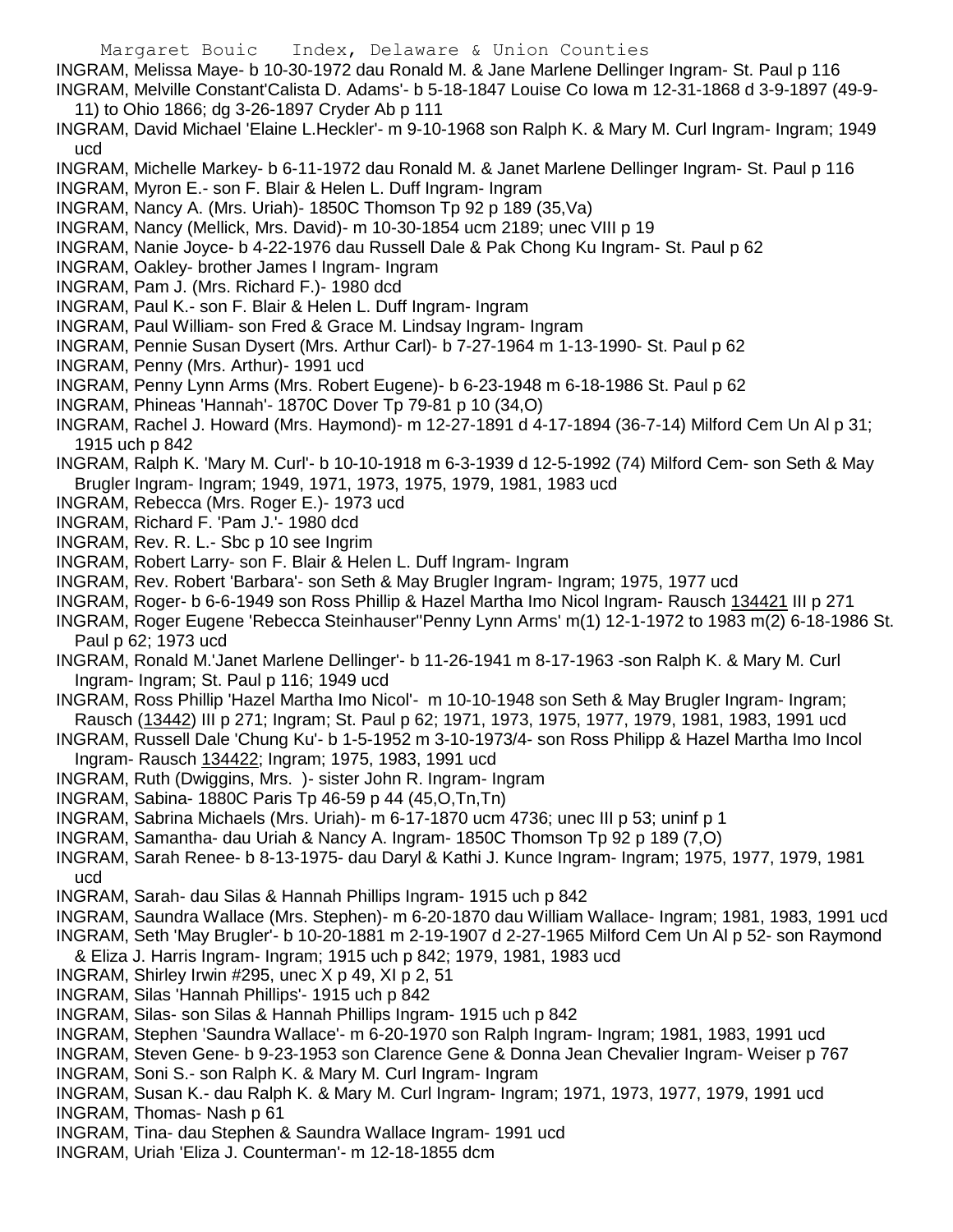INGRAM, Melissa Maye- b 10-30-1972 dau Ronald M. & Jane Marlene Dellinger Ingram- St. Paul p 116

INGRAM, Melville Constant'Calista D. Adams'- b 5-18-1847 Louise Co Iowa m 12-31-1868 d 3-9-1897 (49-9-11) to Ohio 1866; dg 3-26-1897 Cryder Ab p 111

INGRAM, David Michael 'Elaine L.Heckler'- m 9-10-1968 son Ralph K. & Mary M. Curl Ingram- Ingram; 1949 ucd

INGRAM, Michelle Markey- b 6-11-1972 dau Ronald M. & Janet Marlene Dellinger Ingram- St. Paul p 116

INGRAM, Myron E.- son F. Blair & Helen L. Duff Ingram- Ingram

INGRAM, Nancy A. (Mrs. Uriah)- 1850C Thomson Tp 92 p 189 (35,Va)

INGRAM, Nancy (Mellick, Mrs. David)- m 10-30-1854 ucm 2189; unec VIII p 19

INGRAM, Nanie Joyce- b 4-22-1976 dau Russell Dale & Pak Chong Ku Ingram- St. Paul p 62

INGRAM, Oakley- brother James I Ingram- Ingram

INGRAM, Pam J. (Mrs. Richard F.)- 1980 dcd

INGRAM, Paul K.- son F. Blair & Helen L. Duff Ingram- Ingram

INGRAM, Paul William- son Fred & Grace M. Lindsay Ingram- Ingram

INGRAM, Pennie Susan Dysert (Mrs. Arthur Carl)- b 7-27-1964 m 1-13-1990- St. Paul p 62

INGRAM, Penny (Mrs. Arthur)- 1991 ucd

INGRAM, Penny Lynn Arms (Mrs. Robert Eugene)- b 6-23-1948 m 6-18-1986 St. Paul p 62

INGRAM, Phineas 'Hannah'- 1870C Dover Tp 79-81 p 10 (34,O)

INGRAM, Rachel J. Howard (Mrs. Haymond)- m 12-27-1891 d 4-17-1894 (36-7-14) Milford Cem Un Al p 31; 1915 uch p 842

INGRAM, Ralph K. 'Mary M. Curl'- b 10-10-1918 m 6-3-1939 d 12-5-1992 (74) Milford Cem- son Seth & May Brugler Ingram- Ingram; 1949, 1971, 1973, 1975, 1979, 1981, 1983 ucd

INGRAM, Rebecca (Mrs. Roger E.)- 1973 ucd

INGRAM, Richard F. 'Pam J.'- 1980 dcd

INGRAM, Rev. R. L.- Sbc p 10 see Ingrim

INGRAM, Robert Larry- son F. Blair & Helen L. Duff Ingram- Ingram

INGRAM, Rev. Robert 'Barbara'- son Seth & May Brugler Ingram- Ingram; 1975, 1977 ucd

INGRAM, Roger- b 6-6-1949 son Ross Phillip & Hazel Martha Imo Nicol Ingram- Rausch 134421 III p 271

INGRAM, Roger Eugene 'Rebecca Steinhauser''Penny Lynn Arms' m(1) 12-1-1972 to 1983 m(2) 6-18-1986 St. Paul p 62; 1973 ucd

INGRAM, Ronald M.'Janet Marlene Dellinger'- b 11-26-1941 m 8-17-1963 -son Ralph K. & Mary M. Curl Ingram- Ingram; St. Paul p 116; 1949 ucd

INGRAM, Ross Phillip 'Hazel Martha Imo Nicol'- m 10-10-1948 son Seth & May Brugler Ingram- Ingram; Rausch (13442) III p 271; Ingram; St. Paul p 62; 1971, 1973, 1975, 1977, 1979, 1981, 1983, 1991 ucd

INGRAM, Russell Dale 'Chung Ku'- b 1-5-1952 m 3-10-1973/4- son Ross Philipp & Hazel Martha Imo Incol Ingram- Rausch 134422; Ingram; 1975, 1983, 1991 ucd

INGRAM, Ruth (Dwiggins, Mrs. )- sister John R. Ingram- Ingram

INGRAM, Sabina- 1880C Paris Tp 46-59 p 44 (45,O,Tn,Tn)

INGRAM, Sabrina Michaels (Mrs. Uriah)- m 6-17-1870 ucm 4736; unec III p 53; uninf p 1

INGRAM, Samantha- dau Uriah & Nancy A. Ingram- 1850C Thomson Tp 92 p 189 (7,O)

INGRAM, Sarah Renee- b 8-13-1975- dau Daryl & Kathi J. Kunce Ingram- Ingram; 1975, 1977, 1979, 1981 ucd

INGRAM, Sarah- dau Silas & Hannah Phillips Ingram- 1915 uch p 842

INGRAM, Saundra Wallace (Mrs. Stephen)- m 6-20-1870 dau William Wallace- Ingram; 1981, 1983, 1991 ucd

INGRAM, Seth 'May Brugler'- b 10-20-1881 m 2-19-1907 d 2-27-1965 Milford Cem Un Al p 52- son Raymond & Eliza J. Harris Ingram- Ingram; 1915 uch p 842; 1979, 1981, 1983 ucd

INGRAM, Shirley Irwin #295, unec X p 49, XI p 2, 51

INGRAM, Silas 'Hannah Phillips'- 1915 uch p 842

INGRAM, Silas- son Silas & Hannah Phillips Ingram- 1915 uch p 842

INGRAM, Stephen 'Saundra Wallace'- m 6-20-1970 son Ralph Ingram- Ingram; 1981, 1983, 1991 ucd

INGRAM, Steven Gene- b 9-23-1953 son Clarence Gene & Donna Jean Chevalier Ingram- Weiser p 767

INGRAM, Soni S.- son Ralph K. & Mary M. Curl Ingram- Ingram

INGRAM, Susan K.- dau Ralph K. & Mary M. Curl Ingram- Ingram; 1971, 1973, 1977, 1979, 1991 ucd

INGRAM, Thomas- Nash p 61

INGRAM, Tina- dau Stephen & Saundra Wallace Ingram- 1991 ucd

INGRAM, Uriah 'Eliza J. Counterman'- m 12-18-1855 dcm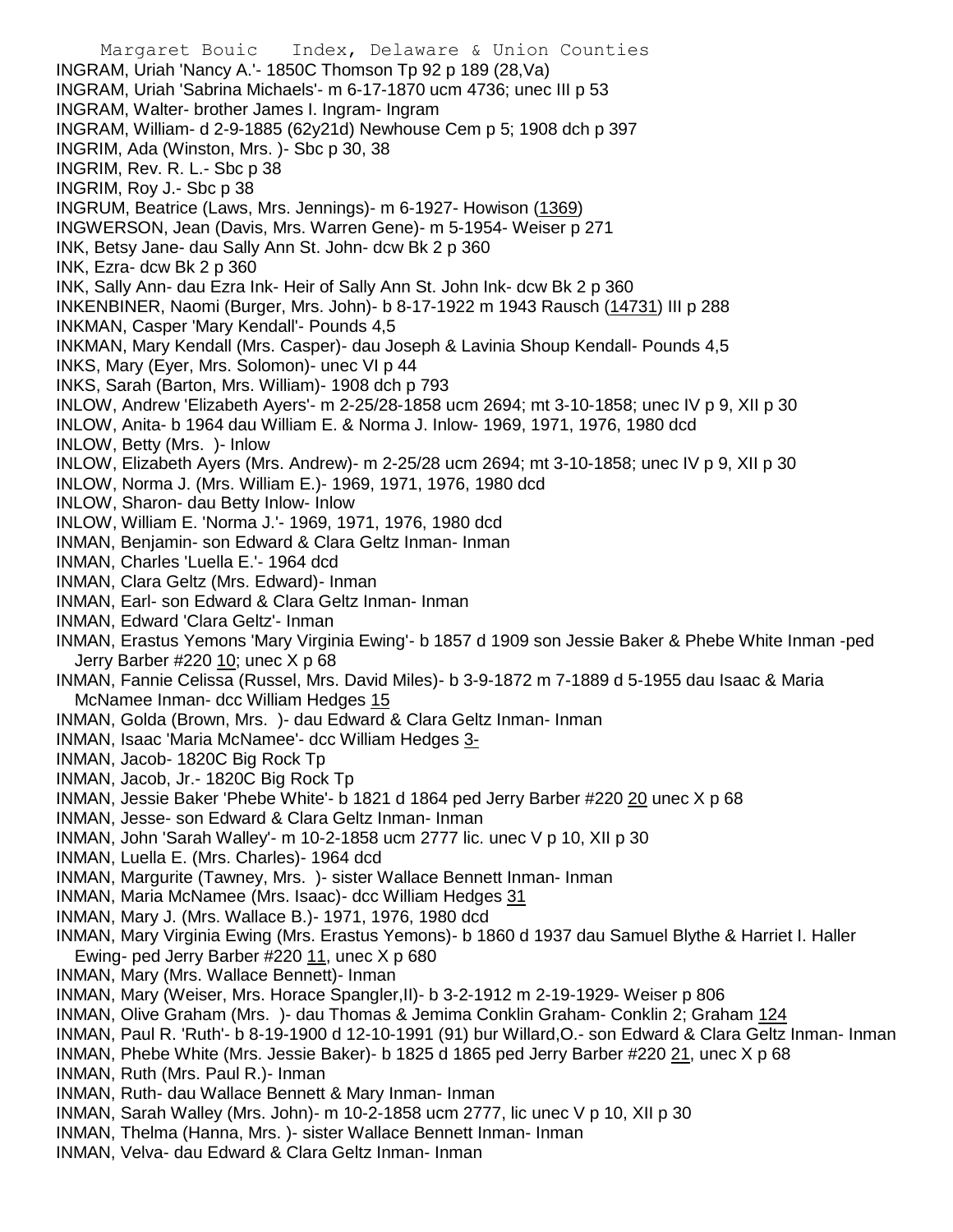INGRAM, Uriah 'Nancy A.'- 1850C Thomson Tp 92 p 189 (28,Va)
INGRAM, Uriah 'Sabrina Michaels'- m 6-17-1870 ucm 4736; unec III p 53
INGRAM, Walter- brother James I. Ingram- Ingram
INGRAM, William- d 2-9-1885 (62y21d) Newhouse Cem p 5; 1908 dch p 397
INGRIM, Ada (Winston, Mrs. )- Sbc p 30, 38
INGRIM, Rev. R. L.- Sbc p 38
INGRIM, Roy J.- Sbc p 38
INGRUM, Beatrice (Laws, Mrs. Jennings)- m 6-1927- Howison (1369)
INGWERSON, Jean (Davis, Mrs. Warren Gene)- m 5-1954- Weiser p 271
INK, Betsy Jane- dau Sally Ann St. John- dcw Bk 2 p 360
INK, Ezra- dcw Bk 2 p 360
INK, Sally Ann- dau Ezra Ink- Heir of Sally Ann St. John Ink- dcw Bk 2 p 360
INKENBINER, Naomi (Burger, Mrs. John)- b 8-17-1922 m 1943 Rausch (14731) III p 288
INKMAN, Casper 'Mary Kendall'- Pounds 4,5
INKMAN, Mary Kendall (Mrs. Casper)- dau Joseph & Lavinia Shoup Kendall- Pounds 4,5
INKS, Mary (Eyer, Mrs. Solomon)- unec VI p 44
INKS, Sarah (Barton, Mrs. William)- 1908 dch p 793
INLOW, Andrew 'Elizabeth Ayers'- m 2-25/28-1858 ucm 2694; mt 3-10-1858; unec IV p 9, XII p 30
INLOW, Anita- b 1964 dau William E. & Norma J. Inlow- 1969, 1971, 1976, 1980 dcd
INLOW, Betty (Mrs. )- Inlow
INLOW, Elizabeth Ayers (Mrs. Andrew)- m 2-25/28 ucm 2694; mt 3-10-1858; unec IV p 9, XII p 30
INLOW, Norma J. (Mrs. William E.)- 1969, 1971, 1976, 1980 dcd
INLOW, Sharon- dau Betty Inlow- Inlow
INLOW, William E. 'Norma J.'- 1969, 1971, 1976, 1980 dcd
INMAN, Benjamin- son Edward & Clara Geltz Inman- Inman
INMAN, Charles 'Luella E.'- 1964 dcd
INMAN, Clara Geltz (Mrs. Edward)- Inman
INMAN, Earl- son Edward & Clara Geltz Inman- Inman
INMAN, Edward 'Clara Geltz'- Inman
INMAN, Erastus Yemons 'Mary Virginia Ewing'- b 1857 d 1909 son Jessie Baker & Phebe White Inman -ped Jerry Barber #220 10; unec X p 68
INMAN, Fannie Celissa (Russel, Mrs. David Miles)- b 3-9-1872 m 7-1889 d 5-1955 dau Isaac & Maria McNamee Inman- dcc William Hedges 15
INMAN, Golda (Brown, Mrs. )- dau Edward & Clara Geltz Inman- Inman
INMAN, Isaac 'Maria McNamee'- dcc William Hedges 3-
INMAN, Jacob- 1820C Big Rock Tp
INMAN, Jacob, Jr.- 1820C Big Rock Tp
INMAN, Jessie Baker 'Phebe White'- b 1821 d 1864 ped Jerry Barber #220 20 unec X p 68
INMAN, Jesse- son Edward & Clara Geltz Inman- Inman
INMAN, John 'Sarah Walley'- m 10-2-1858 ucm 2777 lic. unec V p 10, XII p 30
INMAN, Luella E. (Mrs. Charles)- 1964 dcd
INMAN, Margurite (Tawney, Mrs. )- sister Wallace Bennett Inman- Inman
INMAN, Maria McNamee (Mrs. Isaac)- dcc William Hedges 31
INMAN, Mary J. (Mrs. Wallace B.)- 1971, 1976, 1980 dcd
INMAN, Mary Virginia Ewing (Mrs. Erastus Yemons)- b 1860 d 1937 dau Samuel Blythe & Harriet I. Haller Ewing- ped Jerry Barber #220 11, unec X p 680
INMAN, Mary (Mrs. Wallace Bennett)- Inman
INMAN, Mary (Weiser, Mrs. Horace Spangler,II)- b 3-2-1912 m 2-19-1929- Weiser p 806
INMAN, Olive Graham (Mrs. )- dau Thomas & Jemima Conklin Graham- Conklin 2; Graham 124
INMAN, Paul R. 'Ruth'- b 8-19-1900 d 12-10-1991 (91) bur Willard,O.- son Edward & Clara Geltz Inman- Inman
INMAN, Phebe White (Mrs. Jessie Baker)- b 1825 d 1865 ped Jerry Barber #220 21, unec X p 68
INMAN, Ruth (Mrs. Paul R.)- Inman
INMAN, Ruth- dau Wallace Bennett & Mary Inman- Inman
INMAN, Sarah Walley (Mrs. John)- m 10-2-1858 ucm 2777, lic unec V p 10, XII p 30
INMAN, Thelma (Hanna, Mrs. )- sister Wallace Bennett Inman- Inman
INMAN, Velva- dau Edward & Clara Geltz Inman- Inman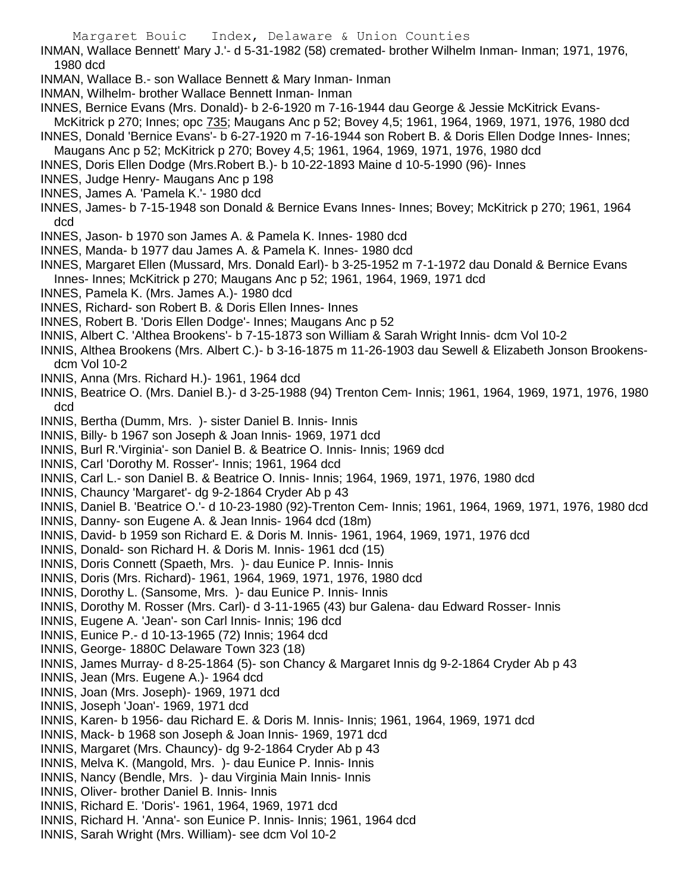INMAN, Wallace Bennett' Mary J.'- d 5-31-1982 (58) cremated- brother Wilhelm Inman- Inman; 1971, 1976, 1980 dcd

INMAN, Wallace B.- son Wallace Bennett & Mary Inman- Inman

INMAN, Wilhelm- brother Wallace Bennett Inman- Inman

INNES, Bernice Evans (Mrs. Donald)- b 2-6-1920 m 7-16-1944 dau George & Jessie McKitrick Evans- McKitrick p 270; Innes; opc 735; Maugans Anc p 52; Bovey 4,5; 1961, 1964, 1969, 1971, 1976, 1980 dcd

INNES, Donald 'Bernice Evans'- b 6-27-1920 m 7-16-1944 son Robert B. & Doris Ellen Dodge Innes- Innes; Maugans Anc p 52; McKitrick p 270; Bovey 4,5; 1961, 1964, 1969, 1971, 1976, 1980 dcd

INNES, Doris Ellen Dodge (Mrs.Robert B.)- b 10-22-1893 Maine d 10-5-1990 (96)- Innes

INNES, Judge Henry- Maugans Anc p 198

INNES, James A. 'Pamela K.'- 1980 dcd

INNES, James- b 7-15-1948 son Donald & Bernice Evans Innes- Innes; Bovey; McKitrick p 270; 1961, 1964 dcd

INNES, Jason- b 1970 son James A. & Pamela K. Innes- 1980 dcd

INNES, Manda- b 1977 dau James A. & Pamela K. Innes- 1980 dcd

INNES, Margaret Ellen (Mussard, Mrs. Donald Earl)- b 3-25-1952 m 7-1-1972 dau Donald & Bernice Evans Innes- Innes; McKitrick p 270; Maugans Anc p 52; 1961, 1964, 1969, 1971 dcd

INNES, Pamela K. (Mrs. James A.)- 1980 dcd

INNES, Richard- son Robert B. & Doris Ellen Innes- Innes

INNES, Robert B. 'Doris Ellen Dodge'- Innes; Maugans Anc p 52

INNIS, Albert C. 'Althea Brookens'- b 7-15-1873 son William & Sarah Wright Innis- dcm Vol 10-2

INNIS, Althea Brookens (Mrs. Albert C.)- b 3-16-1875 m 11-26-1903 dau Sewell & Elizabeth Jonson Brookens- dcm Vol 10-2

INNIS, Anna (Mrs. Richard H.)- 1961, 1964 dcd

INNIS, Beatrice O. (Mrs. Daniel B.)- d 3-25-1988 (94) Trenton Cem- Innis; 1961, 1964, 1969, 1971, 1976, 1980 dcd

INNIS, Bertha (Dumm, Mrs. )- sister Daniel B. Innis- Innis

INNIS, Billy- b 1967 son Joseph & Joan Innis- 1969, 1971 dcd

INNIS, Burl R.'Virginia'- son Daniel B. & Beatrice O. Innis- Innis; 1969 dcd

INNIS, Carl 'Dorothy M. Rosser'- Innis; 1961, 1964 dcd

INNIS, Carl L.- son Daniel B. & Beatrice O. Innis- Innis; 1964, 1969, 1971, 1976, 1980 dcd

INNIS, Chauncy 'Margaret'- dg 9-2-1864 Cryder Ab p 43

INNIS, Daniel B. 'Beatrice O.'- d 10-23-1980 (92)-Trenton Cem- Innis; 1961, 1964, 1969, 1971, 1976, 1980 dcd

INNIS, Danny- son Eugene A. & Jean Innis- 1964 dcd (18m)

INNIS, David- b 1959 son Richard E. & Doris M. Innis- 1961, 1964, 1969, 1971, 1976 dcd

INNIS, Donald- son Richard H. & Doris M. Innis- 1961 dcd (15)

INNIS, Doris Connett (Spaeth, Mrs. )- dau Eunice P. Innis- Innis

INNIS, Doris (Mrs. Richard)- 1961, 1964, 1969, 1971, 1976, 1980 dcd

INNIS, Dorothy L. (Sansome, Mrs. )- dau Eunice P. Innis- Innis

INNIS, Dorothy M. Rosser (Mrs. Carl)- d 3-11-1965 (43) bur Galena- dau Edward Rosser- Innis

INNIS, Eugene A. 'Jean'- son Carl Innis- Innis; 196 dcd

INNIS, Eunice P.- d 10-13-1965 (72) Innis; 1964 dcd

INNIS, George- 1880C Delaware Town 323 (18)

INNIS, James Murray- d 8-25-1864 (5)- son Chancy & Margaret Innis dg 9-2-1864 Cryder Ab p 43

INNIS, Jean (Mrs. Eugene A.)- 1964 dcd

INNIS, Joan (Mrs. Joseph)- 1969, 1971 dcd

INNIS, Joseph 'Joan'- 1969, 1971 dcd

INNIS, Karen- b 1956- dau Richard E. & Doris M. Innis- Innis; 1961, 1964, 1969, 1971 dcd

INNIS, Mack- b 1968 son Joseph & Joan Innis- 1969, 1971 dcd

INNIS, Margaret (Mrs. Chauncy)- dg 9-2-1864 Cryder Ab p 43

INNIS, Melva K. (Mangold, Mrs. )- dau Eunice P. Innis- Innis

INNIS, Nancy (Bendle, Mrs. )- dau Virginia Main Innis- Innis

INNIS, Oliver- brother Daniel B. Innis- Innis

INNIS, Richard E. 'Doris'- 1961, 1964, 1969, 1971 dcd

INNIS, Richard H. 'Anna'- son Eunice P. Innis- Innis; 1961, 1964 dcd

INNIS, Sarah Wright (Mrs. William)- see dcm Vol 10-2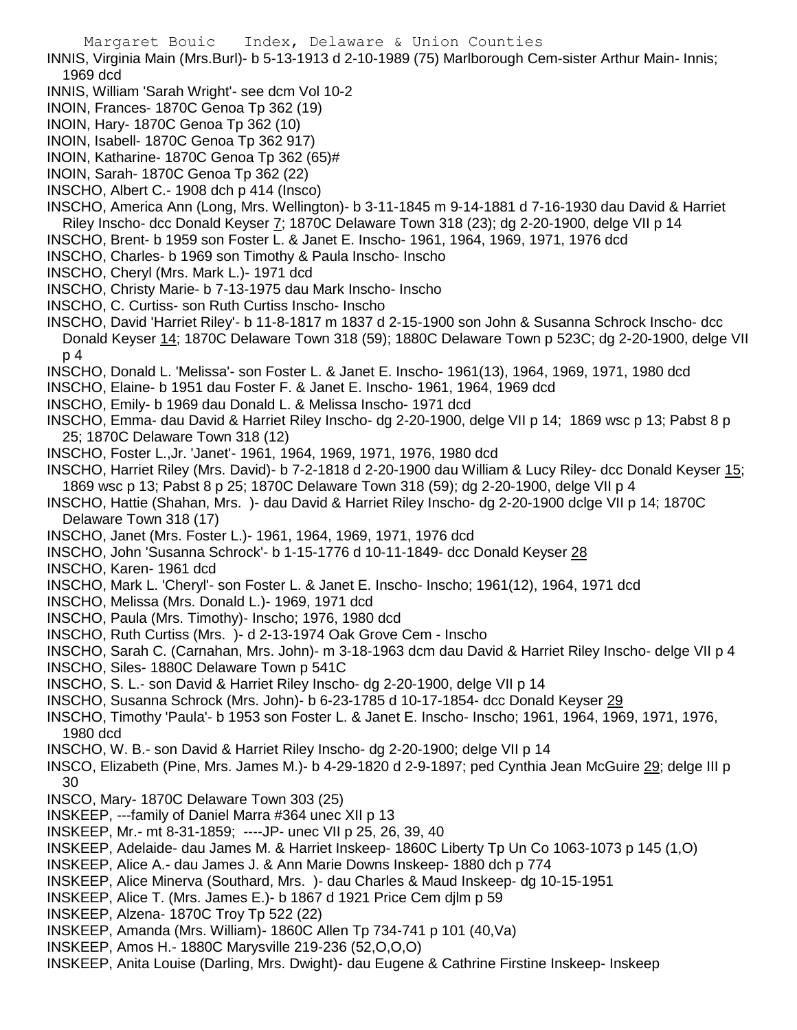INNIS, Virginia Main (Mrs.Burl)- b 5-13-1913 d 2-10-1989 (75) Marlborough Cem-sister Arthur Main- Innis; 1969 dcd

INNIS, William 'Sarah Wright'- see dcm Vol 10-2

INOIN, Frances- 1870C Genoa Tp 362 (19)

INOIN, Hary- 1870C Genoa Tp 362 (10)

INOIN, Isabell- 1870C Genoa Tp 362 917)

INOIN, Katharine- 1870C Genoa Tp 362 (65)#

INOIN, Sarah- 1870C Genoa Tp 362 (22)

INSCHO, Albert C.- 1908 dch p 414 (Insco)

INSCHO, America Ann (Long, Mrs. Wellington)- b 3-11-1845 m 9-14-1881 d 7-16-1930 dau David & Harriet Riley Inscho- dcc Donald Keyser 7; 1870C Delaware Town 318 (23); dg 2-20-1900, delge VII p 14

INSCHO, Brent- b 1959 son Foster L. & Janet E. Inscho- 1961, 1964, 1969, 1971, 1976 dcd

INSCHO, Charles- b 1969 son Timothy & Paula Inscho- Inscho

INSCHO, Cheryl (Mrs. Mark L.)- 1971 dcd

INSCHO, Christy Marie- b 7-13-1975 dau Mark Inscho- Inscho

INSCHO, C. Curtiss- son Ruth Curtiss Inscho- Inscho

INSCHO, David 'Harriet Riley'- b 11-8-1817 m 1837 d 2-15-1900 son John & Susanna Schrock Inscho- dcc Donald Keyser 14; 1870C Delaware Town 318 (59); 1880C Delaware Town p 523C; dg 2-20-1900, delge VII p 4

INSCHO, Donald L. 'Melissa'- son Foster L. & Janet E. Inscho- 1961(13), 1964, 1969, 1971, 1980 dcd

INSCHO, Elaine- b 1951 dau Foster F. & Janet E. Inscho- 1961, 1964, 1969 dcd

INSCHO, Emily- b 1969 dau Donald L. & Melissa Inscho- 1971 dcd

INSCHO, Emma- dau David & Harriet Riley Inscho- dg 2-20-1900, delge VII p 14; 1869 wsc p 13; Pabst 8 p 25; 1870C Delaware Town 318 (12)

INSCHO, Foster L.,Jr. 'Janet'- 1961, 1964, 1969, 1971, 1976, 1980 dcd

INSCHO, Harriet Riley (Mrs. David)- b 7-2-1818 d 2-20-1900 dau William & Lucy Riley- dcc Donald Keyser 15; 1869 wsc p 13; Pabst 8 p 25; 1870C Delaware Town 318 (59); dg 2-20-1900, delge VII p 4

INSCHO, Hattie (Shahan, Mrs. )- dau David & Harriet Riley Inscho- dg 2-20-1900 dclge VII p 14; 1870C Delaware Town 318 (17)

INSCHO, Janet (Mrs. Foster L.)- 1961, 1964, 1969, 1971, 1976 dcd

INSCHO, John 'Susanna Schrock'- b 1-15-1776 d 10-11-1849- dcc Donald Keyser 28

INSCHO, Karen- 1961 dcd

INSCHO, Mark L. 'Cheryl'- son Foster L. & Janet E. Inscho- Inscho; 1961(12), 1964, 1971 dcd

INSCHO, Melissa (Mrs. Donald L.)- 1969, 1971 dcd

INSCHO, Paula (Mrs. Timothy)- Inscho; 1976, 1980 dcd

INSCHO, Ruth Curtiss (Mrs. )- d 2-13-1974 Oak Grove Cem - Inscho

INSCHO, Sarah C. (Carnahan, Mrs. John)- m 3-18-1963 dcm dau David & Harriet Riley Inscho- delge VII p 4

INSCHO, Siles- 1880C Delaware Town p 541C

INSCHO, S. L.- son David & Harriet Riley Inscho- dg 2-20-1900, delge VII p 14

INSCHO, Susanna Schrock (Mrs. John)- b 6-23-1785 d 10-17-1854- dcc Donald Keyser 29

INSCHO, Timothy 'Paula'- b 1953 son Foster L. & Janet E. Inscho- Inscho; 1961, 1964, 1969, 1971, 1976, 1980 dcd

INSCHO, W. B.- son David & Harriet Riley Inscho- dg 2-20-1900; delge VII p 14

INSCO, Elizabeth (Pine, Mrs. James M.)- b 4-29-1820 d 2-9-1897; ped Cynthia Jean McGuire 29; delge III p 30

INSCO, Mary- 1870C Delaware Town 303 (25)

INSKEEP, ---family of Daniel Marra #364 unec XII p 13

INSKEEP, Mr.- mt 8-31-1859; ----JP- unec VII p 25, 26, 39, 40

INSKEEP, Adelaide- dau James M. & Harriet Inskeep- 1860C Liberty Tp Un Co 1063-1073 p 145 (1,O)

INSKEEP, Alice A.- dau James J. & Ann Marie Downs Inskeep- 1880 dch p 774

INSKEEP, Alice Minerva (Southard, Mrs. )- dau Charles & Maud Inskeep- dg 10-15-1951

INSKEEP, Alice T. (Mrs. James E.)- b 1867 d 1921 Price Cem djlm p 59

INSKEEP, Alzena- 1870C Troy Tp 522 (22)

INSKEEP, Amanda (Mrs. William)- 1860C Allen Tp 734-741 p 101 (40,Va)

INSKEEP, Amos H.- 1880C Marysville 219-236 (52,O,O,O)

INSKEEP, Anita Louise (Darling, Mrs. Dwight)- dau Eugene & Cathrine Firstine Inskeep- Inskeep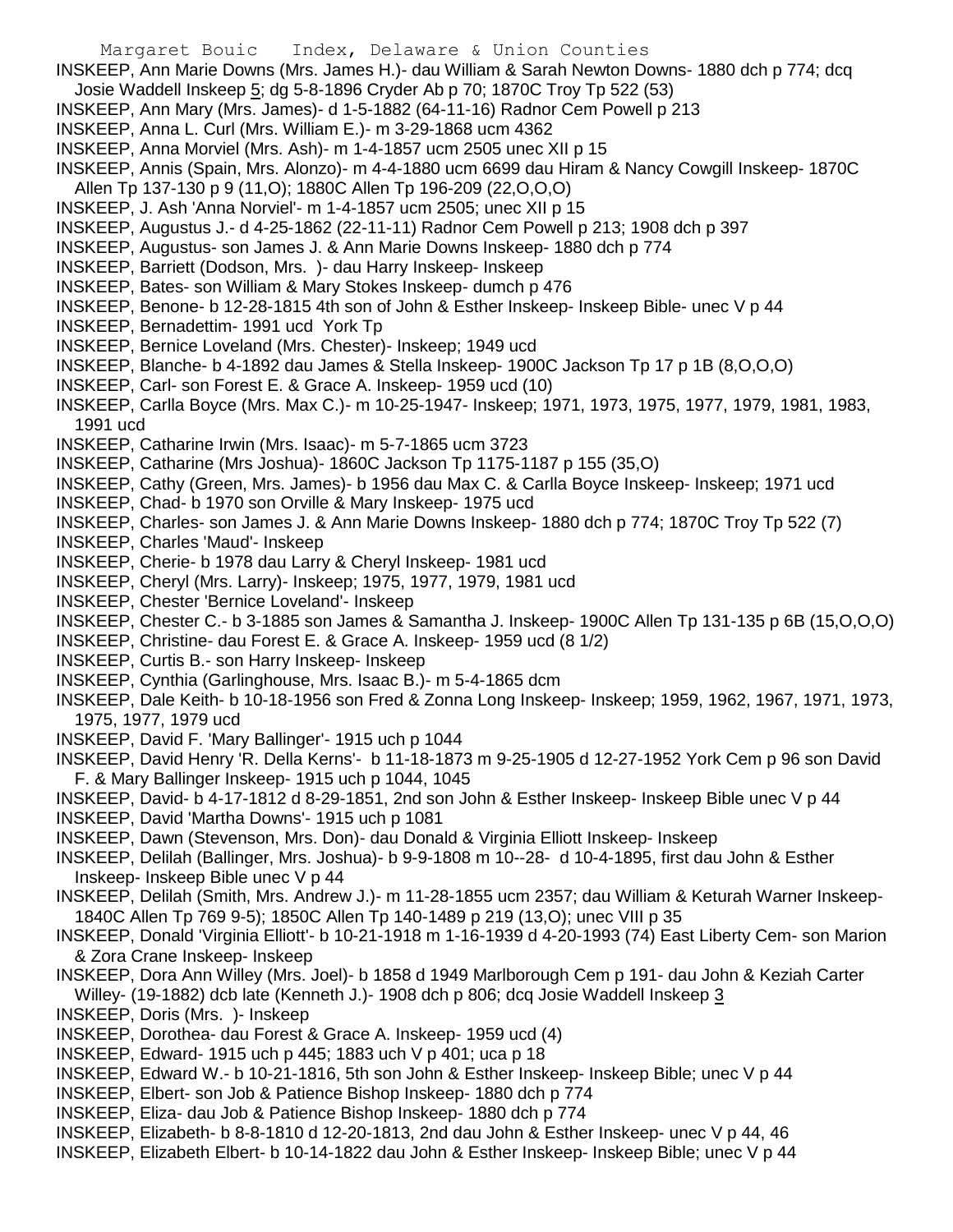INSKEEP, Ann Marie Downs (Mrs. James H.)- dau William & Sarah Newton Downs- 1880 dch p 774; dcq Josie Waddell Inskeep 5; dg 5-8-1896 Cryder Ab p 70; 1870C Troy Tp 522 (53)

INSKEEP, Ann Mary (Mrs. James)- d 1-5-1882 (64-11-16) Radnor Cem Powell p 213

INSKEEP, Anna L. Curl (Mrs. William E.)- m 3-29-1868 ucm 4362

INSKEEP, Anna Morviel (Mrs. Ash)- m 1-4-1857 ucm 2505 unec XII p 15

INSKEEP, Annis (Spain, Mrs. Alonzo)- m 4-4-1880 ucm 6699 dau Hiram & Nancy Cowgill Inskeep- 1870C Allen Tp 137-130 p 9 (11,O); 1880C Allen Tp 196-209 (22,O,O,O)

INSKEEP, J. Ash 'Anna Norviel'- m 1-4-1857 ucm 2505; unec XII p 15

INSKEEP, Augustus J.- d 4-25-1862 (22-11-11) Radnor Cem Powell p 213; 1908 dch p 397

INSKEEP, Augustus- son James J. & Ann Marie Downs Inskeep- 1880 dch p 774

INSKEEP, Barriett (Dodson, Mrs. )- dau Harry Inskeep- Inskeep

INSKEEP, Bates- son William & Mary Stokes Inskeep- dumch p 476

INSKEEP, Benone- b 12-28-1815 4th son of John & Esther Inskeep- Inskeep Bible- unec V p 44

INSKEEP, Bernadettim- 1991 ucd York Tp

INSKEEP, Bernice Loveland (Mrs. Chester)- Inskeep; 1949 ucd

INSKEEP, Blanche- b 4-1892 dau James & Stella Inskeep- 1900C Jackson Tp 17 p 1B (8,O,O,O)

INSKEEP, Carl- son Forest E. & Grace A. Inskeep- 1959 ucd (10)

INSKEEP, Carlla Boyce (Mrs. Max C.)- m 10-25-1947- Inskeep; 1971, 1973, 1975, 1977, 1979, 1981, 1983, 1991 ucd

INSKEEP, Catharine Irwin (Mrs. Isaac)- m 5-7-1865 ucm 3723

INSKEEP, Catharine (Mrs Joshua)- 1860C Jackson Tp 1175-1187 p 155 (35,O)

INSKEEP, Cathy (Green, Mrs. James)- b 1956 dau Max C. & Carlla Boyce Inskeep- Inskeep; 1971 ucd

INSKEEP, Chad- b 1970 son Orville & Mary Inskeep- 1975 ucd

INSKEEP, Charles- son James J. & Ann Marie Downs Inskeep- 1880 dch p 774; 1870C Troy Tp 522 (7)

INSKEEP, Charles 'Maud'- Inskeep

INSKEEP, Cherie- b 1978 dau Larry & Cheryl Inskeep- 1981 ucd

INSKEEP, Cheryl (Mrs. Larry)- Inskeep; 1975, 1977, 1979, 1981 ucd

INSKEEP, Chester 'Bernice Loveland'- Inskeep

INSKEEP, Chester C.- b 3-1885 son James & Samantha J. Inskeep- 1900C Allen Tp 131-135 p 6B (15,O,O,O)

INSKEEP, Christine- dau Forest E. & Grace A. Inskeep- 1959 ucd (8 1/2)

INSKEEP, Curtis B.- son Harry Inskeep- Inskeep

INSKEEP, Cynthia (Garlinghouse, Mrs. Isaac B.)- m 5-4-1865 dcm

INSKEEP, Dale Keith- b 10-18-1956 son Fred & Zonna Long Inskeep- Inskeep; 1959, 1962, 1967, 1971, 1973, 1975, 1977, 1979 ucd

INSKEEP, David F. 'Mary Ballinger'- 1915 uch p 1044

INSKEEP, David Henry 'R. Della Kerns'- b 11-18-1873 m 9-25-1905 d 12-27-1952 York Cem p 96 son David F. & Mary Ballinger Inskeep- 1915 uch p 1044, 1045

INSKEEP, David- b 4-17-1812 d 8-29-1851, 2nd son John & Esther Inskeep- Inskeep Bible unec V p 44

INSKEEP, David 'Martha Downs'- 1915 uch p 1081

INSKEEP, Dawn (Stevenson, Mrs. Don)- dau Donald & Virginia Elliott Inskeep- Inskeep

INSKEEP, Delilah (Ballinger, Mrs. Joshua)- b 9-9-1808 m 10--28- d 10-4-1895, first dau John & Esther Inskeep- Inskeep Bible unec V p 44

INSKEEP, Delilah (Smith, Mrs. Andrew J.)- m 11-28-1855 ucm 2357; dau William & Keturah Warner Inskeep- 1840C Allen Tp 769 9-5); 1850C Allen Tp 140-1489 p 219 (13,O); unec VIII p 35

INSKEEP, Donald 'Virginia Elliott'- b 10-21-1918 m 1-16-1939 d 4-20-1993 (74) East Liberty Cem- son Marion & Zora Crane Inskeep- Inskeep

INSKEEP, Dora Ann Willey (Mrs. Joel)- b 1858 d 1949 Marlborough Cem p 191- dau John & Keziah Carter Willey- (19-1882) dcb late (Kenneth J.)- 1908 dch p 806; dcq Josie Waddell Inskeep 3

INSKEEP, Doris (Mrs. )- Inskeep

INSKEEP, Dorothea- dau Forest & Grace A. Inskeep- 1959 ucd (4)

INSKEEP, Edward- 1915 uch p 445; 1883 uch V p 401; uca p 18

INSKEEP, Edward W.- b 10-21-1816, 5th son John & Esther Inskeep- Inskeep Bible; unec V p 44

INSKEEP, Elbert- son Job & Patience Bishop Inskeep- 1880 dch p 774

INSKEEP, Eliza- dau Job & Patience Bishop Inskeep- 1880 dch p 774

INSKEEP, Elizabeth- b 8-8-1810 d 12-20-1813, 2nd dau John & Esther Inskeep- unec V p 44, 46

INSKEEP, Elizabeth Elbert- b 10-14-1822 dau John & Esther Inskeep- Inskeep Bible; unec V p 44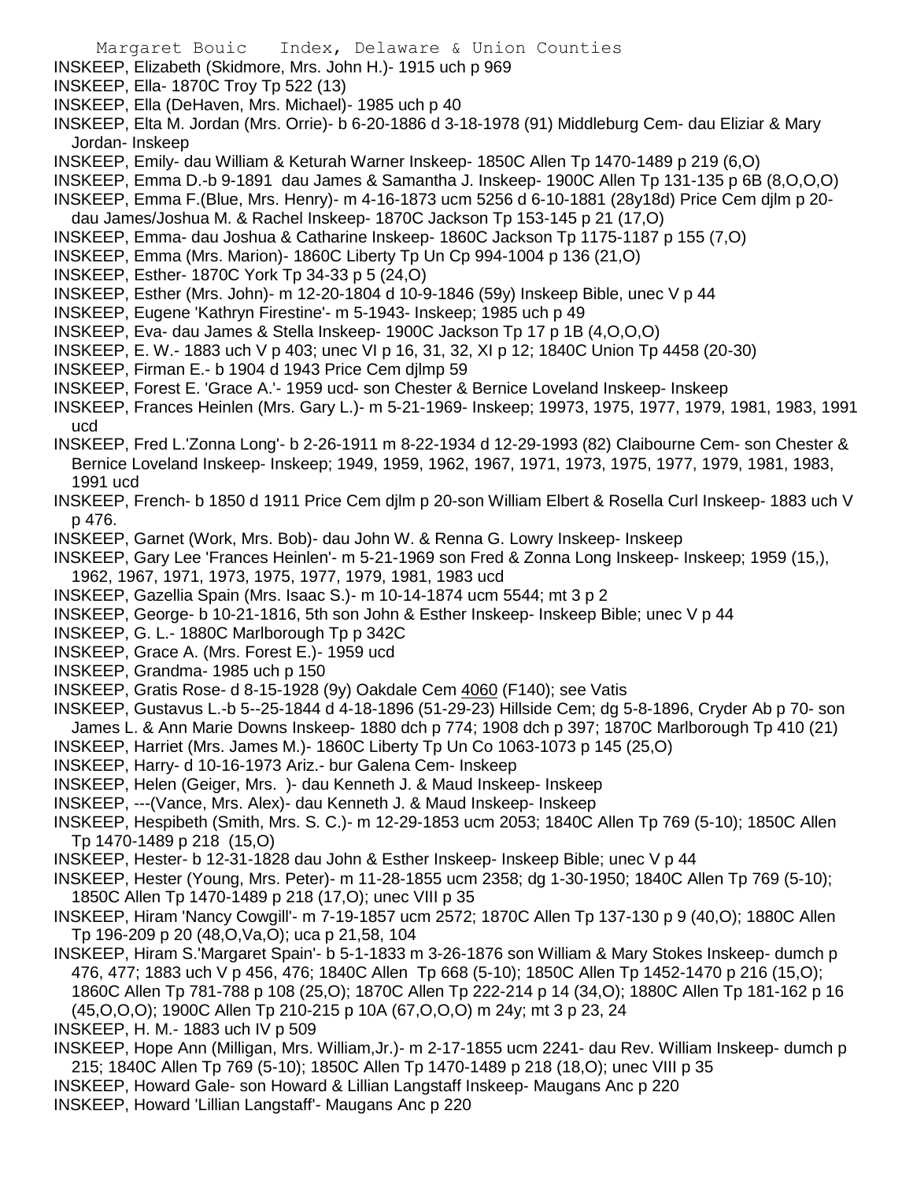INSKEEP, Elizabeth (Skidmore, Mrs. John H.)- 1915 uch p 969

INSKEEP, Ella- 1870C Troy Tp 522 (13)

INSKEEP, Ella (DeHaven, Mrs. Michael)- 1985 uch p 40

INSKEEP, Elta M. Jordan (Mrs. Orrie)- b 6-20-1886 d 3-18-1978 (91) Middleburg Cem- dau Eliziar & Mary Jordan- Inskeep

INSKEEP, Emily- dau William & Keturah Warner Inskeep- 1850C Allen Tp 1470-1489 p 219 (6,O)

INSKEEP, Emma D.-b 9-1891 dau James & Samantha J. Inskeep- 1900C Allen Tp 131-135 p 6B (8,O,O,O)

INSKEEP, Emma F.(Blue, Mrs. Henry)- m 4-16-1873 ucm 5256 d 6-10-1881 (28y18d) Price Cem djlm p 20- dau James/Joshua M. & Rachel Inskeep- 1870C Jackson Tp 153-145 p 21 (17,O)

INSKEEP, Emma- dau Joshua & Catharine Inskeep- 1860C Jackson Tp 1175-1187 p 155 (7,O)

INSKEEP, Emma (Mrs. Marion)- 1860C Liberty Tp Un Cp 994-1004 p 136 (21,O)

INSKEEP, Esther- 1870C York Tp 34-33 p 5 (24,O)

INSKEEP, Esther (Mrs. John)- m 12-20-1804 d 10-9-1846 (59y) Inskeep Bible, unec V p 44

INSKEEP, Eugene 'Kathryn Firestine'- m 5-1943- Inskeep; 1985 uch p 49

INSKEEP, Eva- dau James & Stella Inskeep- 1900C Jackson Tp 17 p 1B (4,O,O,O)

INSKEEP, E. W.- 1883 uch V p 403; unec VI p 16, 31, 32, XI p 12; 1840C Union Tp 4458 (20-30)

INSKEEP, Firman E.- b 1904 d 1943 Price Cem djlmp 59

INSKEEP, Forest E. 'Grace A.'- 1959 ucd- son Chester & Bernice Loveland Inskeep- Inskeep

INSKEEP, Frances Heinlen (Mrs. Gary L.)- m 5-21-1969- Inskeep; 19973, 1975, 1977, 1979, 1981, 1983, 1991 ucd

INSKEEP, Fred L.'Zonna Long'- b 2-26-1911 m 8-22-1934 d 12-29-1993 (82) Claibourne Cem- son Chester & Bernice Loveland Inskeep- Inskeep; 1949, 1959, 1962, 1967, 1971, 1973, 1975, 1977, 1979, 1981, 1983, 1991 ucd

INSKEEP, French- b 1850 d 1911 Price Cem djlm p 20-son William Elbert & Rosella Curl Inskeep- 1883 uch V p 476.

INSKEEP, Garnet (Work, Mrs. Bob)- dau John W. & Renna G. Lowry Inskeep- Inskeep

INSKEEP, Gary Lee 'Frances Heinlen'- m 5-21-1969 son Fred & Zonna Long Inskeep- Inskeep; 1959 (15,), 1962, 1967, 1971, 1973, 1975, 1977, 1979, 1981, 1983 ucd

INSKEEP, Gazellia Spain (Mrs. Isaac S.)- m 10-14-1874 ucm 5544; mt 3 p 2

INSKEEP, George- b 10-21-1816, 5th son John & Esther Inskeep- Inskeep Bible; unec V p 44

INSKEEP, G. L.- 1880C Marlborough Tp p 342C

INSKEEP, Grace A. (Mrs. Forest E.)- 1959 ucd

INSKEEP, Grandma- 1985 uch p 150

INSKEEP, Gratis Rose- d 8-15-1928 (9y) Oakdale Cem 4060 (F140); see Vatis

INSKEEP, Gustavus L.-b 5--25-1844 d 4-18-1896 (51-29-23) Hillside Cem; dg 5-8-1896, Cryder Ab p 70- son James L. & Ann Marie Downs Inskeep- 1880 dch p 774; 1908 dch p 397; 1870C Marlborough Tp 410 (21)

INSKEEP, Harriet (Mrs. James M.)- 1860C Liberty Tp Un Co 1063-1073 p 145 (25,O)

INSKEEP, Harry- d 10-16-1973 Ariz.- bur Galena Cem- Inskeep

INSKEEP, Helen (Geiger, Mrs. )- dau Kenneth J. & Maud Inskeep- Inskeep

INSKEEP, ---(Vance, Mrs. Alex)- dau Kenneth J. & Maud Inskeep- Inskeep

INSKEEP, Hespibeth (Smith, Mrs. S. C.)- m 12-29-1853 ucm 2053; 1840C Allen Tp 769 (5-10); 1850C Allen Tp 1470-1489 p 218 (15,O)

INSKEEP, Hester- b 12-31-1828 dau John & Esther Inskeep- Inskeep Bible; unec V p 44

INSKEEP, Hester (Young, Mrs. Peter)- m 11-28-1855 ucm 2358; dg 1-30-1950; 1840C Allen Tp 769 (5-10); 1850C Allen Tp 1470-1489 p 218 (17,O); unec VIII p 35

INSKEEP, Hiram 'Nancy Cowgill'- m 7-19-1857 ucm 2572; 1870C Allen Tp 137-130 p 9 (40,O); 1880C Allen Tp 196-209 p 20 (48,O,Va,O); uca p 21,58, 104

INSKEEP, Hiram S.'Margaret Spain'- b 5-1-1833 m 3-26-1876 son William & Mary Stokes Inskeep- dumch p 476, 477; 1883 uch V p 456, 476; 1840C Allen Tp 668 (5-10); 1850C Allen Tp 1452-1470 p 216 (15,O); 1860C Allen Tp 781-788 p 108 (25,O); 1870C Allen Tp 222-214 p 14 (34,O); 1880C Allen Tp 181-162 p 16 (45,O,O,O); 1900C Allen Tp 210-215 p 10A (67,O,O,O) m 24y; mt 3 p 23, 24

INSKEEP, H. M.- 1883 uch IV p 509

INSKEEP, Hope Ann (Milligan, Mrs. William,Jr.)- m 2-17-1855 ucm 2241- dau Rev. William Inskeep- dumch p 215; 1840C Allen Tp 769 (5-10); 1850C Allen Tp 1470-1489 p 218 (18,O); unec VIII p 35

INSKEEP, Howard Gale- son Howard & Lillian Langstaff Inskeep- Maugans Anc p 220

INSKEEP, Howard 'Lillian Langstaff'- Maugans Anc p 220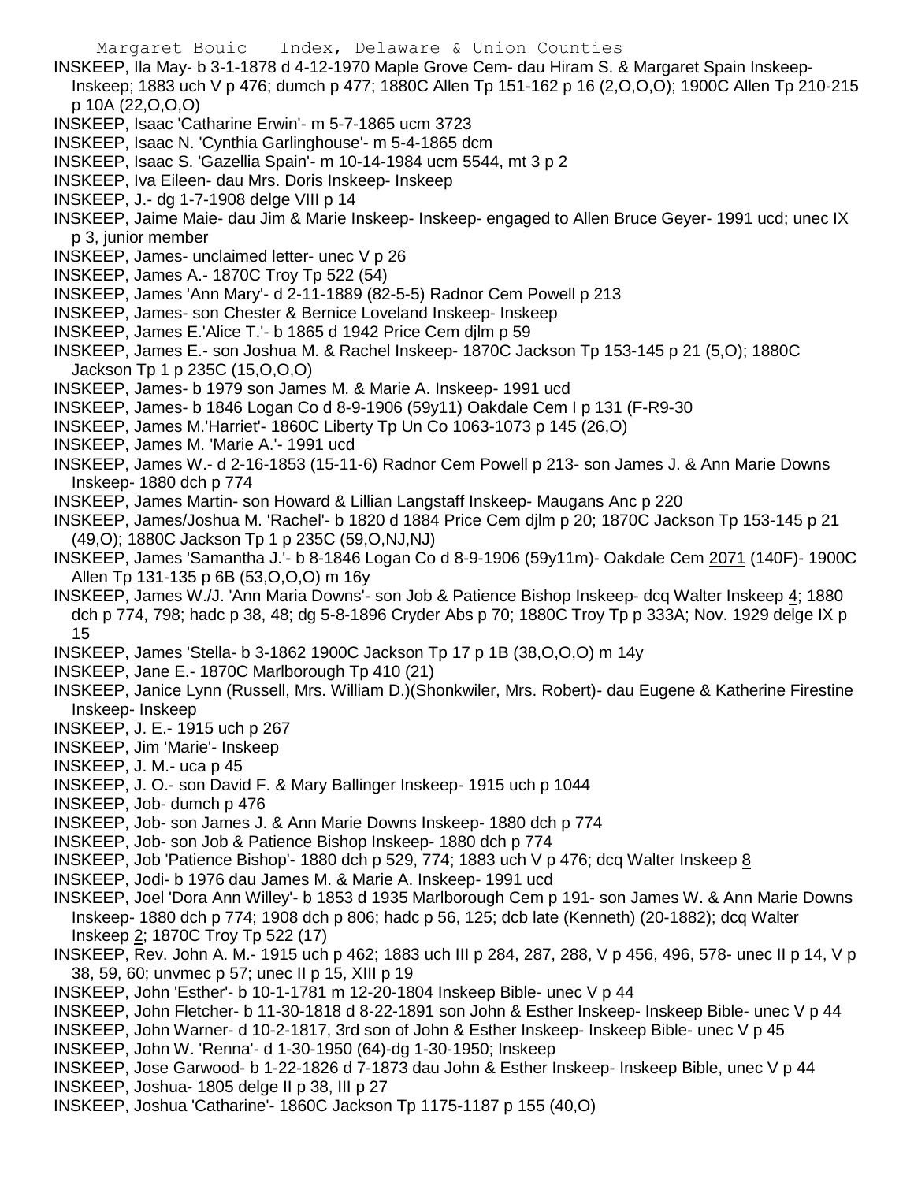INSKEEP, Ila May- b 3-1-1878 d 4-12-1970 Maple Grove Cem- dau Hiram S. & Margaret Spain Inskeep- Inskeep; 1883 uch V p 476; dumch p 477; 1880C Allen Tp 151-162 p 16 (2,O,O,O); 1900C Allen Tp 210-215 p 10A (22,O,O,O)

INSKEEP, Isaac 'Catharine Erwin'- m 5-7-1865 ucm 3723

INSKEEP, Isaac N. 'Cynthia Garlinghouse'- m 5-4-1865 dcm

INSKEEP, Isaac S. 'Gazellia Spain'- m 10-14-1984 ucm 5544, mt 3 p 2

INSKEEP, Iva Eileen- dau Mrs. Doris Inskeep- Inskeep

INSKEEP, J.- dg 1-7-1908 delge VIII p 14

INSKEEP, Jaime Maie- dau Jim & Marie Inskeep- Inskeep- engaged to Allen Bruce Geyer- 1991 ucd; unec IX p 3, junior member

INSKEEP, James- unclaimed letter- unec V p 26

INSKEEP, James A.- 1870C Troy Tp 522 (54)

INSKEEP, James 'Ann Mary'- d 2-11-1889 (82-5-5) Radnor Cem Powell p 213

INSKEEP, James- son Chester & Bernice Loveland Inskeep- Inskeep

INSKEEP, James E.'Alice T.'- b 1865 d 1942 Price Cem djlm p 59

INSKEEP, James E.- son Joshua M. & Rachel Inskeep- 1870C Jackson Tp 153-145 p 21 (5,O); 1880C Jackson Tp 1 p 235C (15,O,O,O)

INSKEEP, James- b 1979 son James M. & Marie A. Inskeep- 1991 ucd

INSKEEP, James- b 1846 Logan Co d 8-9-1906 (59y11) Oakdale Cem I p 131 (F-R9-30

INSKEEP, James M.'Harriet'- 1860C Liberty Tp Un Co 1063-1073 p 145 (26,O)

INSKEEP, James M. 'Marie A.'- 1991 ucd

INSKEEP, James W.- d 2-16-1853 (15-11-6) Radnor Cem Powell p 213- son James J. & Ann Marie Downs Inskeep- 1880 dch p 774

INSKEEP, James Martin- son Howard & Lillian Langstaff Inskeep- Maugans Anc p 220

INSKEEP, James/Joshua M. 'Rachel'- b 1820 d 1884 Price Cem djlm p 20; 1870C Jackson Tp 153-145 p 21 (49,O); 1880C Jackson Tp 1 p 235C (59,O,NJ,NJ)

INSKEEP, James 'Samantha J.'- b 8-1846 Logan Co d 8-9-1906 (59y11m)- Oakdale Cem 2071 (140F)- 1900C Allen Tp 131-135 p 6B (53,O,O,O) m 16y

INSKEEP, James W./J. 'Ann Maria Downs'- son Job & Patience Bishop Inskeep- dcq Walter Inskeep 4; 1880 dch p 774, 798; hadc p 38, 48; dg 5-8-1896 Cryder Abs p 70; 1880C Troy Tp p 333A; Nov. 1929 delge IX p 15

INSKEEP, James 'Stella- b 3-1862 1900C Jackson Tp 17 p 1B (38,O,O,O) m 14y

INSKEEP, Jane E.- 1870C Marlborough Tp 410 (21)

INSKEEP, Janice Lynn (Russell, Mrs. William D.)(Shonkwiler, Mrs. Robert)- dau Eugene & Katherine Firestine Inskeep- Inskeep

INSKEEP, J. E.- 1915 uch p 267

INSKEEP, Jim 'Marie'- Inskeep

INSKEEP, J. M.- uca p 45

INSKEEP, J. O.- son David F. & Mary Ballinger Inskeep- 1915 uch p 1044

INSKEEP, Job- dumch p 476

INSKEEP, Job- son James J. & Ann Marie Downs Inskeep- 1880 dch p 774

INSKEEP, Job- son Job & Patience Bishop Inskeep- 1880 dch p 774

INSKEEP, Job 'Patience Bishop'- 1880 dch p 529, 774; 1883 uch V p 476; dcq Walter Inskeep 8

INSKEEP, Jodi- b 1976 dau James M. & Marie A. Inskeep- 1991 ucd

INSKEEP, Joel 'Dora Ann Willey'- b 1853 d 1935 Marlborough Cem p 191- son James W. & Ann Marie Downs Inskeep- 1880 dch p 774; 1908 dch p 806; hadc p 56, 125; dcb late (Kenneth) (20-1882); dcq Walter Inskeep 2; 1870C Troy Tp 522 (17)

INSKEEP, Rev. John A. M.- 1915 uch p 462; 1883 uch III p 284, 287, 288, V p 456, 496, 578- unec II p 14, V p 38, 59, 60; unvmec p 57; unec II p 15, XIII p 19

INSKEEP, John 'Esther'- b 10-1-1781 m 12-20-1804 Inskeep Bible- unec V p 44

INSKEEP, John Fletcher- b 11-30-1818 d 8-22-1891 son John & Esther Inskeep- Inskeep Bible- unec V p 44

INSKEEP, John Warner- d 10-2-1817, 3rd son of John & Esther Inskeep- Inskeep Bible- unec V p 45

INSKEEP, John W. 'Renna'- d 1-30-1950 (64)-dg 1-30-1950; Inskeep

INSKEEP, Jose Garwood- b 1-22-1826 d 7-1873 dau John & Esther Inskeep- Inskeep Bible, unec V p 44

INSKEEP, Joshua- 1805 delge II p 38, III p 27

INSKEEP, Joshua 'Catharine'- 1860C Jackson Tp 1175-1187 p 155 (40,O)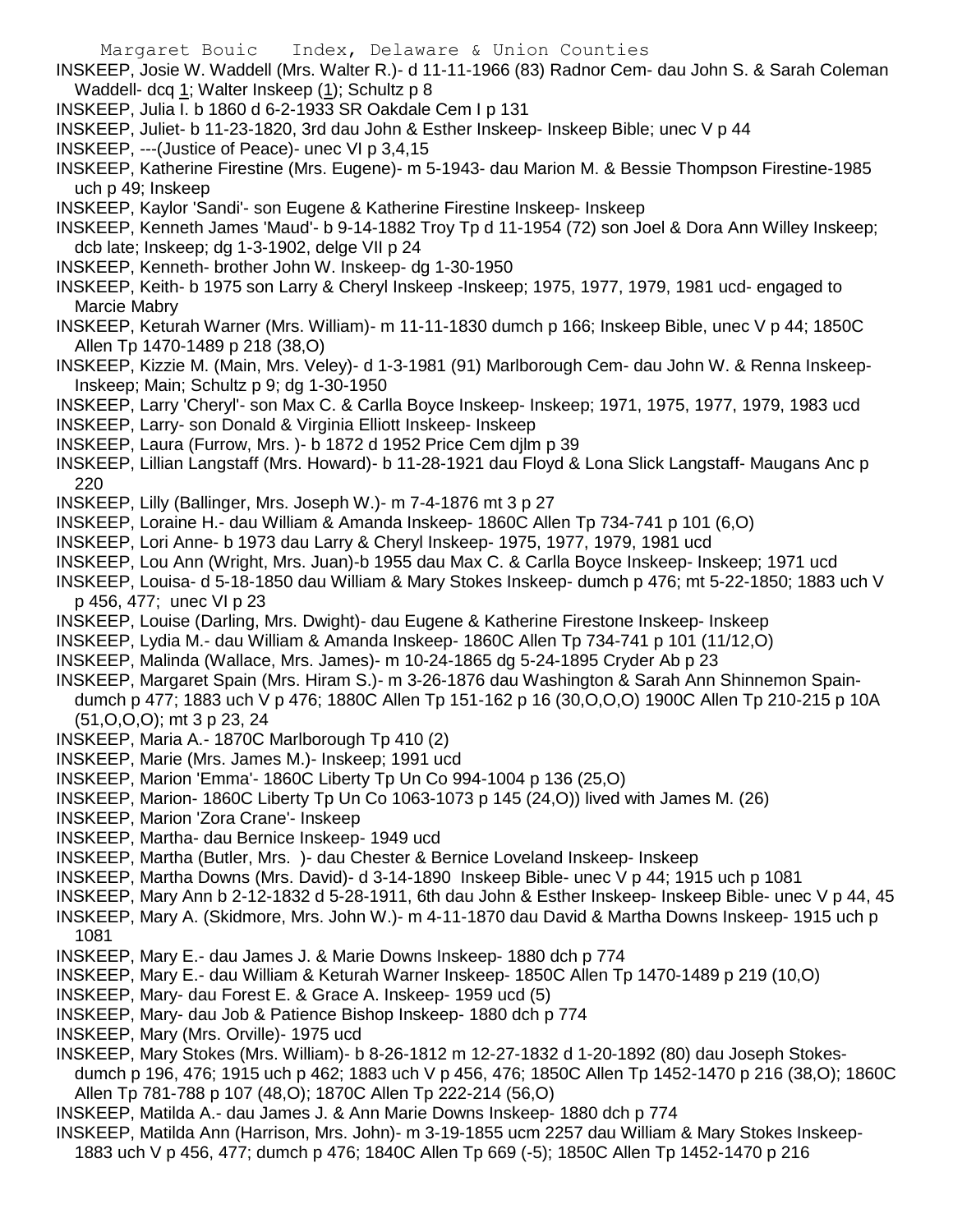INSKEEP, Josie W. Waddell (Mrs. Walter R.)- d 11-11-1966 (83) Radnor Cem- dau John S. & Sarah Coleman Waddell- dcq 1; Walter Inskeep (1); Schultz p 8

INSKEEP, Julia I. b 1860 d 6-2-1933 SR Oakdale Cem I p 131

INSKEEP, Juliet- b 11-23-1820, 3rd dau John & Esther Inskeep- Inskeep Bible; unec V p 44

INSKEEP, ---(Justice of Peace)- unec VI p 3,4,15

INSKEEP, Katherine Firestine (Mrs. Eugene)- m 5-1943- dau Marion M. & Bessie Thompson Firestine-1985 uch p 49; Inskeep

INSKEEP, Kaylor 'Sandi'- son Eugene & Katherine Firestine Inskeep- Inskeep

INSKEEP, Kenneth James 'Maud'- b 9-14-1882 Troy Tp d 11-1954 (72) son Joel & Dora Ann Willey Inskeep; dcb late; Inskeep; dg 1-3-1902, delge VII p 24

INSKEEP, Kenneth- brother John W. Inskeep- dg 1-30-1950

INSKEEP, Keith- b 1975 son Larry & Cheryl Inskeep -Inskeep; 1975, 1977, 1979, 1981 ucd- engaged to Marcie Mabry

INSKEEP, Keturah Warner (Mrs. William)- m 11-11-1830 dumch p 166; Inskeep Bible, unec V p 44; 1850C Allen Tp 1470-1489 p 218 (38,O)

INSKEEP, Kizzie M. (Main, Mrs. Veley)- d 1-3-1981 (91) Marlborough Cem- dau John W. & Renna Inskeep- Inskeep; Main; Schultz p 9; dg 1-30-1950

INSKEEP, Larry 'Cheryl'- son Max C. & Carlla Boyce Inskeep- Inskeep; 1971, 1975, 1977, 1979, 1983 ucd

INSKEEP, Larry- son Donald & Virginia Elliott Inskeep- Inskeep

INSKEEP, Laura (Furrow, Mrs. )- b 1872 d 1952 Price Cem djlm p 39

INSKEEP, Lillian Langstaff (Mrs. Howard)- b 11-28-1921 dau Floyd & Lona Slick Langstaff- Maugans Anc p 220

INSKEEP, Lilly (Ballinger, Mrs. Joseph W.)- m 7-4-1876 mt 3 p 27

INSKEEP, Loraine H.- dau William & Amanda Inskeep- 1860C Allen Tp 734-741 p 101 (6,O)

INSKEEP, Lori Anne- b 1973 dau Larry & Cheryl Inskeep- 1975, 1977, 1979, 1981 ucd

INSKEEP, Lou Ann (Wright, Mrs. Juan)-b 1955 dau Max C. & Carlla Boyce Inskeep- Inskeep; 1971 ucd

INSKEEP, Louisa- d 5-18-1850 dau William & Mary Stokes Inskeep- dumch p 476; mt 5-22-1850; 1883 uch V p 456, 477; unec VI p 23

INSKEEP, Louise (Darling, Mrs. Dwight)- dau Eugene & Katherine Firestone Inskeep- Inskeep

INSKEEP, Lydia M.- dau William & Amanda Inskeep- 1860C Allen Tp 734-741 p 101 (11/12,O)

INSKEEP, Malinda (Wallace, Mrs. James)- m 10-24-1865 dg 5-24-1895 Cryder Ab p 23

INSKEEP, Margaret Spain (Mrs. Hiram S.)- m 3-26-1876 dau Washington & Sarah Ann Shinnemon Spain- dumch p 477; 1883 uch V p 476; 1880C Allen Tp 151-162 p 16 (30,O,O,O) 1900C Allen Tp 210-215 p 10A (51,O,O,O); mt 3 p 23, 24

INSKEEP, Maria A.- 1870C Marlborough Tp 410 (2)

INSKEEP, Marie (Mrs. James M.)- Inskeep; 1991 ucd

INSKEEP, Marion 'Emma'- 1860C Liberty Tp Un Co 994-1004 p 136 (25,O)

INSKEEP, Marion- 1860C Liberty Tp Un Co 1063-1073 p 145 (24,O)) lived with James M. (26)

INSKEEP, Marion 'Zora Crane'- Inskeep

INSKEEP, Martha- dau Bernice Inskeep- 1949 ucd

INSKEEP, Martha (Butler, Mrs. )- dau Chester & Bernice Loveland Inskeep- Inskeep

INSKEEP, Martha Downs (Mrs. David)- d 3-14-1890 Inskeep Bible- unec V p 44; 1915 uch p 1081

INSKEEP, Mary Ann b 2-12-1832 d 5-28-1911, 6th dau John & Esther Inskeep- Inskeep Bible- unec V p 44, 45

INSKEEP, Mary A. (Skidmore, Mrs. John W.)- m 4-11-1870 dau David & Martha Downs Inskeep- 1915 uch p 1081

INSKEEP, Mary E.- dau James J. & Marie Downs Inskeep- 1880 dch p 774

INSKEEP, Mary E.- dau William & Keturah Warner Inskeep- 1850C Allen Tp 1470-1489 p 219 (10,O)

INSKEEP, Mary- dau Forest E. & Grace A. Inskeep- 1959 ucd (5)

INSKEEP, Mary- dau Job & Patience Bishop Inskeep- 1880 dch p 774

INSKEEP, Mary (Mrs. Orville)- 1975 ucd

INSKEEP, Mary Stokes (Mrs. William)- b 8-26-1812 m 12-27-1832 d 1-20-1892 (80) dau Joseph Stokes- dumch p 196, 476; 1915 uch p 462; 1883 uch V p 456, 476; 1850C Allen Tp 1452-1470 p 216 (38,O); 1860C Allen Tp 781-788 p 107 (48,O); 1870C Allen Tp 222-214 (56,O)

INSKEEP, Matilda A.- dau James J. & Ann Marie Downs Inskeep- 1880 dch p 774

INSKEEP, Matilda Ann (Harrison, Mrs. John)- m 3-19-1855 ucm 2257 dau William & Mary Stokes Inskeep- 1883 uch V p 456, 477; dumch p 476; 1840C Allen Tp 669 (-5); 1850C Allen Tp 1452-1470 p 216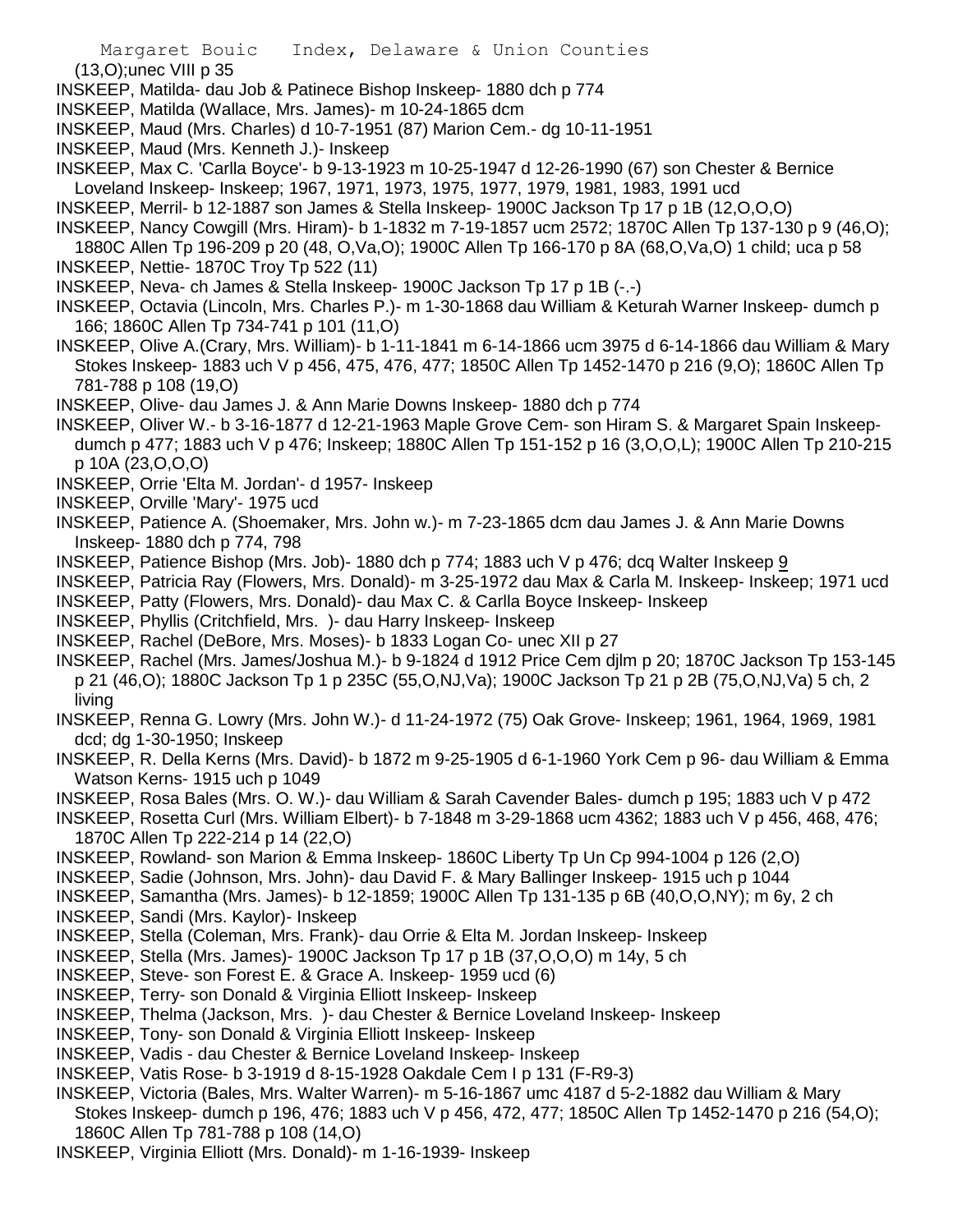(13,O);unec VIII p 35

INSKEEP, Matilda- dau Job & Patinece Bishop Inskeep- 1880 dch p 774

INSKEEP, Matilda (Wallace, Mrs. James)- m 10-24-1865 dcm

INSKEEP, Maud (Mrs. Charles) d 10-7-1951 (87) Marion Cem.- dg 10-11-1951

INSKEEP, Maud (Mrs. Kenneth J.)- Inskeep

INSKEEP, Max C. 'Carlla Boyce'- b 9-13-1923 m 10-25-1947 d 12-26-1990 (67) son Chester & Bernice Loveland Inskeep- Inskeep; 1967, 1971, 1973, 1975, 1977, 1979, 1981, 1983, 1991 ucd

INSKEEP, Merril- b 12-1887 son James & Stella Inskeep- 1900C Jackson Tp 17 p 1B (12,O,O,O)

INSKEEP, Nancy Cowgill (Mrs. Hiram)- b 1-1832 m 7-19-1857 ucm 2572; 1870C Allen Tp 137-130 p 9 (46,O); 1880C Allen Tp 196-209 p 20 (48, O,Va,O); 1900C Allen Tp 166-170 p 8A (68,O,Va,O) 1 child; uca p 58

INSKEEP, Nettie- 1870C Troy Tp 522 (11)

INSKEEP, Neva- ch James & Stella Inskeep- 1900C Jackson Tp 17 p 1B (-.-)

INSKEEP, Octavia (Lincoln, Mrs. Charles P.)- m 1-30-1868 dau William & Keturah Warner Inskeep- dumch p 166; 1860C Allen Tp 734-741 p 101 (11,O)

INSKEEP, Olive A.(Crary, Mrs. William)- b 1-11-1841 m 6-14-1866 ucm 3975 d 6-14-1866 dau William & Mary Stokes Inskeep- 1883 uch V p 456, 475, 476, 477; 1850C Allen Tp 1452-1470 p 216 (9,O); 1860C Allen Tp 781-788 p 108 (19,O)

INSKEEP, Olive- dau James J. & Ann Marie Downs Inskeep- 1880 dch p 774

INSKEEP, Oliver W.- b 3-16-1877 d 12-21-1963 Maple Grove Cem- son Hiram S. & Margaret Spain Inskeep- dumch p 477; 1883 uch V p 476; Inskeep; 1880C Allen Tp 151-152 p 16 (3,O,O,L); 1900C Allen Tp 210-215 p 10A (23,O,O,O)

INSKEEP, Orrie 'Elta M. Jordan'- d 1957- Inskeep

INSKEEP, Orville 'Mary'- 1975 ucd

INSKEEP, Patience A. (Shoemaker, Mrs. John w.)- m 7-23-1865 dcm dau James J. & Ann Marie Downs Inskeep- 1880 dch p 774, 798

INSKEEP, Patience Bishop (Mrs. Job)- 1880 dch p 774; 1883 uch V p 476; dcq Walter Inskeep 9

INSKEEP, Patricia Ray (Flowers, Mrs. Donald)- m 3-25-1972 dau Max & Carla M. Inskeep- Inskeep; 1971 ucd

INSKEEP, Patty (Flowers, Mrs. Donald)- dau Max C. & Carlla Boyce Inskeep- Inskeep

INSKEEP, Phyllis (Critchfield, Mrs. )- dau Harry Inskeep- Inskeep

INSKEEP, Rachel (DeBore, Mrs. Moses)- b 1833 Logan Co- unec XII p 27

INSKEEP, Rachel (Mrs. James/Joshua M.)- b 9-1824 d 1912 Price Cem djlm p 20; 1870C Jackson Tp 153-145 p 21 (46,O); 1880C Jackson Tp 1 p 235C (55,O,NJ,Va); 1900C Jackson Tp 21 p 2B (75,O,NJ,Va) 5 ch, 2 living

INSKEEP, Renna G. Lowry (Mrs. John W.)- d 11-24-1972 (75) Oak Grove- Inskeep; 1961, 1964, 1969, 1981 dcd; dg 1-30-1950; Inskeep

INSKEEP, R. Della Kerns (Mrs. David)- b 1872 m 9-25-1905 d 6-1-1960 York Cem p 96- dau William & Emma Watson Kerns- 1915 uch p 1049

INSKEEP, Rosa Bales (Mrs. O. W.)- dau William & Sarah Cavender Bales- dumch p 195; 1883 uch V p 472

INSKEEP, Rosetta Curl (Mrs. William Elbert)- b 7-1848 m 3-29-1868 ucm 4362; 1883 uch V p 456, 468, 476; 1870C Allen Tp 222-214 p 14 (22,O)

INSKEEP, Rowland- son Marion & Emma Inskeep- 1860C Liberty Tp Un Cp 994-1004 p 126 (2,O)

INSKEEP, Sadie (Johnson, Mrs. John)- dau David F. & Mary Ballinger Inskeep- 1915 uch p 1044

INSKEEP, Samantha (Mrs. James)- b 12-1859; 1900C Allen Tp 131-135 p 6B (40,O,O,NY); m 6y, 2 ch

INSKEEP, Sandi (Mrs. Kaylor)- Inskeep

INSKEEP, Stella (Coleman, Mrs. Frank)- dau Orrie & Elta M. Jordan Inskeep- Inskeep

INSKEEP, Stella (Mrs. James)- 1900C Jackson Tp 17 p 1B (37,O,O,O) m 14y, 5 ch

INSKEEP, Steve- son Forest E. & Grace A. Inskeep- 1959 ucd (6)

INSKEEP, Terry- son Donald & Virginia Elliott Inskeep- Inskeep

INSKEEP, Thelma (Jackson, Mrs. )- dau Chester & Bernice Loveland Inskeep- Inskeep

INSKEEP, Tony- son Donald & Virginia Elliott Inskeep- Inskeep

INSKEEP, Vadis - dau Chester & Bernice Loveland Inskeep- Inskeep

INSKEEP, Vatis Rose- b 3-1919 d 8-15-1928 Oakdale Cem I p 131 (F-R9-3)

INSKEEP, Victoria (Bales, Mrs. Walter Warren)- m 5-16-1867 umc 4187 d 5-2-1882 dau William & Mary Stokes Inskeep- dumch p 196, 476; 1883 uch V p 456, 472, 477; 1850C Allen Tp 1452-1470 p 216 (54,O); 1860C Allen Tp 781-788 p 108 (14,O)

INSKEEP, Virginia Elliott (Mrs. Donald)- m 1-16-1939- Inskeep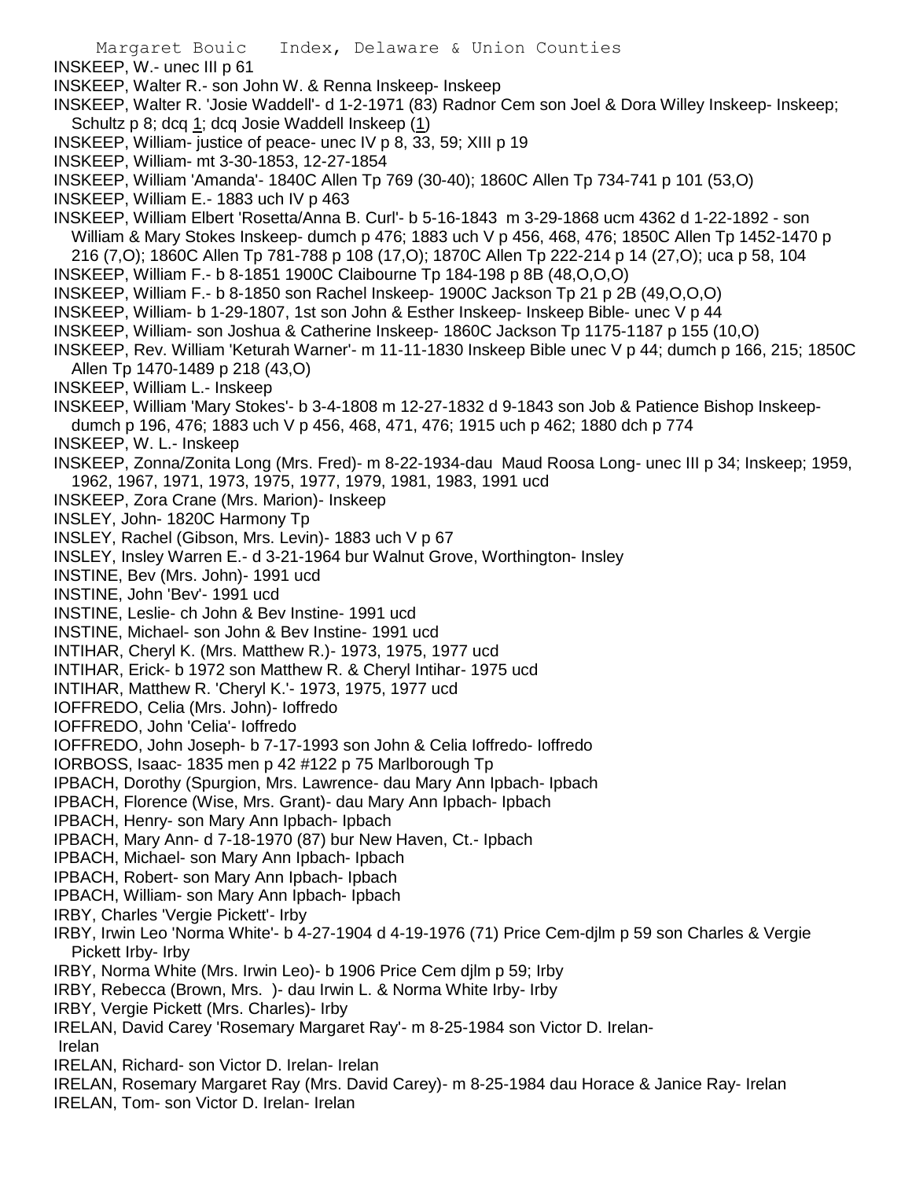INSKEEP, W.- unec III p 61

INSKEEP, Walter R.- son John W. & Renna Inskeep- Inskeep

INSKEEP, Walter R. 'Josie Waddell'- d 1-2-1971 (83) Radnor Cem son Joel & Dora Willey Inskeep- Inskeep; Schultz p 8; dcq 1; dcq Josie Waddell Inskeep (1)

INSKEEP, William- justice of peace- unec IV p 8, 33, 59; XIII p 19

INSKEEP, William- mt 3-30-1853, 12-27-1854

INSKEEP, William 'Amanda'- 1840C Allen Tp 769 (30-40); 1860C Allen Tp 734-741 p 101 (53,O)

INSKEEP, William E.- 1883 uch IV p 463

INSKEEP, William Elbert 'Rosetta/Anna B. Curl'- b 5-16-1843 m 3-29-1868 ucm 4362 d 1-22-1892 - son William & Mary Stokes Inskeep- dumch p 476; 1883 uch V p 456, 468, 476; 1850C Allen Tp 1452-1470 p 216 (7,O); 1860C Allen Tp 781-788 p 108 (17,O); 1870C Allen Tp 222-214 p 14 (27,O); uca p 58, 104

INSKEEP, William F.- b 8-1851 1900C Claibourne Tp 184-198 p 8B (48,O,O,O)

INSKEEP, William F.- b 8-1850 son Rachel Inskeep- 1900C Jackson Tp 21 p 2B (49,O,O,O)

INSKEEP, William- b 1-29-1807, 1st son John & Esther Inskeep- Inskeep Bible- unec V p 44

INSKEEP, William- son Joshua & Catherine Inskeep- 1860C Jackson Tp 1175-1187 p 155 (10,O)

INSKEEP, Rev. William 'Keturah Warner'- m 11-11-1830 Inskeep Bible unec V p 44; dumch p 166, 215; 1850C Allen Tp 1470-1489 p 218 (43,O)

INSKEEP, William L.- Inskeep

INSKEEP, William 'Mary Stokes'- b 3-4-1808 m 12-27-1832 d 9-1843 son Job & Patience Bishop Inskeep- dumch p 196, 476; 1883 uch V p 456, 468, 471, 476; 1915 uch p 462; 1880 dch p 774

INSKEEP, W. L.- Inskeep

INSKEEP, Zonna/Zonita Long (Mrs. Fred)- m 8-22-1934-dau Maud Roosa Long- unec III p 34; Inskeep; 1959, 1962, 1967, 1971, 1973, 1975, 1977, 1979, 1981, 1983, 1991 ucd

INSKEEP, Zora Crane (Mrs. Marion)- Inskeep

INSLEY, John- 1820C Harmony Tp

INSLEY, Rachel (Gibson, Mrs. Levin)- 1883 uch V p 67

INSLEY, Insley Warren E.- d 3-21-1964 bur Walnut Grove, Worthington- Insley

INSTINE, Bev (Mrs. John)- 1991 ucd

INSTINE, John 'Bev'- 1991 ucd

INSTINE, Leslie- ch John & Bev Instine- 1991 ucd

INSTINE, Michael- son John & Bev Instine- 1991 ucd

INTIHAR, Cheryl K. (Mrs. Matthew R.)- 1973, 1975, 1977 ucd

INTIHAR, Erick- b 1972 son Matthew R. & Cheryl Intihar- 1975 ucd

INTIHAR, Matthew R. 'Cheryl K.'- 1973, 1975, 1977 ucd

IOFFREDO, Celia (Mrs. John)- Ioffredo

IOFFREDO, John 'Celia'- Ioffredo

IOFFREDO, John Joseph- b 7-17-1993 son John & Celia Ioffredo- Ioffredo

IORBOSS, Isaac- 1835 men p 42 #122 p 75 Marlborough Tp

IPBACH, Dorothy (Spurgion, Mrs. Lawrence- dau Mary Ann Ipbach- Ipbach

IPBACH, Florence (Wise, Mrs. Grant)- dau Mary Ann Ipbach- Ipbach

IPBACH, Henry- son Mary Ann Ipbach- Ipbach

IPBACH, Mary Ann- d 7-18-1970 (87) bur New Haven, Ct.- Ipbach

IPBACH, Michael- son Mary Ann Ipbach- Ipbach

IPBACH, Robert- son Mary Ann Ipbach- Ipbach

IPBACH, William- son Mary Ann Ipbach- Ipbach

IRBY, Charles 'Vergie Pickett'- Irby

IRBY, Irwin Leo 'Norma White'- b 4-27-1904 d 4-19-1976 (71) Price Cem-djlm p 59 son Charles & Vergie Pickett Irby- Irby

IRBY, Norma White (Mrs. Irwin Leo)- b 1906 Price Cem djlm p 59; Irby

IRBY, Rebecca (Brown, Mrs. )- dau Irwin L. & Norma White Irby- Irby

IRBY, Vergie Pickett (Mrs. Charles)- Irby

IRELAN, David Carey 'Rosemary Margaret Ray'- m 8-25-1984 son Victor D. Irelan- Irelan

IRELAN, Richard- son Victor D. Irelan- Irelan

IRELAN, Rosemary Margaret Ray (Mrs. David Carey)- m 8-25-1984 dau Horace & Janice Ray- Irelan

IRELAN, Tom- son Victor D. Irelan- Irelan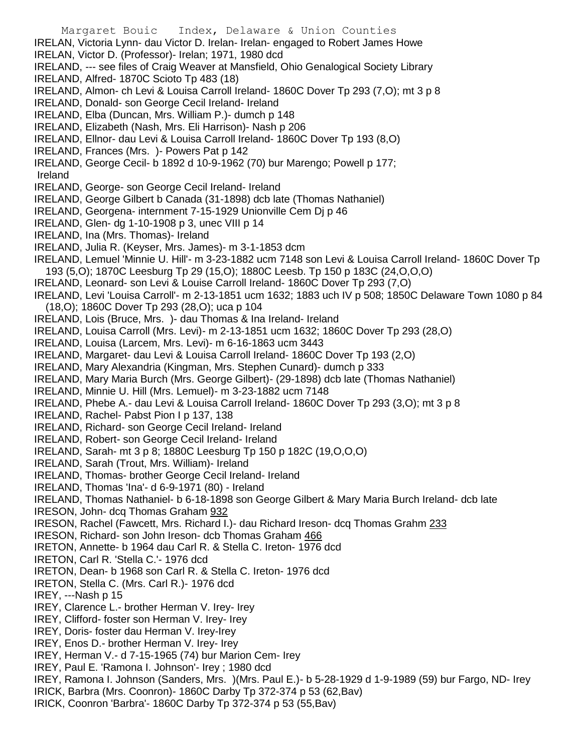IRELAN, Victoria Lynn- dau Victor D. Irelan- Irelan- engaged to Robert James Howe
IRELAN, Victor D. (Professor)- Irelan; 1971, 1980 dcd
IRELAND, --- see files of Craig Weaver at Mansfield, Ohio Genalogical Society Library
IRELAND, Alfred- 1870C Scioto Tp 483 (18)
IRELAND, Almon- ch Levi & Louisa Carroll Ireland- 1860C Dover Tp 293 (7,O); mt 3 p 8
IRELAND, Donald- son George Cecil Ireland- Ireland
IRELAND, Elba (Duncan, Mrs. William P.)- dumch p 148
IRELAND, Elizabeth (Nash, Mrs. Eli Harrison)- Nash p 206
IRELAND, Ellnor- dau Levi & Louisa Carroll Ireland- 1860C Dover Tp 193 (8,O)
IRELAND, Frances (Mrs. )- Powers Pat p 142
IRELAND, George Cecil- b 1892 d 10-9-1962 (70) bur Marengo; Powell p 177; Ireland
IRELAND, George- son George Cecil Ireland- Ireland
IRELAND, George Gilbert b Canada (31-1898) dcb late (Thomas Nathaniel)
IRELAND, Georgena- internment 7-15-1929 Unionville Cem Dj p 46
IRELAND, Glen- dg 1-10-1908 p 3, unec VIII p 14
IRELAND, Ina (Mrs. Thomas)- Ireland
IRELAND, Julia R. (Keyser, Mrs. James)- m 3-1-1853 dcm
IRELAND, Lemuel 'Minnie U. Hill'- m 3-23-1882 ucm 7148 son Levi & Louisa Carroll Ireland- 1860C Dover Tp 193 (5,O); 1870C Leesburg Tp 29 (15,O); 1880C Leesb. Tp 150 p 183C (24,O,O,O)
IRELAND, Leonard- son Levi & Louise Carroll Ireland- 1860C Dover Tp 293 (7,O)
IRELAND, Levi 'Louisa Carroll'- m 2-13-1851 ucm 1632; 1883 uch IV p 508; 1850C Delaware Town 1080 p 84 (18,O); 1860C Dover Tp 293 (28,O); uca p 104
IRELAND, Lois (Bruce, Mrs. )- dau Thomas & Ina Ireland- Ireland
IRELAND, Louisa Carroll (Mrs. Levi)- m 2-13-1851 ucm 1632; 1860C Dover Tp 293 (28,O)
IRELAND, Louisa (Larcem, Mrs. Levi)- m 6-16-1863 ucm 3443
IRELAND, Margaret- dau Levi & Louisa Carroll Ireland- 1860C Dover Tp 193 (2,O)
IRELAND, Mary Alexandria (Kingman, Mrs. Stephen Cunard)- dumch p 333
IRELAND, Mary Maria Burch (Mrs. George Gilbert)- (29-1898) dcb late (Thomas Nathaniel)
IRELAND, Minnie U. Hill (Mrs. Lemuel)- m 3-23-1882 ucm 7148
IRELAND, Phebe A.- dau Levi & Louisa Carroll Ireland- 1860C Dover Tp 293 (3,O); mt 3 p 8
IRELAND, Rachel- Pabst Pion I p 137, 138
IRELAND, Richard- son George Cecil Ireland- Ireland
IRELAND, Robert- son George Cecil Ireland- Ireland
IRELAND, Sarah- mt 3 p 8; 1880C Leesburg Tp 150 p 182C (19,O,O,O)
IRELAND, Sarah (Trout, Mrs. William)- Ireland
IRELAND, Thomas- brother George Cecil Ireland- Ireland
IRELAND, Thomas 'Ina'- d 6-9-1971 (80) - Ireland
IRELAND, Thomas Nathaniel- b 6-18-1898 son George Gilbert & Mary Maria Burch Ireland- dcb late
IRESON, John- dcq Thomas Graham 932
IRESON, Rachel (Fawcett, Mrs. Richard I.)- dau Richard Ireson- dcq Thomas Grahm 233
IRESON, Richard- son John Ireson- dcb Thomas Graham 466
IRETON, Annette- b 1964 dau Carl R. & Stella C. Ireton- 1976 dcd
IRETON, Carl R. 'Stella C.'- 1976 dcd
IRETON, Dean- b 1968 son Carl R. & Stella C. Ireton- 1976 dcd
IRETON, Stella C. (Mrs. Carl R.)- 1976 dcd
IREY, ---Nash p 15
IREY, Clarence L.- brother Herman V. Irey- Irey
IREY, Clifford- foster son Herman V. Irey- Irey
IREY, Doris- foster dau Herman V. Irey-Irey
IREY, Enos D.- brother Herman V. Irey- Irey
IREY, Herman V.- d 7-15-1965 (74) bur Marion Cem- Irey
IREY, Paul E. 'Ramona I. Johnson'- Irey ; 1980 dcd
IREY, Ramona I. Johnson (Sanders, Mrs. )(Mrs. Paul E.)- b 5-28-1929 d 1-9-1989 (59) bur Fargo, ND- Irey
IRICK, Barbra (Mrs. Coonron)- 1860C Darby Tp 372-374 p 53 (62,Bav)
IRICK, Coonron 'Barbra'- 1860C Darby Tp 372-374 p 53 (55,Bav)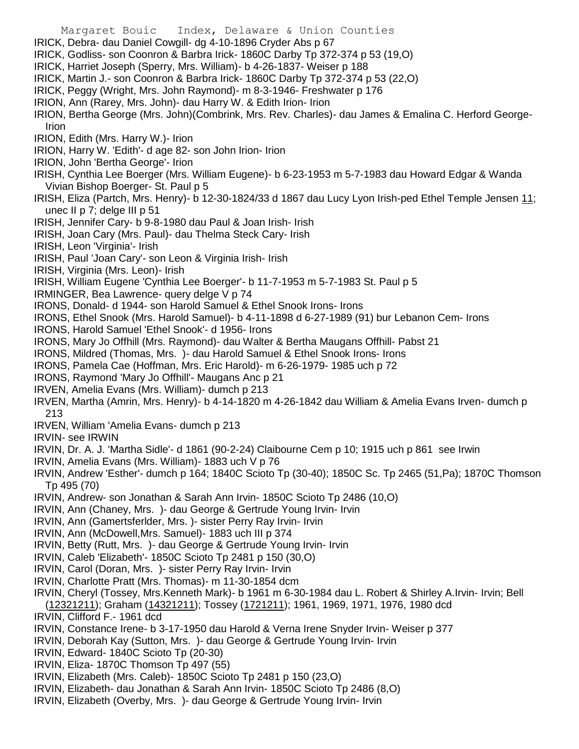IRICK, Debra- dau Daniel Cowgill- dg 4-10-1896 Cryder Abs p 67
IRICK, Godliss- son Coonron & Barbra Irick- 1860C Darby Tp 372-374 p 53 (19,O)
IRICK, Harriet Joseph (Sperry, Mrs. William)- b 4-26-1837- Weiser p 188
IRICK, Martin J.- son Coonron & Barbra Irick- 1860C Darby Tp 372-374 p 53 (22,O)
IRICK, Peggy (Wright, Mrs. John Raymond)- m 8-3-1946- Freshwater p 176
IRION, Ann (Rarey, Mrs. John)- dau Harry W. & Edith Irion- Irion
IRION, Bertha George (Mrs. John)(Combrink, Mrs. Rev. Charles)- dau James & Emalina C. Herford George- Irion
IRION, Edith (Mrs. Harry W.)- Irion
IRION, Harry W. 'Edith'- d age 82- son John Irion- Irion
IRION, John 'Bertha George'- Irion
IRISH, Cynthia Lee Boerger (Mrs. William Eugene)- b 6-23-1953 m 5-7-1983 dau Howard Edgar & Wanda Vivian Bishop Boerger- St. Paul p 5
IRISH, Eliza (Partch, Mrs. Henry)- b 12-30-1824/33 d 1867 dau Lucy Lyon Irish-ped Ethel Temple Jensen 11; unec II p 7; delge III p 51
IRISH, Jennifer Cary- b 9-8-1980 dau Paul & Joan Irish- Irish
IRISH, Joan Cary (Mrs. Paul)- dau Thelma Steck Cary- Irish
IRISH, Leon 'Virginia'- Irish
IRISH, Paul 'Joan Cary'- son Leon & Virginia Irish- Irish
IRISH, Virginia (Mrs. Leon)- Irish
IRISH, William Eugene 'Cynthia Lee Boerger'- b 11-7-1953 m 5-7-1983 St. Paul p 5
IRMINGER, Bea Lawrence- query delge V p 74
IRONS, Donald- d 1944- son Harold Samuel & Ethel Snook Irons- Irons
IRONS, Ethel Snook (Mrs. Harold Samuel)- b 4-11-1898 d 6-27-1989 (91) bur Lebanon Cem- Irons
IRONS, Harold Samuel 'Ethel Snook'- d 1956- Irons
IRONS, Mary Jo Offhill (Mrs. Raymond)- dau Walter & Bertha Maugans Offhill- Pabst 21
IRONS, Mildred (Thomas, Mrs. )- dau Harold Samuel & Ethel Snook Irons- Irons
IRONS, Pamela Cae (Hoffman, Mrs. Eric Harold)- m 6-26-1979- 1985 uch p 72
IRONS, Raymond 'Mary Jo Offhill'- Maugans Anc p 21
IRVEN, Amelia Evans (Mrs. William)- dumch p 213
IRVEN, Martha (Amrin, Mrs. Henry)- b 4-14-1820 m 4-26-1842 dau William & Amelia Evans Irven- dumch p 213
IRVEN, William 'Amelia Evans- dumch p 213
IRVIN- see IRWIN
IRVIN, Dr. A. J. 'Martha Sidle'- d 1861 (90-2-24) Claibourne Cem p 10; 1915 uch p 861 see Irwin
IRVIN, Amelia Evans (Mrs. William)- 1883 uch V p 76
IRVIN, Andrew 'Esther'- dumch p 164; 1840C Scioto Tp (30-40); 1850C Sc. Tp 2465 (51,Pa); 1870C Thomson Tp 495 (70)
IRVIN, Andrew- son Jonathan & Sarah Ann Irvin- 1850C Scioto Tp 2486 (10,O)
IRVIN, Ann (Chaney, Mrs. )- dau George & Gertrude Young Irvin- Irvin
IRVIN, Ann (Gamertsferlder, Mrs. )- sister Perry Ray Irvin- Irvin
IRVIN, Ann (McDowell,Mrs. Samuel)- 1883 uch III p 374
IRVIN, Betty (Rutt, Mrs. )- dau George & Gertrude Young Irvin- Irvin
IRVIN, Caleb 'Elizabeth'- 1850C Scioto Tp 2481 p 150 (30,O)
IRVIN, Carol (Doran, Mrs. )- sister Perry Ray Irvin- Irvin
IRVIN, Charlotte Pratt (Mrs. Thomas)- m 11-30-1854 dcm
IRVIN, Cheryl (Tossey, Mrs.Kenneth Mark)- b 1961 m 6-30-1984 dau L. Robert & Shirley A.Irvin- Irvin; Bell (12321211); Graham (14321211); Tossey (1721211); 1961, 1969, 1971, 1976, 1980 dcd
IRVIN, Clifford F.- 1961 dcd
IRVIN, Constance Irene- b 3-17-1950 dau Harold & Verna Irene Snyder Irvin- Weiser p 377
IRVIN, Deborah Kay (Sutton, Mrs. )- dau George & Gertrude Young Irvin- Irvin
IRVIN, Edward- 1840C Scioto Tp (20-30)
IRVIN, Eliza- 1870C Thomson Tp 497 (55)
IRVIN, Elizabeth (Mrs. Caleb)- 1850C Scioto Tp 2481 p 150 (23,O)
IRVIN, Elizabeth- dau Jonathan & Sarah Ann Irvin- 1850C Scioto Tp 2486 (8,O)
IRVIN, Elizabeth (Overby, Mrs. )- dau George & Gertrude Young Irvin- Irvin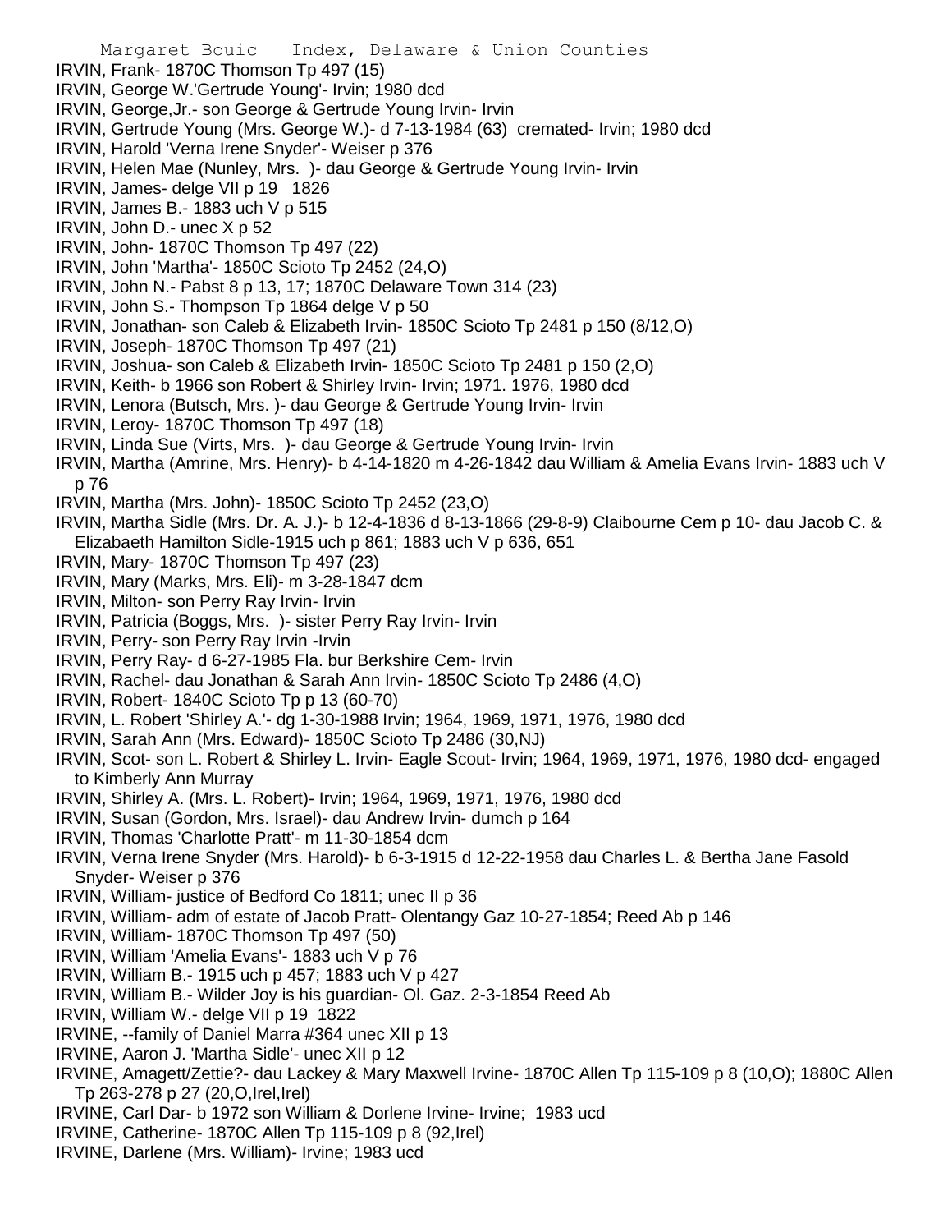IRVIN, Frank- 1870C Thomson Tp 497 (15)
IRVIN, George W.'Gertrude Young'- Irvin; 1980 dcd
IRVIN, George,Jr.- son George & Gertrude Young Irvin- Irvin
IRVIN, Gertrude Young (Mrs. George W.)- d 7-13-1984 (63) cremated- Irvin; 1980 dcd
IRVIN, Harold 'Verna Irene Snyder'- Weiser p 376
IRVIN, Helen Mae (Nunley, Mrs. )- dau George & Gertrude Young Irvin- Irvin
IRVIN, James- delge VII p 19 1826
IRVIN, James B.- 1883 uch V p 515
IRVIN, John D.- unec X p 52
IRVIN, John- 1870C Thomson Tp 497 (22)
IRVIN, John 'Martha'- 1850C Scioto Tp 2452 (24,O)
IRVIN, John N.- Pabst 8 p 13, 17; 1870C Delaware Town 314 (23)
IRVIN, John S.- Thompson Tp 1864 delge V p 50
IRVIN, Jonathan- son Caleb & Elizabeth Irvin- 1850C Scioto Tp 2481 p 150 (8/12,O)
IRVIN, Joseph- 1870C Thomson Tp 497 (21)
IRVIN, Joshua- son Caleb & Elizabeth Irvin- 1850C Scioto Tp 2481 p 150 (2,O)
IRVIN, Keith- b 1966 son Robert & Shirley Irvin- Irvin; 1971. 1976, 1980 dcd
IRVIN, Lenora (Butsch, Mrs. )- dau George & Gertrude Young Irvin- Irvin
IRVIN, Leroy- 1870C Thomson Tp 497 (18)
IRVIN, Linda Sue (Virts, Mrs. )- dau George & Gertrude Young Irvin- Irvin
IRVIN, Martha (Amrine, Mrs. Henry)- b 4-14-1820 m 4-26-1842 dau William & Amelia Evans Irvin- 1883 uch V p 76
IRVIN, Martha (Mrs. John)- 1850C Scioto Tp 2452 (23,O)
IRVIN, Martha Sidle (Mrs. Dr. A. J.)- b 12-4-1836 d 8-13-1866 (29-8-9) Claibourne Cem p 10- dau Jacob C. & Elizabaeth Hamilton Sidle-1915 uch p 861; 1883 uch V p 636, 651
IRVIN, Mary- 1870C Thomson Tp 497 (23)
IRVIN, Mary (Marks, Mrs. Eli)- m 3-28-1847 dcm
IRVIN, Milton- son Perry Ray Irvin- Irvin
IRVIN, Patricia (Boggs, Mrs. )- sister Perry Ray Irvin- Irvin
IRVIN, Perry- son Perry Ray Irvin -Irvin
IRVIN, Perry Ray- d 6-27-1985 Fla. bur Berkshire Cem- Irvin
IRVIN, Rachel- dau Jonathan & Sarah Ann Irvin- 1850C Scioto Tp 2486 (4,O)
IRVIN, Robert- 1840C Scioto Tp p 13 (60-70)
IRVIN, L. Robert 'Shirley A.'- dg 1-30-1988 Irvin; 1964, 1969, 1971, 1976, 1980 dcd
IRVIN, Sarah Ann (Mrs. Edward)- 1850C Scioto Tp 2486 (30,NJ)
IRVIN, Scot- son L. Robert & Shirley L. Irvin- Eagle Scout- Irvin; 1964, 1969, 1971, 1976, 1980 dcd- engaged to Kimberly Ann Murray
IRVIN, Shirley A. (Mrs. L. Robert)- Irvin; 1964, 1969, 1971, 1976, 1980 dcd
IRVIN, Susan (Gordon, Mrs. Israel)- dau Andrew Irvin- dumch p 164
IRVIN, Thomas 'Charlotte Pratt'- m 11-30-1854 dcm
IRVIN, Verna Irene Snyder (Mrs. Harold)- b 6-3-1915 d 12-22-1958 dau Charles L. & Bertha Jane Fasold Snyder- Weiser p 376
IRVIN, William- justice of Bedford Co 1811; unec II p 36
IRVIN, William- adm of estate of Jacob Pratt- Olentangy Gaz 10-27-1854; Reed Ab p 146
IRVIN, William- 1870C Thomson Tp 497 (50)
IRVIN, William 'Amelia Evans'- 1883 uch V p 76
IRVIN, William B.- 1915 uch p 457; 1883 uch V p 427
IRVIN, William B.- Wilder Joy is his guardian- Ol. Gaz. 2-3-1854 Reed Ab
IRVIN, William W.- delge VII p 19 1822
IRVINE, --family of Daniel Marra #364 unec XII p 13
IRVINE, Aaron J. 'Martha Sidle'- unec XII p 12
IRVINE, Amagett/Zettie?- dau Lackey & Mary Maxwell Irvine- 1870C Allen Tp 115-109 p 8 (10,O); 1880C Allen Tp 263-278 p 27 (20,O,Irel,Irel)
IRVINE, Carl Dar- b 1972 son William & Dorlene Irvine- Irvine; 1983 ucd
IRVINE, Catherine- 1870C Allen Tp 115-109 p 8 (92,Irel)
IRVINE, Darlene (Mrs. William)- Irvine; 1983 ucd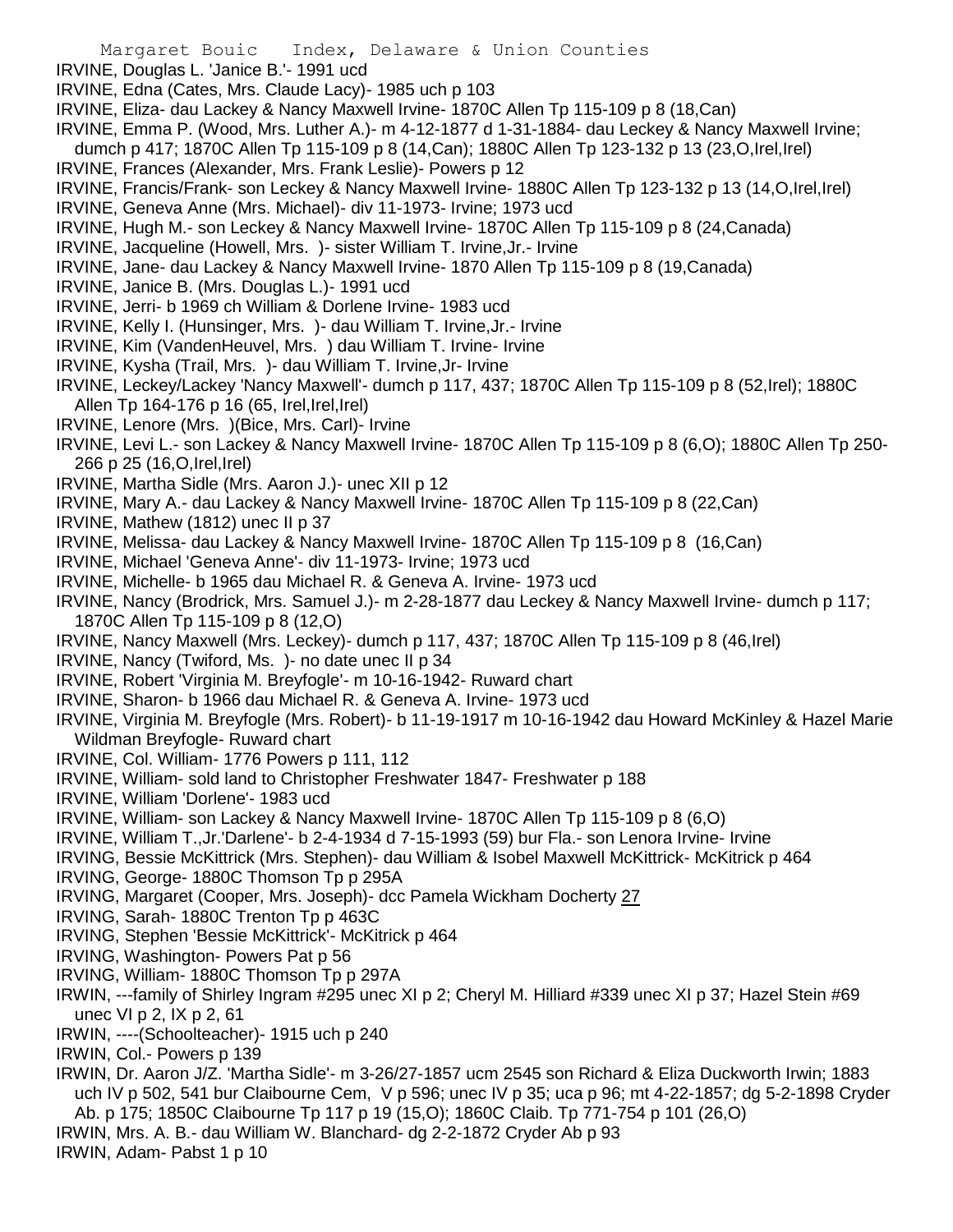IRVINE, Douglas L. 'Janice B.'- 1991 ucd

IRVINE, Edna (Cates, Mrs. Claude Lacy)- 1985 uch p 103

IRVINE, Eliza- dau Lackey & Nancy Maxwell Irvine- 1870C Allen Tp 115-109 p 8 (18,Can)

IRVINE, Emma P. (Wood, Mrs. Luther A.)- m 4-12-1877 d 1-31-1884- dau Leckey & Nancy Maxwell Irvine; dumch p 417; 1870C Allen Tp 115-109 p 8 (14,Can); 1880C Allen Tp 123-132 p 13 (23,O,Irel,Irel)

IRVINE, Frances (Alexander, Mrs. Frank Leslie)- Powers p 12

IRVINE, Francis/Frank- son Leckey & Nancy Maxwell Irvine- 1880C Allen Tp 123-132 p 13 (14,O,Irel,Irel)

IRVINE, Geneva Anne (Mrs. Michael)- div 11-1973- Irvine; 1973 ucd

IRVINE, Hugh M.- son Leckey & Nancy Maxwell Irvine- 1870C Allen Tp 115-109 p 8 (24,Canada)

IRVINE, Jacqueline (Howell, Mrs. )- sister William T. Irvine,Jr.- Irvine

IRVINE, Jane- dau Lackey & Nancy Maxwell Irvine- 1870 Allen Tp 115-109 p 8 (19,Canada)

IRVINE, Janice B. (Mrs. Douglas L.)- 1991 ucd

IRVINE, Jerri- b 1969 ch William & Dorlene Irvine- 1983 ucd

IRVINE, Kelly I. (Hunsinger, Mrs. )- dau William T. Irvine,Jr.- Irvine

IRVINE, Kim (VandenHeuvel, Mrs. ) dau William T. Irvine- Irvine

IRVINE, Kysha (Trail, Mrs. )- dau William T. Irvine,Jr- Irvine

IRVINE, Leckey/Lackey 'Nancy Maxwell'- dumch p 117, 437; 1870C Allen Tp 115-109 p 8 (52,Irel); 1880C Allen Tp 164-176 p 16 (65, Irel,Irel,Irel)

IRVINE, Lenore (Mrs. )(Bice, Mrs. Carl)- Irvine

IRVINE, Levi L.- son Lackey & Nancy Maxwell Irvine- 1870C Allen Tp 115-109 p 8 (6,O); 1880C Allen Tp 250-266 p 25 (16,O,Irel,Irel)

IRVINE, Martha Sidle (Mrs. Aaron J.)- unec XII p 12

IRVINE, Mary A.- dau Lackey & Nancy Maxwell Irvine- 1870C Allen Tp 115-109 p 8 (22,Can)

IRVINE, Mathew (1812) unec II p 37

IRVINE, Melissa- dau Lackey & Nancy Maxwell Irvine- 1870C Allen Tp 115-109 p 8 (16,Can)

IRVINE, Michael 'Geneva Anne'- div 11-1973- Irvine; 1973 ucd

IRVINE, Michelle- b 1965 dau Michael R. & Geneva A. Irvine- 1973 ucd

IRVINE, Nancy (Brodrick, Mrs. Samuel J.)- m 2-28-1877 dau Leckey & Nancy Maxwell Irvine- dumch p 117; 1870C Allen Tp 115-109 p 8 (12,O)

IRVINE, Nancy Maxwell (Mrs. Leckey)- dumch p 117, 437; 1870C Allen Tp 115-109 p 8 (46,Irel)

IRVINE, Nancy (Twiford, Ms. )- no date unec II p 34

IRVINE, Robert 'Virginia M. Breyfogle'- m 10-16-1942- Ruward chart

IRVINE, Sharon- b 1966 dau Michael R. & Geneva A. Irvine- 1973 ucd

IRVINE, Virginia M. Breyfogle (Mrs. Robert)- b 11-19-1917 m 10-16-1942 dau Howard McKinley & Hazel Marie Wildman Breyfogle- Ruward chart

IRVINE, Col. William- 1776 Powers p 111, 112

IRVINE, William- sold land to Christopher Freshwater 1847- Freshwater p 188

IRVINE, William 'Dorlene'- 1983 ucd

IRVINE, William- son Lackey & Nancy Maxwell Irvine- 1870C Allen Tp 115-109 p 8 (6,O)

IRVINE, William T.,Jr.'Darlene'- b 2-4-1934 d 7-15-1993 (59) bur Fla.- son Lenora Irvine- Irvine

IRVING, Bessie McKittrick (Mrs. Stephen)- dau William & Isobel Maxwell McKittrick- McKitrick p 464

IRVING, George- 1880C Thomson Tp p 295A

IRVING, Margaret (Cooper, Mrs. Joseph)- dcc Pamela Wickham Docherty 27

IRVING, Sarah- 1880C Trenton Tp p 463C

IRVING, Stephen 'Bessie McKittrick'- McKitrick p 464

IRVING, Washington- Powers Pat p 56

IRVING, William- 1880C Thomson Tp p 297A

IRWIN, ---family of Shirley Ingram #295 unec XI p 2; Cheryl M. Hilliard #339 unec XI p 37; Hazel Stein #69 unec VI p 2, IX p 2, 61

IRWIN, ----(Schoolteacher)- 1915 uch p 240

IRWIN, Col.- Powers p 139

IRWIN, Dr. Aaron J/Z. 'Martha Sidle'- m 3-26/27-1857 ucm 2545 son Richard & Eliza Duckworth Irwin; 1883 uch IV p 502, 541 bur Claibourne Cem, V p 596; unec IV p 35; uca p 96; mt 4-22-1857; dg 5-2-1898 Cryder Ab. p 175; 1850C Claibourne Tp 117 p 19 (15,O); 1860C Claib. Tp 771-754 p 101 (26,O)

IRWIN, Mrs. A. B.- dau William W. Blanchard- dg 2-2-1872 Cryder Ab p 93

IRWIN, Adam- Pabst 1 p 10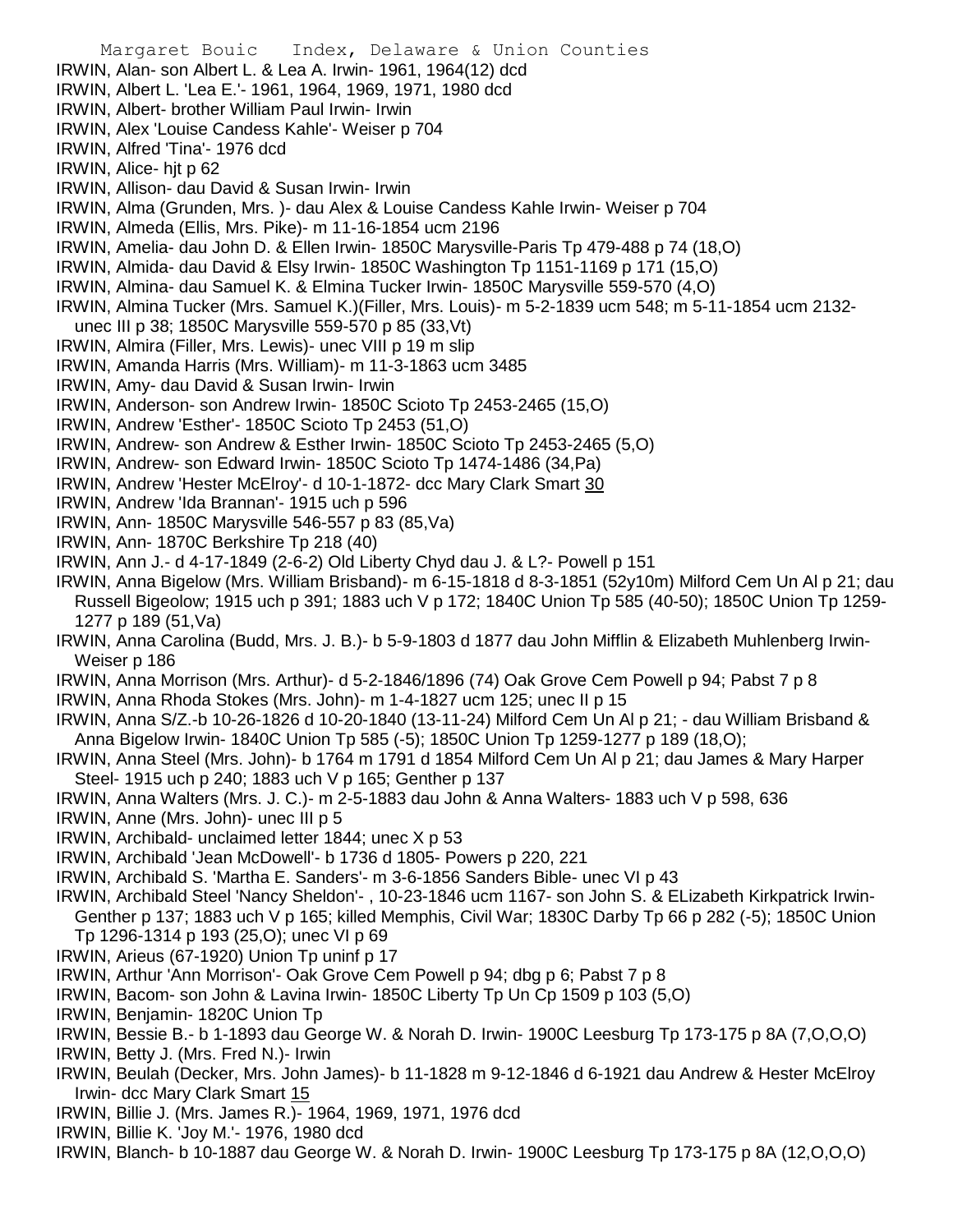IRWIN, Alan- son Albert L. & Lea A. Irwin- 1961, 1964(12) dcd
IRWIN, Albert L. 'Lea E.'- 1961, 1964, 1969, 1971, 1980 dcd
IRWIN, Albert- brother William Paul Irwin- Irwin
IRWIN, Alex 'Louise Candess Kahle'- Weiser p 704
IRWIN, Alfred 'Tina'- 1976 dcd
IRWIN, Alice- hjt p 62
IRWIN, Allison- dau David & Susan Irwin- Irwin
IRWIN, Alma (Grunden, Mrs. )- dau Alex & Louise Candess Kahle Irwin- Weiser p 704
IRWIN, Almeda (Ellis, Mrs. Pike)- m 11-16-1854 ucm 2196
IRWIN, Amelia- dau John D. & Ellen Irwin- 1850C Marysville-Paris Tp 479-488 p 74 (18,O)
IRWIN, Almida- dau David & Elsy Irwin- 1850C Washington Tp 1151-1169 p 171 (15,O)
IRWIN, Almina- dau Samuel K. & Elmina Tucker Irwin- 1850C Marysville 559-570 (4,O)
IRWIN, Almina Tucker (Mrs. Samuel K.)(Filler, Mrs. Louis)- m 5-2-1839 ucm 548; m 5-11-1854 ucm 2132- unec III p 38; 1850C Marysville 559-570 p 85 (33,Vt)
IRWIN, Almira (Filler, Mrs. Lewis)- unec VIII p 19 m slip
IRWIN, Amanda Harris (Mrs. William)- m 11-3-1863 ucm 3485
IRWIN, Amy- dau David & Susan Irwin- Irwin
IRWIN, Anderson- son Andrew Irwin- 1850C Scioto Tp 2453-2465 (15,O)
IRWIN, Andrew 'Esther'- 1850C Scioto Tp 2453 (51,O)
IRWIN, Andrew- son Andrew & Esther Irwin- 1850C Scioto Tp 2453-2465 (5,O)
IRWIN, Andrew- son Edward Irwin- 1850C Scioto Tp 1474-1486 (34,Pa)
IRWIN, Andrew 'Hester McElroy'- d 10-1-1872- dcc Mary Clark Smart 30
IRWIN, Andrew 'Ida Brannan'- 1915 uch p 596
IRWIN, Ann- 1850C Marysville 546-557 p 83 (85,Va)
IRWIN, Ann- 1870C Berkshire Tp 218 (40)
IRWIN, Ann J.- d 4-17-1849 (2-6-2) Old Liberty Chyd dau J. & L?- Powell p 151
IRWIN, Anna Bigelow (Mrs. William Brisband)- m 6-15-1818 d 8-3-1851 (52y10m) Milford Cem Un Al p 21; dau Russell Bigeolow; 1915 uch p 391; 1883 uch V p 172; 1840C Union Tp 585 (40-50); 1850C Union Tp 1259-1277 p 189 (51,Va)
IRWIN, Anna Carolina (Budd, Mrs. J. B.)- b 5-9-1803 d 1877 dau John Mifflin & Elizabeth Muhlenberg Irwin- Weiser p 186
IRWIN, Anna Morrison (Mrs. Arthur)- d 5-2-1846/1896 (74) Oak Grove Cem Powell p 94; Pabst 7 p 8
IRWIN, Anna Rhoda Stokes (Mrs. John)- m 1-4-1827 ucm 125; unec II p 15
IRWIN, Anna S/Z.-b 10-26-1826 d 10-20-1840 (13-11-24) Milford Cem Un Al p 21; - dau William Brisband & Anna Bigelow Irwin- 1840C Union Tp 585 (-5); 1850C Union Tp 1259-1277 p 189 (18,O);
IRWIN, Anna Steel (Mrs. John)- b 1764 m 1791 d 1854 Milford Cem Un Al p 21; dau James & Mary Harper Steel- 1915 uch p 240; 1883 uch V p 165; Genther p 137
IRWIN, Anna Walters (Mrs. J. C.)- m 2-5-1883 dau John & Anna Walters- 1883 uch V p 598, 636
IRWIN, Anne (Mrs. John)- unec III p 5
IRWIN, Archibald- unclaimed letter 1844; unec X p 53
IRWIN, Archibald 'Jean McDowell'- b 1736 d 1805- Powers p 220, 221
IRWIN, Archibald S. 'Martha E. Sanders'- m 3-6-1856 Sanders Bible- unec VI p 43
IRWIN, Archibald Steel 'Nancy Sheldon'- , 10-23-1846 ucm 1167- son John S. & ELizabeth Kirkpatrick Irwin- Genther p 137; 1883 uch V p 165; killed Memphis, Civil War; 1830C Darby Tp 66 p 282 (-5); 1850C Union Tp 1296-1314 p 193 (25,O); unec VI p 69
IRWIN, Arieus (67-1920) Union Tp uninf p 17
IRWIN, Arthur 'Ann Morrison'- Oak Grove Cem Powell p 94; dbg p 6; Pabst 7 p 8
IRWIN, Bacom- son John & Lavina Irwin- 1850C Liberty Tp Un Cp 1509 p 103 (5,O)
IRWIN, Benjamin- 1820C Union Tp
IRWIN, Bessie B.- b 1-1893 dau George W. & Norah D. Irwin- 1900C Leesburg Tp 173-175 p 8A (7,O,O,O)
IRWIN, Betty J. (Mrs. Fred N.)- Irwin
IRWIN, Beulah (Decker, Mrs. John James)- b 11-1828 m 9-12-1846 d 6-1921 dau Andrew & Hester McElroy Irwin- dcc Mary Clark Smart 15
IRWIN, Billie J. (Mrs. James R.)- 1964, 1969, 1971, 1976 dcd
IRWIN, Billie K. 'Joy M.'- 1976, 1980 dcd
IRWIN, Blanch- b 10-1887 dau George W. & Norah D. Irwin- 1900C Leesburg Tp 173-175 p 8A (12,O,O,O)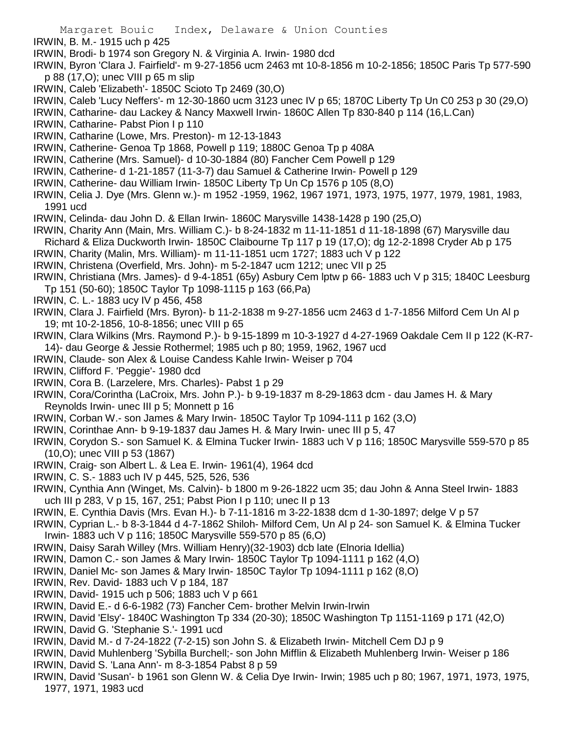IRWIN, B. M.- 1915 uch p 425

IRWIN, Brodi- b 1974 son Gregory N. & Virginia A. Irwin- 1980 dcd

IRWIN, Byron 'Clara J. Fairfield'- m 9-27-1856 ucm 2463 mt 10-8-1856 m 10-2-1856; 1850C Paris Tp 577-590 p 88 (17,O); unec VIII p 65 m slip

IRWIN, Caleb 'Elizabeth'- 1850C Scioto Tp 2469 (30,O)

IRWIN, Caleb 'Lucy Neffers'- m 12-30-1860 ucm 3123 unec IV p 65; 1870C Liberty Tp Un C0 253 p 30 (29,O)

IRWIN, Catharine- dau Lackey & Nancy Maxwell Irwin- 1860C Allen Tp 830-840 p 114 (16,L.Can)

IRWIN, Catharine- Pabst Pion I p 110

IRWIN, Catharine (Lowe, Mrs. Preston)- m 12-13-1843

IRWIN, Catherine- Genoa Tp 1868, Powell p 119; 1880C Genoa Tp p 408A

IRWIN, Catherine (Mrs. Samuel)- d 10-30-1884 (80) Fancher Cem Powell p 129

IRWIN, Catherine- d 1-21-1857 (11-3-7) dau Samuel & Catherine Irwin- Powell p 129

IRWIN, Catherine- dau William Irwin- 1850C Liberty Tp Un Cp 1576 p 105 (8,O)

IRWIN, Celia J. Dye (Mrs. Glenn w.)- m 1952 -1959, 1962, 1967 1971, 1973, 1975, 1977, 1979, 1981, 1983, 1991 ucd

IRWIN, Celinda- dau John D. & Ellan Irwin- 1860C Marysville 1438-1428 p 190 (25,O)

IRWIN, Charity Ann (Main, Mrs. William C.)- b 8-24-1832 m 11-11-1851 d 11-18-1898 (67) Marysville dau Richard & Eliza Duckworth Irwin- 1850C Claibourne Tp 117 p 19 (17,O); dg 12-2-1898 Cryder Ab p 175

IRWIN, Charity (Malin, Mrs. William)- m 11-11-1851 ucm 1727; 1883 uch V p 122

IRWIN, Christena (Overfield, Mrs. John)- m 5-2-1847 ucm 1212; unec VII p 25

IRWIN, Christiana (Mrs. James)- d 9-4-1851 (65y) Asbury Cem lptw p 66- 1883 uch V p 315; 1840C Leesburg Tp 151 (50-60); 1850C Taylor Tp 1098-1115 p 163 (66,Pa)

IRWIN, C. L.- 1883 ucy IV p 456, 458

IRWIN, Clara J. Fairfield (Mrs. Byron)- b 11-2-1838 m 9-27-1856 ucm 2463 d 1-7-1856 Milford Cem Un Al p 19; mt 10-2-1856, 10-8-1856; unec VIII p 65

IRWIN, Clara Wilkins (Mrs. Raymond P.)- b 9-15-1899 m 10-3-1927 d 4-27-1969 Oakdale Cem II p 122 (K-R7-14)- dau George & Jessie Rothermel; 1985 uch p 80; 1959, 1962, 1967 ucd

IRWIN, Claude- son Alex & Louise Candess Kahle Irwin- Weiser p 704

IRWIN, Clifford F. 'Peggie'- 1980 dcd

IRWIN, Cora B. (Larzelere, Mrs. Charles)- Pabst 1 p 29

IRWIN, Cora/Corintha (LaCroix, Mrs. John P.)- b 9-19-1837 m 8-29-1863 dcm - dau James H. & Mary Reynolds Irwin- unec III p 5; Monnett p 16

IRWIN, Corban W.- son James & Mary Irwin- 1850C Taylor Tp 1094-111 p 162 (3,O)

IRWIN, Corinthae Ann- b 9-19-1837 dau James H. & Mary Irwin- unec III p 5, 47

IRWIN, Corydon S.- son Samuel K. & Elmina Tucker Irwin- 1883 uch V p 116; 1850C Marysville 559-570 p 85 (10,O); unec VIII p 53 (1867)

IRWIN, Craig- son Albert L. & Lea E. Irwin- 1961(4), 1964 dcd

IRWIN, C. S.- 1883 uch IV p 445, 525, 526, 536

IRWIN, Cynthia Ann (Winget, Ms. Calvin)- b 1800 m 9-26-1822 ucm 35; dau John & Anna Steel Irwin- 1883 uch III p 283, V p 15, 167, 251; Pabst Pion I p 110; unec II p 13

IRWIN, E. Cynthia Davis (Mrs. Evan H.)- b 7-11-1816 m 3-22-1838 dcm d 1-30-1897; delge V p 57

IRWIN, Cyprian L.- b 8-3-1844 d 4-7-1862 Shiloh- Milford Cem, Un Al p 24- son Samuel K. & Elmina Tucker Irwin- 1883 uch V p 116; 1850C Marysville 559-570 p 85 (6,O)

IRWIN, Daisy Sarah Willey (Mrs. William Henry)(32-1903) dcb late (Elnoria Idellia)

IRWIN, Damon C.- son James & Mary Irwin- 1850C Taylor Tp 1094-1111 p 162 (4,O)

IRWIN, Daniel Mc- son James & Mary Irwin- 1850C Taylor Tp 1094-1111 p 162 (8,O)

IRWIN, Rev. David- 1883 uch V p 184, 187

IRWIN, David- 1915 uch p 506; 1883 uch V p 661

IRWIN, David E.- d 6-6-1982 (73) Fancher Cem- brother Melvin Irwin-Irwin

IRWIN, David 'Elsy'- 1840C Washington Tp 334 (20-30); 1850C Washington Tp 1151-1169 p 171 (42,O)

IRWIN, David G. 'Stephanie S.'- 1991 ucd

IRWIN, David M.- d 7-24-1822 (7-2-15) son John S. & Elizabeth Irwin- Mitchell Cem DJ p 9

IRWIN, David Muhlenberg 'Sybilla Burchell;- son John Mifflin & Elizabeth Muhlenberg Irwin- Weiser p 186

IRWIN, David S. 'Lana Ann'- m 8-3-1854 Pabst 8 p 59

IRWIN, David 'Susan'- b 1961 son Glenn W. & Celia Dye Irwin- Irwin; 1985 uch p 80; 1967, 1971, 1973, 1975, 1977, 1971, 1983 ucd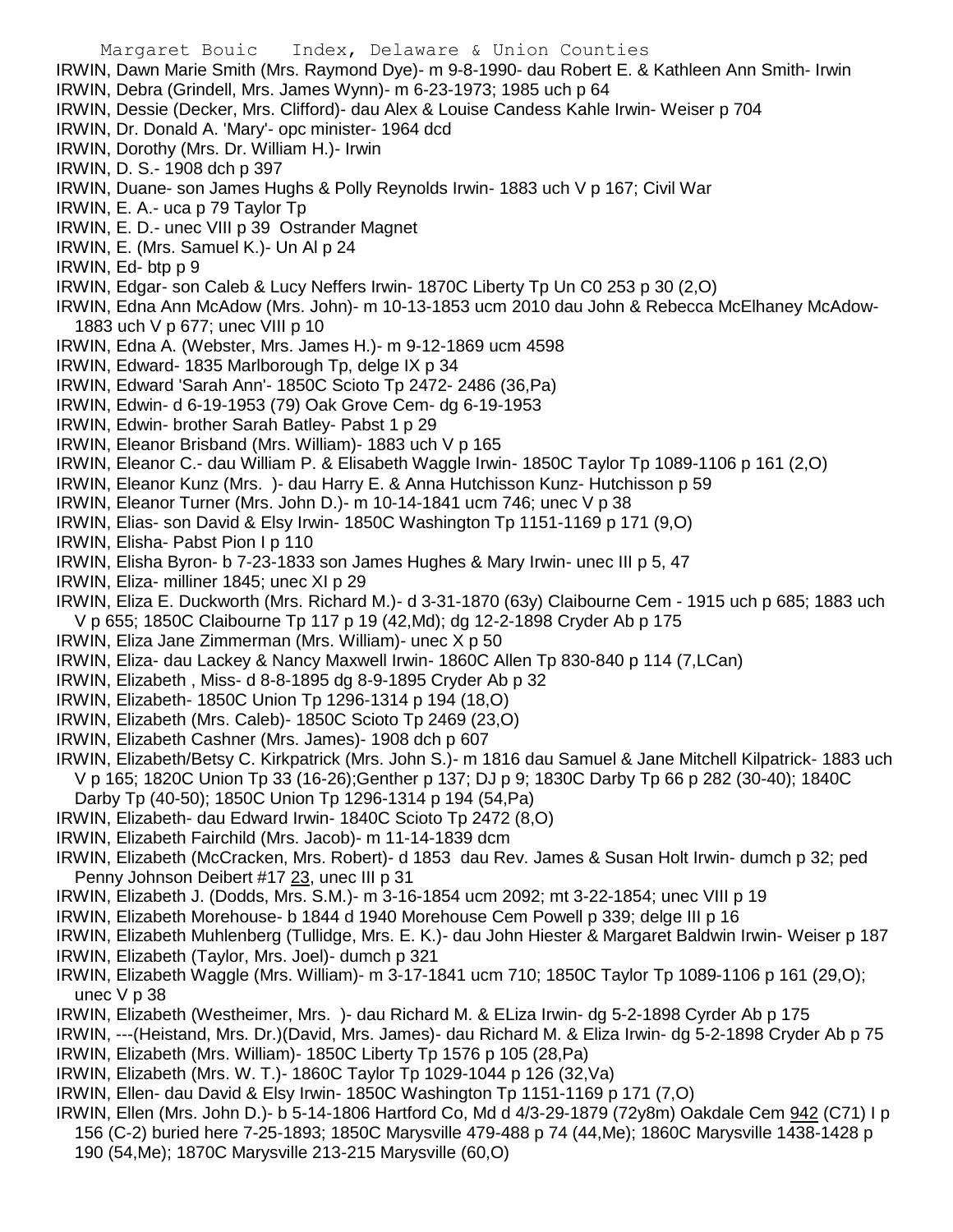IRWIN, Dawn Marie Smith (Mrs. Raymond Dye)- m 9-8-1990- dau Robert E. & Kathleen Ann Smith- Irwin

IRWIN, Debra (Grindell, Mrs. James Wynn)- m 6-23-1973; 1985 uch p 64

IRWIN, Dessie (Decker, Mrs. Clifford)- dau Alex & Louise Candess Kahle Irwin- Weiser p 704

IRWIN, Dr. Donald A. 'Mary'- opc minister- 1964 dcd

IRWIN, Dorothy (Mrs. Dr. William H.)- Irwin

IRWIN, D. S.- 1908 dch p 397

IRWIN, Duane- son James Hughs & Polly Reynolds Irwin- 1883 uch V p 167; Civil War

IRWIN, E. A.- uca p 79 Taylor Tp

IRWIN, E. D.- unec VIII p 39 Ostrander Magnet

IRWIN, E. (Mrs. Samuel K.)- Un Al p 24

IRWIN, Ed- btp p 9

IRWIN, Edgar- son Caleb & Lucy Neffers Irwin- 1870C Liberty Tp Un C0 253 p 30 (2,O)

IRWIN, Edna Ann McAdow (Mrs. John)- m 10-13-1853 ucm 2010 dau John & Rebecca McElhaney McAdow- 1883 uch V p 677; unec VIII p 10

IRWIN, Edna A. (Webster, Mrs. James H.)- m 9-12-1869 ucm 4598

IRWIN, Edward- 1835 Marlborough Tp, delge IX p 34

IRWIN, Edward 'Sarah Ann'- 1850C Scioto Tp 2472- 2486 (36,Pa)

IRWIN, Edwin- d 6-19-1953 (79) Oak Grove Cem- dg 6-19-1953

IRWIN, Edwin- brother Sarah Batley- Pabst 1 p 29

IRWIN, Eleanor Brisband (Mrs. William)- 1883 uch V p 165

IRWIN, Eleanor C.- dau William P. & Elisabeth Waggle Irwin- 1850C Taylor Tp 1089-1106 p 161 (2,O)

IRWIN, Eleanor Kunz (Mrs. )- dau Harry E. & Anna Hutchisson Kunz- Hutchisson p 59

IRWIN, Eleanor Turner (Mrs. John D.)- m 10-14-1841 ucm 746; unec V p 38

IRWIN, Elias- son David & Elsy Irwin- 1850C Washington Tp 1151-1169 p 171 (9,O)

IRWIN, Elisha- Pabst Pion I p 110

IRWIN, Elisha Byron- b 7-23-1833 son James Hughes & Mary Irwin- unec III p 5, 47

IRWIN, Eliza- milliner 1845; unec XI p 29

IRWIN, Eliza E. Duckworth (Mrs. Richard M.)- d 3-31-1870 (63y) Claibourne Cem - 1915 uch p 685; 1883 uch V p 655; 1850C Claibourne Tp 117 p 19 (42,Md); dg 12-2-1898 Cryder Ab p 175

IRWIN, Eliza Jane Zimmerman (Mrs. William)- unec X p 50

IRWIN, Eliza- dau Lackey & Nancy Maxwell Irwin- 1860C Allen Tp 830-840 p 114 (7,LCan)

IRWIN, Elizabeth , Miss- d 8-8-1895 dg 8-9-1895 Cryder Ab p 32

IRWIN, Elizabeth- 1850C Union Tp 1296-1314 p 194 (18,O)

IRWIN, Elizabeth (Mrs. Caleb)- 1850C Scioto Tp 2469 (23,O)

IRWIN, Elizabeth Cashner (Mrs. James)- 1908 dch p 607

IRWIN, Elizabeth/Betsy C. Kirkpatrick (Mrs. John S.)- m 1816 dau Samuel & Jane Mitchell Kilpatrick- 1883 uch V p 165; 1820C Union Tp 33 (16-26);Genther p 137; DJ p 9; 1830C Darby Tp 66 p 282 (30-40); 1840C Darby Tp (40-50); 1850C Union Tp 1296-1314 p 194 (54,Pa)

IRWIN, Elizabeth- dau Edward Irwin- 1840C Scioto Tp 2472 (8,O)

IRWIN, Elizabeth Fairchild (Mrs. Jacob)- m 11-14-1839 dcm

IRWIN, Elizabeth (McCracken, Mrs. Robert)- d 1853 dau Rev. James & Susan Holt Irwin- dumch p 32; ped Penny Johnson Deibert #17 23, unec III p 31

IRWIN, Elizabeth J. (Dodds, Mrs. S.M.)- m 3-16-1854 ucm 2092; mt 3-22-1854; unec VIII p 19

IRWIN, Elizabeth Morehouse- b 1844 d 1940 Morehouse Cem Powell p 339; delge III p 16

IRWIN, Elizabeth Muhlenberg (Tullidge, Mrs. E. K.)- dau John Hiester & Margaret Baldwin Irwin- Weiser p 187

IRWIN, Elizabeth (Taylor, Mrs. Joel)- dumch p 321

IRWIN, Elizabeth Waggle (Mrs. William)- m 3-17-1841 ucm 710; 1850C Taylor Tp 1089-1106 p 161 (29,O); unec V p 38

IRWIN, Elizabeth (Westheimer, Mrs. )- dau Richard M. & ELiza Irwin- dg 5-2-1898 Cyrder Ab p 175

IRWIN, ---(Heistand, Mrs. Dr.)(David, Mrs. James)- dau Richard M. & Eliza Irwin- dg 5-2-1898 Cryder Ab p 75

IRWIN, Elizabeth (Mrs. William)- 1850C Liberty Tp 1576 p 105 (28,Pa)

IRWIN, Elizabeth (Mrs. W. T.)- 1860C Taylor Tp 1029-1044 p 126 (32,Va)

IRWIN, Ellen- dau David & Elsy Irwin- 1850C Washington Tp 1151-1169 p 171 (7,O)

IRWIN, Ellen (Mrs. John D.)- b 5-14-1806 Hartford Co, Md d 4/3-29-1879 (72y8m) Oakdale Cem 942 (C71) I p 156 (C-2) buried here 7-25-1893; 1850C Marysville 479-488 p 74 (44,Me); 1860C Marysville 1438-1428 p 190 (54,Me); 1870C Marysville 213-215 Marysville (60,O)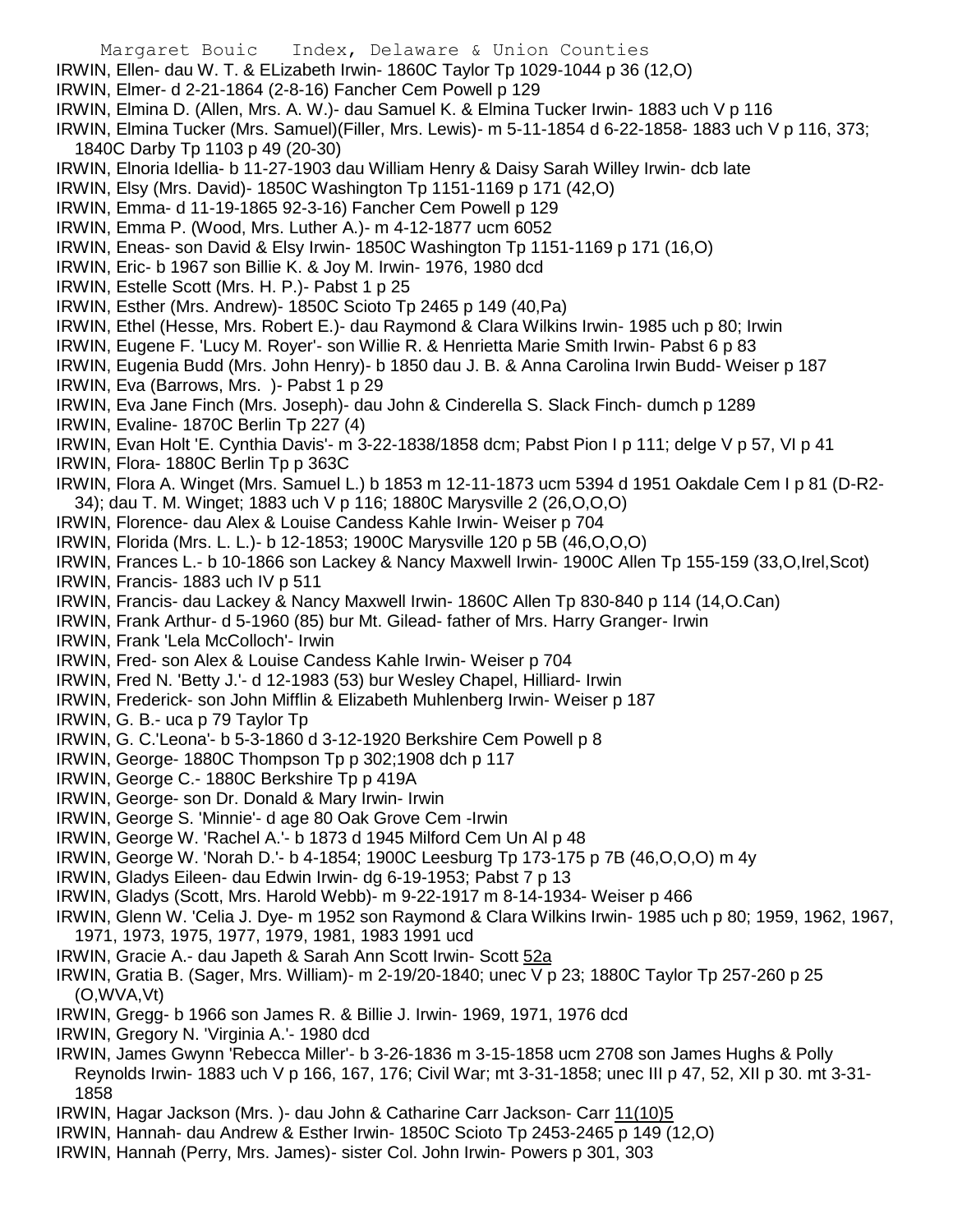IRWIN, Ellen- dau W. T. & ELizabeth Irwin- 1860C Taylor Tp 1029-1044 p 36 (12,O)

IRWIN, Elmer- d 2-21-1864 (2-8-16) Fancher Cem Powell p 129

IRWIN, Elmina D. (Allen, Mrs. A. W.)- dau Samuel K. & Elmina Tucker Irwin- 1883 uch V p 116

IRWIN, Elmina Tucker (Mrs. Samuel)(Filler, Mrs. Lewis)- m 5-11-1854 d 6-22-1858- 1883 uch V p 116, 373; 1840C Darby Tp 1103 p 49 (20-30)

IRWIN, Elnoria Idellia- b 11-27-1903 dau William Henry & Daisy Sarah Willey Irwin- dcb late

IRWIN, Elsy (Mrs. David)- 1850C Washington Tp 1151-1169 p 171 (42,O)

IRWIN, Emma- d 11-19-1865 92-3-16) Fancher Cem Powell p 129

IRWIN, Emma P. (Wood, Mrs. Luther A.)- m 4-12-1877 ucm 6052

IRWIN, Eneas- son David & Elsy Irwin- 1850C Washington Tp 1151-1169 p 171 (16,O)

IRWIN, Eric- b 1967 son Billie K. & Joy M. Irwin- 1976, 1980 dcd

IRWIN, Estelle Scott (Mrs. H. P.)- Pabst 1 p 25

IRWIN, Esther (Mrs. Andrew)- 1850C Scioto Tp 2465 p 149 (40,Pa)

IRWIN, Ethel (Hesse, Mrs. Robert E.)- dau Raymond & Clara Wilkins Irwin- 1985 uch p 80; Irwin

IRWIN, Eugene F. 'Lucy M. Royer'- son Willie R. & Henrietta Marie Smith Irwin- Pabst 6 p 83

IRWIN, Eugenia Budd (Mrs. John Henry)- b 1850 dau J. B. & Anna Carolina Irwin Budd- Weiser p 187

IRWIN, Eva (Barrows, Mrs. )- Pabst 1 p 29

IRWIN, Eva Jane Finch (Mrs. Joseph)- dau John & Cinderella S. Slack Finch- dumch p 1289

IRWIN, Evaline- 1870C Berlin Tp 227 (4)

IRWIN, Evan Holt 'E. Cynthia Davis'- m 3-22-1838/1858 dcm; Pabst Pion I p 111; delge V p 57, VI p 41

IRWIN, Flora- 1880C Berlin Tp p 363C

IRWIN, Flora A. Winget (Mrs. Samuel L.) b 1853 m 12-11-1873 ucm 5394 d 1951 Oakdale Cem I p 81 (D-R2-34); dau T. M. Winget; 1883 uch V p 116; 1880C Marysville 2 (26,O,O,O)

IRWIN, Florence- dau Alex & Louise Candess Kahle Irwin- Weiser p 704

IRWIN, Florida (Mrs. L. L.)- b 12-1853; 1900C Marysville 120 p 5B (46,O,O,O)

IRWIN, Frances L.- b 10-1866 son Lackey & Nancy Maxwell Irwin- 1900C Allen Tp 155-159 (33,O,Irel,Scot)

IRWIN, Francis- 1883 uch IV p 511

IRWIN, Francis- dau Lackey & Nancy Maxwell Irwin- 1860C Allen Tp 830-840 p 114 (14,O.Can)

IRWIN, Frank Arthur- d 5-1960 (85) bur Mt. Gilead- father of Mrs. Harry Granger- Irwin

IRWIN, Frank 'Lela McColloch'- Irwin

IRWIN, Fred- son Alex & Louise Candess Kahle Irwin- Weiser p 704

IRWIN, Fred N. 'Betty J.'- d 12-1983 (53) bur Wesley Chapel, Hilliard- Irwin

IRWIN, Frederick- son John Mifflin & Elizabeth Muhlenberg Irwin- Weiser p 187

IRWIN, G. B.- uca p 79 Taylor Tp

IRWIN, G. C.'Leona'- b 5-3-1860 d 3-12-1920 Berkshire Cem Powell p 8

IRWIN, George- 1880C Thompson Tp p 302;1908 dch p 117

IRWIN, George C.- 1880C Berkshire Tp p 419A

IRWIN, George- son Dr. Donald & Mary Irwin- Irwin

IRWIN, George S. 'Minnie'- d age 80 Oak Grove Cem -Irwin

IRWIN, George W. 'Rachel A.'- b 1873 d 1945 Milford Cem Un Al p 48

IRWIN, George W. 'Norah D.'- b 4-1854; 1900C Leesburg Tp 173-175 p 7B (46,O,O,O) m 4y

IRWIN, Gladys Eileen- dau Edwin Irwin- dg 6-19-1953; Pabst 7 p 13

IRWIN, Gladys (Scott, Mrs. Harold Webb)- m 9-22-1917 m 8-14-1934- Weiser p 466

IRWIN, Glenn W. 'Celia J. Dye- m 1952 son Raymond & Clara Wilkins Irwin- 1985 uch p 80; 1959, 1962, 1967, 1971, 1973, 1975, 1977, 1979, 1981, 1983 1991 ucd

IRWIN, Gracie A.- dau Japeth & Sarah Ann Scott Irwin- Scott 52a

IRWIN, Gratia B. (Sager, Mrs. William)- m 2-19/20-1840; unec V p 23; 1880C Taylor Tp 257-260 p 25 (O,WVA,Vt)

IRWIN, Gregg- b 1966 son James R. & Billie J. Irwin- 1969, 1971, 1976 dcd

IRWIN, Gregory N. 'Virginia A.'- 1980 dcd

IRWIN, James Gwynn 'Rebecca Miller'- b 3-26-1836 m 3-15-1858 ucm 2708 son James Hughs & Polly Reynolds Irwin- 1883 uch V p 166, 167, 176; Civil War; mt 3-31-1858; unec III p 47, 52, XII p 30. mt 3-31-1858

IRWIN, Hagar Jackson (Mrs. )- dau John & Catharine Carr Jackson- Carr 11(10)5

IRWIN, Hannah- dau Andrew & Esther Irwin- 1850C Scioto Tp 2453-2465 p 149 (12,O)

IRWIN, Hannah (Perry, Mrs. James)- sister Col. John Irwin- Powers p 301, 303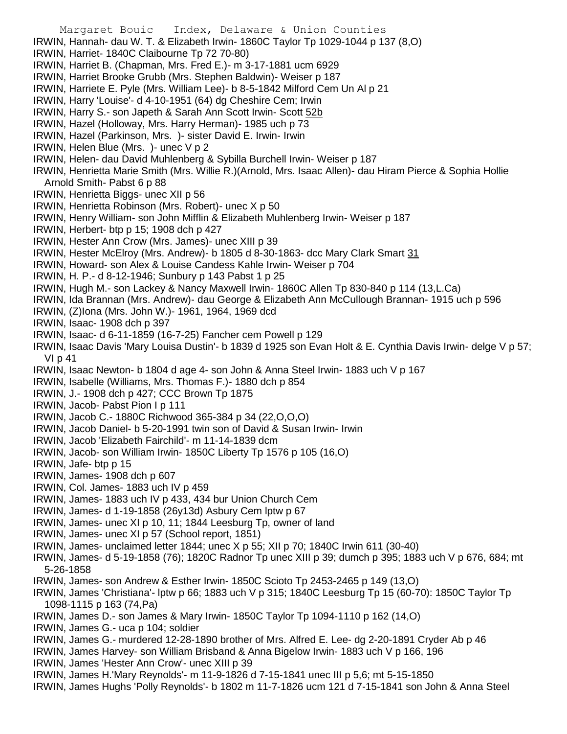IRWIN, Hannah- dau W. T. & Elizabeth Irwin- 1860C Taylor Tp 1029-1044 p 137 (8,O)
IRWIN, Harriet- 1840C Claibourne Tp 72 70-80)
IRWIN, Harriet B. (Chapman, Mrs. Fred E.)- m 3-17-1881 ucm 6929
IRWIN, Harriet Brooke Grubb (Mrs. Stephen Baldwin)- Weiser p 187
IRWIN, Harriete E. Pyle (Mrs. William Lee)- b 8-5-1842 Milford Cem Un Al p 21
IRWIN, Harry 'Louise'- d 4-10-1951 (64) dg Cheshire Cem; Irwin
IRWIN, Harry S.- son Japeth & Sarah Ann Scott Irwin- Scott 52b
IRWIN, Hazel (Holloway, Mrs. Harry Herman)- 1985 uch p 73
IRWIN, Hazel (Parkinson, Mrs. )- sister David E. Irwin- Irwin
IRWIN, Helen Blue (Mrs. )- unec V p 2
IRWIN, Helen- dau David Muhlenberg & Sybilla Burchell Irwin- Weiser p 187
IRWIN, Henrietta Marie Smith (Mrs. Willie R.)(Arnold, Mrs. Isaac Allen)- dau Hiram Pierce & Sophia Hollie Arnold Smith- Pabst 6 p 88
IRWIN, Henrietta Biggs- unec XII p 56
IRWIN, Henrietta Robinson (Mrs. Robert)- unec X p 50
IRWIN, Henry William- son John Mifflin & Elizabeth Muhlenberg Irwin- Weiser p 187
IRWIN, Herbert- btp p 15; 1908 dch p 427
IRWIN, Hester Ann Crow (Mrs. James)- unec XIII p 39
IRWIN, Hester McElroy (Mrs. Andrew)- b 1805 d 8-30-1863- dcc Mary Clark Smart 31
IRWIN, Howard- son Alex & Louise Candess Kahle Irwin- Weiser p 704
IRWIN, H. P.- d 8-12-1946; Sunbury p 143 Pabst 1 p 25
IRWIN, Hugh M.- son Lackey & Nancy Maxwell Irwin- 1860C Allen Tp 830-840 p 114 (13,L.Ca)
IRWIN, Ida Brannan (Mrs. Andrew)- dau George & Elizabeth Ann McCullough Brannan- 1915 uch p 596
IRWIN, (Z)Iona (Mrs. John W.)- 1961, 1964, 1969 dcd
IRWIN, Isaac- 1908 dch p 397
IRWIN, Isaac- d 6-11-1859 (16-7-25) Fancher cem Powell p 129
IRWIN, Isaac Davis 'Mary Louisa Dustin'- b 1839 d 1925 son Evan Holt & E. Cynthia Davis Irwin- delge V p 57; VI p 41
IRWIN, Isaac Newton- b 1804 d age 4- son John & Anna Steel Irwin- 1883 uch V p 167
IRWIN, Isabelle (Williams, Mrs. Thomas F.)- 1880 dch p 854
IRWIN, J.- 1908 dch p 427; CCC Brown Tp 1875
IRWIN, Jacob- Pabst Pion I p 111
IRWIN, Jacob C.- 1880C Richwood 365-384 p 34 (22,O,O,O)
IRWIN, Jacob Daniel- b 5-20-1991 twin son of David & Susan Irwin- Irwin
IRWIN, Jacob 'Elizabeth Fairchild'- m 11-14-1839 dcm
IRWIN, Jacob- son William Irwin- 1850C Liberty Tp 1576 p 105 (16,O)
IRWIN, Jafe- btp p 15
IRWIN, James- 1908 dch p 607
IRWIN, Col. James- 1883 uch IV p 459
IRWIN, James- 1883 uch IV p 433, 434 bur Union Church Cem
IRWIN, James- d 1-19-1858 (26y13d) Asbury Cem lptw p 67
IRWIN, James- unec XI p 10, 11; 1844 Leesburg Tp, owner of land
IRWIN, James- unec XI p 57 (School report, 1851)
IRWIN, James- unclaimed letter 1844; unec X p 55; XII p 70; 1840C Irwin 611 (30-40)
IRWIN, James- d 5-19-1858 (76); 1820C Radnor Tp unec XIII p 39; dumch p 395; 1883 uch V p 676, 684; mt 5-26-1858
IRWIN, James- son Andrew & Esther Irwin- 1850C Scioto Tp 2453-2465 p 149 (13,O)
IRWIN, James 'Christiana'- lptw p 66; 1883 uch V p 315; 1840C Leesburg Tp 15 (60-70): 1850C Taylor Tp 1098-1115 p 163 (74,Pa)
IRWIN, James D.- son James & Mary Irwin- 1850C Taylor Tp 1094-1110 p 162 (14,O)
IRWIN, James G.- uca p 104; soldier
IRWIN, James G.- murdered 12-28-1890 brother of Mrs. Alfred E. Lee- dg 2-20-1891 Cryder Ab p 46
IRWIN, James Harvey- son William Brisband & Anna Bigelow Irwin- 1883 uch V p 166, 196
IRWIN, James 'Hester Ann Crow'- unec XIII p 39
IRWIN, James H.'Mary Reynolds'- m 11-9-1826 d 7-15-1841 unec III p 5,6; mt 5-15-1850
IRWIN, James Hughs 'Polly Reynolds'- b 1802 m 11-7-1826 ucm 121 d 7-15-1841 son John & Anna Steel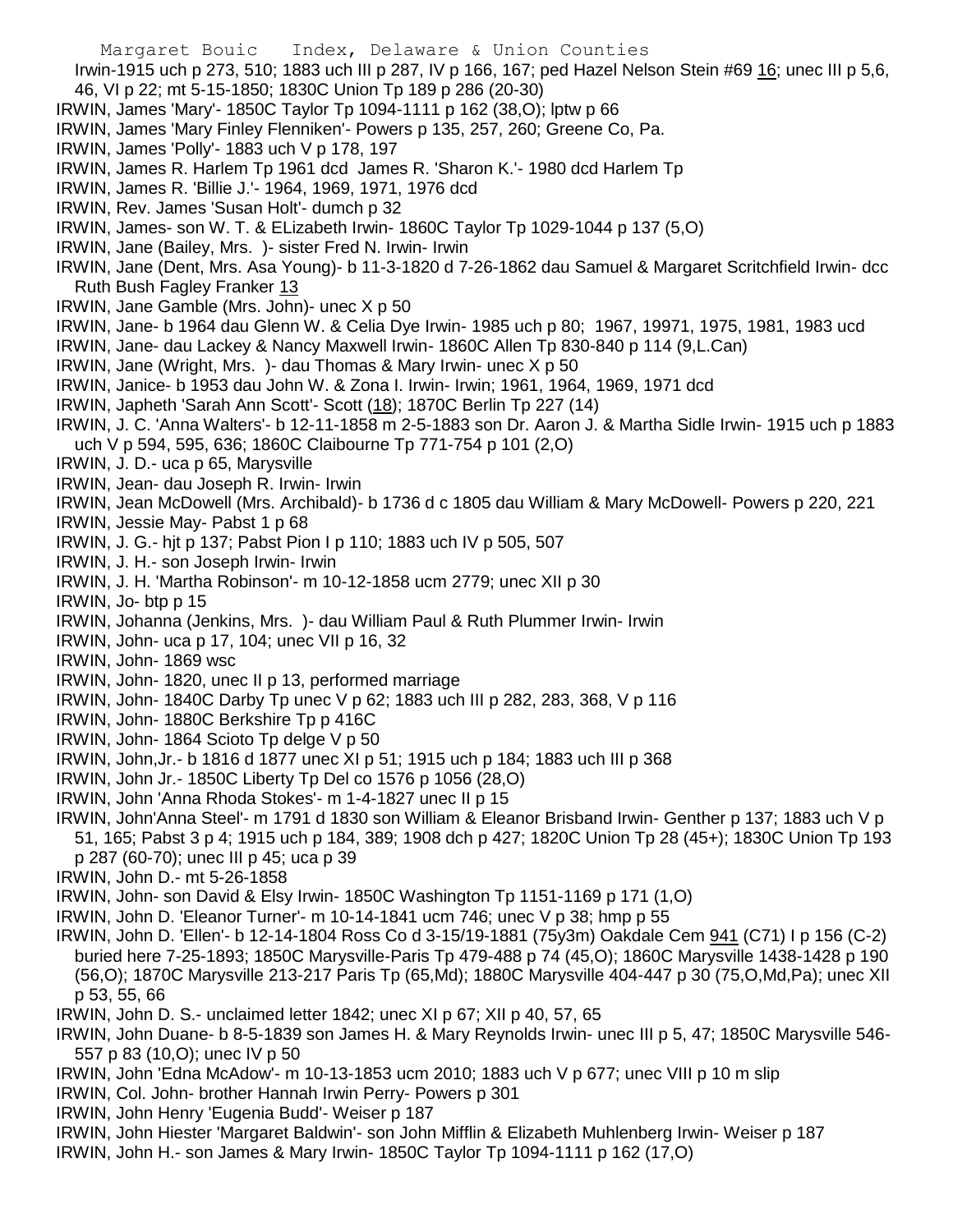Irwin-1915 uch p 273, 510; 1883 uch III p 287, IV p 166, 167; ped Hazel Nelson Stein #69 16; unec III p 5,6, 46, VI p 22; mt 5-15-1850; 1830C Union Tp 189 p 286 (20-30)

IRWIN, James 'Mary'- 1850C Taylor Tp 1094-1111 p 162 (38,O); lptw p 66

IRWIN, James 'Mary Finley Flenniken'- Powers p 135, 257, 260; Greene Co, Pa.

IRWIN, James 'Polly'- 1883 uch V p 178, 197

IRWIN, James R. Harlem Tp 1961 dcd James R. 'Sharon K.'- 1980 dcd Harlem Tp

IRWIN, James R. 'Billie J.'- 1964, 1969, 1971, 1976 dcd

IRWIN, Rev. James 'Susan Holt'- dumch p 32

IRWIN, James- son W. T. & ELizabeth Irwin- 1860C Taylor Tp 1029-1044 p 137 (5,O)

IRWIN, Jane (Bailey, Mrs. )- sister Fred N. Irwin- Irwin

IRWIN, Jane (Dent, Mrs. Asa Young)- b 11-3-1820 d 7-26-1862 dau Samuel & Margaret Scritchfield Irwin- dcc Ruth Bush Fagley Franker 13

IRWIN, Jane Gamble (Mrs. John)- unec X p 50

IRWIN, Jane- b 1964 dau Glenn W. & Celia Dye Irwin- 1985 uch p 80; 1967, 19971, 1975, 1981, 1983 ucd

IRWIN, Jane- dau Lackey & Nancy Maxwell Irwin- 1860C Allen Tp 830-840 p 114 (9,L.Can)

IRWIN, Jane (Wright, Mrs. )- dau Thomas & Mary Irwin- unec X p 50

IRWIN, Janice- b 1953 dau John W. & Zona I. Irwin- Irwin; 1961, 1964, 1969, 1971 dcd

IRWIN, Japheth 'Sarah Ann Scott'- Scott (18); 1870C Berlin Tp 227 (14)

IRWIN, J. C. 'Anna Walters'- b 12-11-1858 m 2-5-1883 son Dr. Aaron J. & Martha Sidle Irwin- 1915 uch p 1883 uch V p 594, 595, 636; 1860C Claibourne Tp 771-754 p 101 (2,O)

IRWIN, J. D.- uca p 65, Marysville

IRWIN, Jean- dau Joseph R. Irwin- Irwin

IRWIN, Jean McDowell (Mrs. Archibald)- b 1736 d c 1805 dau William & Mary McDowell- Powers p 220, 221

IRWIN, Jessie May- Pabst 1 p 68

IRWIN, J. G.- hjt p 137; Pabst Pion I p 110; 1883 uch IV p 505, 507

IRWIN, J. H.- son Joseph Irwin- Irwin

IRWIN, J. H. 'Martha Robinson'- m 10-12-1858 ucm 2779; unec XII p 30

IRWIN, Jo- btp p 15

IRWIN, Johanna (Jenkins, Mrs. )- dau William Paul & Ruth Plummer Irwin- Irwin

IRWIN, John- uca p 17, 104; unec VII p 16, 32

IRWIN, John- 1869 wsc

IRWIN, John- 1820, unec II p 13, performed marriage

IRWIN, John- 1840C Darby Tp unec V p 62; 1883 uch III p 282, 283, 368, V p 116

IRWIN, John- 1880C Berkshire Tp p 416C

IRWIN, John- 1864 Scioto Tp delge V p 50

IRWIN, John,Jr.- b 1816 d 1877 unec XI p 51; 1915 uch p 184; 1883 uch III p 368

IRWIN, John Jr.- 1850C Liberty Tp Del co 1576 p 1056 (28,O)

IRWIN, John 'Anna Rhoda Stokes'- m 1-4-1827 unec II p 15

IRWIN, John'Anna Steel'- m 1791 d 1830 son William & Eleanor Brisband Irwin- Genther p 137; 1883 uch V p 51, 165; Pabst 3 p 4; 1915 uch p 184, 389; 1908 dch p 427; 1820C Union Tp 28 (45+); 1830C Union Tp 193 p 287 (60-70); unec III p 45; uca p 39

IRWIN, John D.- mt 5-26-1858

IRWIN, John- son David & Elsy Irwin- 1850C Washington Tp 1151-1169 p 171 (1,O)

IRWIN, John D. 'Eleanor Turner'- m 10-14-1841 ucm 746; unec V p 38; hmp p 55

IRWIN, John D. 'Ellen'- b 12-14-1804 Ross Co d 3-15/19-1881 (75y3m) Oakdale Cem 941 (C71) I p 156 (C-2) buried here 7-25-1893; 1850C Marysville-Paris Tp 479-488 p 74 (45,O); 1860C Marysville 1438-1428 p 190 (56,O); 1870C Marysville 213-217 Paris Tp (65,Md); 1880C Marysville 404-447 p 30 (75,O,Md,Pa); unec XII p 53, 55, 66

IRWIN, John D. S.- unclaimed letter 1842; unec XI p 67; XII p 40, 57, 65

IRWIN, John Duane- b 8-5-1839 son James H. & Mary Reynolds Irwin- unec III p 5, 47; 1850C Marysville 546-557 p 83 (10,O); unec IV p 50

IRWIN, John 'Edna McAdow'- m 10-13-1853 ucm 2010; 1883 uch V p 677; unec VIII p 10 m slip

IRWIN, Col. John- brother Hannah Irwin Perry- Powers p 301

IRWIN, John Henry 'Eugenia Budd'- Weiser p 187

IRWIN, John Hiester 'Margaret Baldwin'- son John Mifflin & Elizabeth Muhlenberg Irwin- Weiser p 187

IRWIN, John H.- son James & Mary Irwin- 1850C Taylor Tp 1094-1111 p 162 (17,O)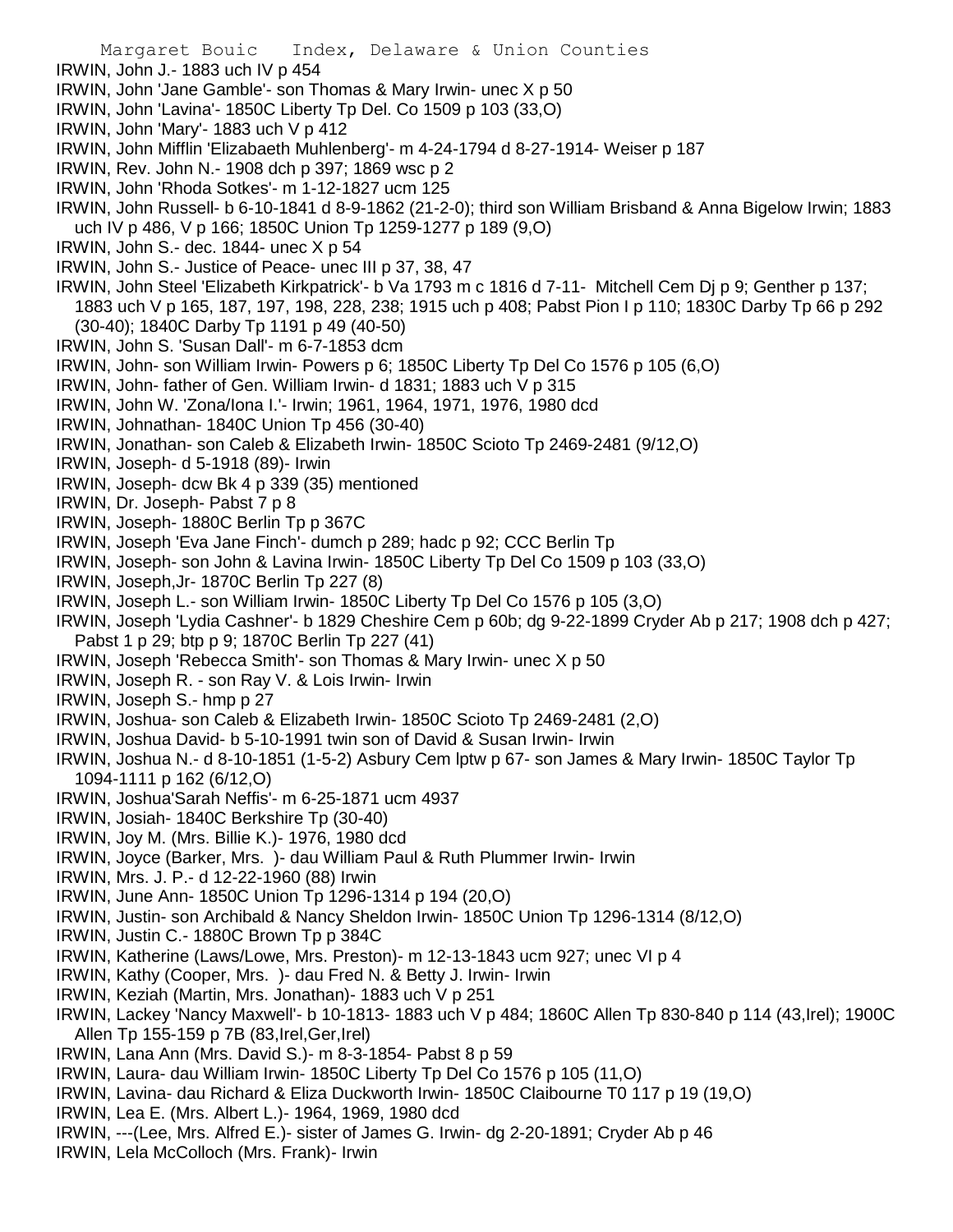IRWIN, John J.- 1883 uch IV p 454

IRWIN, John 'Jane Gamble'- son Thomas & Mary Irwin- unec X p 50

IRWIN, John 'Lavina'- 1850C Liberty Tp Del. Co 1509 p 103 (33,O)

IRWIN, John 'Mary'- 1883 uch V p 412

IRWIN, John Mifflin 'Elizabaeth Muhlenberg'- m 4-24-1794 d 8-27-1914- Weiser p 187

IRWIN, Rev. John N.- 1908 dch p 397; 1869 wsc p 2

IRWIN, John 'Rhoda Sotkes'- m 1-12-1827 ucm 125

IRWIN, John Russell- b 6-10-1841 d 8-9-1862 (21-2-0); third son William Brisband & Anna Bigelow Irwin; 1883 uch IV p 486, V p 166; 1850C Union Tp 1259-1277 p 189 (9,O)

IRWIN, John S.- dec. 1844- unec X p 54

IRWIN, John S.- Justice of Peace- unec III p 37, 38, 47

IRWIN, John Steel 'Elizabeth Kirkpatrick'- b Va 1793 m c 1816 d 7-11- Mitchell Cem Dj p 9; Genther p 137; 1883 uch V p 165, 187, 197, 198, 228, 238; 1915 uch p 408; Pabst Pion I p 110; 1830C Darby Tp 66 p 292 (30-40); 1840C Darby Tp 1191 p 49 (40-50)

IRWIN, John S. 'Susan Dall'- m 6-7-1853 dcm

IRWIN, John- son William Irwin- Powers p 6; 1850C Liberty Tp Del Co 1576 p 105 (6,O)

IRWIN, John- father of Gen. William Irwin- d 1831; 1883 uch V p 315

IRWIN, John W. 'Zona/Iona I.'- Irwin; 1961, 1964, 1971, 1976, 1980 dcd

IRWIN, Johnathan- 1840C Union Tp 456 (30-40)

IRWIN, Jonathan- son Caleb & Elizabeth Irwin- 1850C Scioto Tp 2469-2481 (9/12,O)

IRWIN, Joseph- d 5-1918 (89)- Irwin

IRWIN, Joseph- dcw Bk 4 p 339 (35) mentioned

IRWIN, Dr. Joseph- Pabst 7 p 8

IRWIN, Joseph- 1880C Berlin Tp p 367C

IRWIN, Joseph 'Eva Jane Finch'- dumch p 289; hadc p 92; CCC Berlin Tp

IRWIN, Joseph- son John & Lavina Irwin- 1850C Liberty Tp Del Co 1509 p 103 (33,O)

IRWIN, Joseph,Jr- 1870C Berlin Tp 227 (8)

IRWIN, Joseph L.- son William Irwin- 1850C Liberty Tp Del Co 1576 p 105 (3,O)

IRWIN, Joseph 'Lydia Cashner'- b 1829 Cheshire Cem p 60b; dg 9-22-1899 Cryder Ab p 217; 1908 dch p 427; Pabst 1 p 29; btp p 9; 1870C Berlin Tp 227 (41)

IRWIN, Joseph 'Rebecca Smith'- son Thomas & Mary Irwin- unec X p 50

IRWIN, Joseph R. - son Ray V. & Lois Irwin- Irwin

IRWIN, Joseph S.- hmp p 27

IRWIN, Joshua- son Caleb & Elizabeth Irwin- 1850C Scioto Tp 2469-2481 (2,O)

IRWIN, Joshua David- b 5-10-1991 twin son of David & Susan Irwin- Irwin

IRWIN, Joshua N.- d 8-10-1851 (1-5-2) Asbury Cem lptw p 67- son James & Mary Irwin- 1850C Taylor Tp 1094-1111 p 162 (6/12,O)

IRWIN, Joshua'Sarah Neffis'- m 6-25-1871 ucm 4937

IRWIN, Josiah- 1840C Berkshire Tp (30-40)

IRWIN, Joy M. (Mrs. Billie K.)- 1976, 1980 dcd

IRWIN, Joyce (Barker, Mrs. )- dau William Paul & Ruth Plummer Irwin- Irwin

IRWIN, Mrs. J. P.- d 12-22-1960 (88) Irwin

IRWIN, June Ann- 1850C Union Tp 1296-1314 p 194 (20,O)

IRWIN, Justin- son Archibald & Nancy Sheldon Irwin- 1850C Union Tp 1296-1314 (8/12,O)

IRWIN, Justin C.- 1880C Brown Tp p 384C

IRWIN, Katherine (Laws/Lowe, Mrs. Preston)- m 12-13-1843 ucm 927; unec VI p 4

IRWIN, Kathy (Cooper, Mrs. )- dau Fred N. & Betty J. Irwin- Irwin

IRWIN, Keziah (Martin, Mrs. Jonathan)- 1883 uch V p 251

IRWIN, Lackey 'Nancy Maxwell'- b 10-1813- 1883 uch V p 484; 1860C Allen Tp 830-840 p 114 (43,Irel); 1900C Allen Tp 155-159 p 7B (83,Irel,Ger,Irel)

IRWIN, Lana Ann (Mrs. David S.)- m 8-3-1854- Pabst 8 p 59

IRWIN, Laura- dau William Irwin- 1850C Liberty Tp Del Co 1576 p 105 (11,O)

IRWIN, Lavina- dau Richard & Eliza Duckworth Irwin- 1850C Claibourne T0 117 p 19 (19,O)

IRWIN, Lea E. (Mrs. Albert L.)- 1964, 1969, 1980 dcd

IRWIN, ---(Lee, Mrs. Alfred E.)- sister of James G. Irwin- dg 2-20-1891; Cryder Ab p 46

IRWIN, Lela McColloch (Mrs. Frank)- Irwin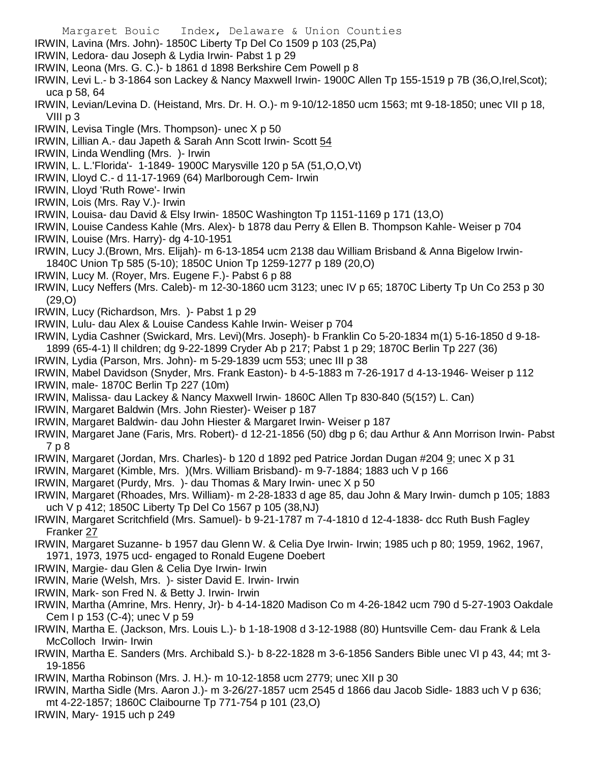IRWIN, Lavina (Mrs. John)- 1850C Liberty Tp Del Co 1509 p 103 (25,Pa)

IRWIN, Ledora- dau Joseph & Lydia Irwin- Pabst 1 p 29

IRWIN, Leona (Mrs. G. C.)- b 1861 d 1898 Berkshire Cem Powell p 8

IRWIN, Levi L.- b 3-1864 son Lackey & Nancy Maxwell Irwin- 1900C Allen Tp 155-1519 p 7B (36,O,Irel,Scot); uca p 58, 64

IRWIN, Levian/Levina D. (Heistand, Mrs. Dr. H. O.)- m 9-10/12-1850 ucm 1563; mt 9-18-1850; unec VII p 18, VIII p 3

IRWIN, Levisa Tingle (Mrs. Thompson)- unec X p 50

IRWIN, Lillian A.- dau Japeth & Sarah Ann Scott Irwin- Scott 54

IRWIN, Linda Wendling (Mrs. )- Irwin

IRWIN, L. L.'Florida'- 1-1849- 1900C Marysville 120 p 5A (51,O,O,Vt)

IRWIN, Lloyd C.- d 11-17-1969 (64) Marlborough Cem- Irwin

IRWIN, Lloyd 'Ruth Rowe'- Irwin

IRWIN, Lois (Mrs. Ray V.)- Irwin

IRWIN, Louisa- dau David & Elsy Irwin- 1850C Washington Tp 1151-1169 p 171 (13,O)

IRWIN, Louise Candess Kahle (Mrs. Alex)- b 1878 dau Perry & Ellen B. Thompson Kahle- Weiser p 704

IRWIN, Louise (Mrs. Harry)- dg 4-10-1951

IRWIN, Lucy J.(Brown, Mrs. Elijah)- m 6-13-1854 ucm 2138 dau William Brisband & Anna Bigelow Irwin- 1840C Union Tp 585 (5-10); 1850C Union Tp 1259-1277 p 189 (20,O)

IRWIN, Lucy M. (Royer, Mrs. Eugene F.)- Pabst 6 p 88

IRWIN, Lucy Neffers (Mrs. Caleb)- m 12-30-1860 ucm 3123; unec IV p 65; 1870C Liberty Tp Un Co 253 p 30 (29,O)

IRWIN, Lucy (Richardson, Mrs. )- Pabst 1 p 29

IRWIN, Lulu- dau Alex & Louise Candess Kahle Irwin- Weiser p 704

IRWIN, Lydia Cashner (Swickard, Mrs. Levi)(Mrs. Joseph)- b Franklin Co 5-20-1834 m(1) 5-16-1850 d 9-18-1899 (65-4-1) ll children; dg 9-22-1899 Cryder Ab p 217; Pabst 1 p 29; 1870C Berlin Tp 227 (36)

IRWIN, Lydia (Parson, Mrs. John)- m 5-29-1839 ucm 553; unec III p 38

IRWIN, Mabel Davidson (Snyder, Mrs. Frank Easton)- b 4-5-1883 m 7-26-1917 d 4-13-1946- Weiser p 112

IRWIN, male- 1870C Berlin Tp 227 (10m)

IRWIN, Malissa- dau Lackey & Nancy Maxwell Irwin- 1860C Allen Tp 830-840 (5(15?) L. Can)

IRWIN, Margaret Baldwin (Mrs. John Riester)- Weiser p 187

IRWIN, Margaret Baldwin- dau John Hiester & Margaret Irwin- Weiser p 187

IRWIN, Margaret Jane (Faris, Mrs. Robert)- d 12-21-1856 (50) dbg p 6; dau Arthur & Ann Morrison Irwin- Pabst 7 p 8

IRWIN, Margaret (Jordan, Mrs. Charles)- b 120 d 1892 ped Patrice Jordan Dugan #204 9; unec X p 31

IRWIN, Margaret (Kimble, Mrs. )(Mrs. William Brisband)- m 9-7-1884; 1883 uch V p 166

IRWIN, Margaret (Purdy, Mrs. )- dau Thomas & Mary Irwin- unec X p 50

IRWIN, Margaret (Rhoades, Mrs. William)- m 2-28-1833 d age 85, dau John & Mary Irwin- dumch p 105; 1883 uch V p 412; 1850C Liberty Tp Del Co 1567 p 105 (38,NJ)

IRWIN, Margaret Scritchfield (Mrs. Samuel)- b 9-21-1787 m 7-4-1810 d 12-4-1838- dcc Ruth Bush Fagley Franker 27

IRWIN, Margaret Suzanne- b 1957 dau Glenn W. & Celia Dye Irwin- Irwin; 1985 uch p 80; 1959, 1962, 1967, 1971, 1973, 1975 ucd- engaged to Ronald Eugene Doebert

IRWIN, Margie- dau Glen & Celia Dye Irwin- Irwin

IRWIN, Marie (Welsh, Mrs. )- sister David E. Irwin- Irwin

IRWIN, Mark- son Fred N. & Betty J. Irwin- Irwin

IRWIN, Martha (Amrine, Mrs. Henry, Jr)- b 4-14-1820 Madison Co m 4-26-1842 ucm 790 d 5-27-1903 Oakdale Cem I p 153 (C-4); unec V p 59

IRWIN, Martha E. (Jackson, Mrs. Louis L.)- b 1-18-1908 d 3-12-1988 (80) Huntsville Cem- dau Frank & Lela McColloch Irwin- Irwin

IRWIN, Martha E. Sanders (Mrs. Archibald S.)- b 8-22-1828 m 3-6-1856 Sanders Bible unec VI p 43, 44; mt 3-19-1856

IRWIN, Martha Robinson (Mrs. J. H.)- m 10-12-1858 ucm 2779; unec XII p 30

IRWIN, Martha Sidle (Mrs. Aaron J.)- m 3-26/27-1857 ucm 2545 d 1866 dau Jacob Sidle- 1883 uch V p 636; mt 4-22-1857; 1860C Claibourne Tp 771-754 p 101 (23,O)

IRWIN, Mary- 1915 uch p 249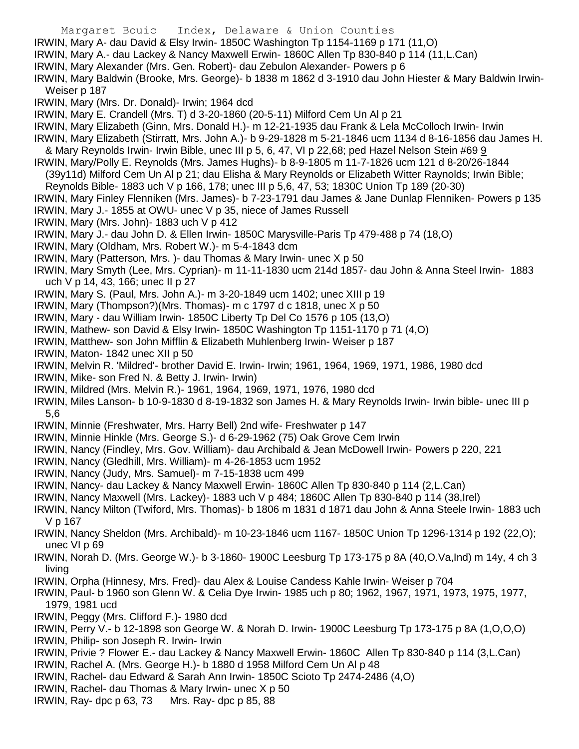IRWIN, Mary A- dau David & Elsy Irwin- 1850C Washington Tp 1154-1169 p 171 (11,O)

IRWIN, Mary A.- dau Lackey & Nancy Maxwell Erwin- 1860C Allen Tp 830-840 p 114 (11,L.Can)

IRWIN, Mary Alexander (Mrs. Gen. Robert)- dau Zebulon Alexander- Powers p 6

IRWIN, Mary Baldwin (Brooke, Mrs. George)- b 1838 m 1862 d 3-1910 dau John Hiester & Mary Baldwin Irwin- Weiser p 187

IRWIN, Mary (Mrs. Dr. Donald)- Irwin; 1964 dcd

IRWIN, Mary E. Crandell (Mrs. T) d 3-20-1860 (20-5-11) Milford Cem Un Al p 21

IRWIN, Mary Elizabeth (Ginn, Mrs. Donald H.)- m 12-21-1935 dau Frank & Lela McColloch Irwin- Irwin

IRWIN, Mary Elizabeth (Stirratt, Mrs. John A.)- b 9-29-1828 m 5-21-1846 ucm 1134 d 8-16-1856 dau James H. & Mary Reynolds Irwin- Irwin Bible, unec III p 5, 6, 47, VI p 22,68; ped Hazel Nelson Stein #69 9

IRWIN, Mary/Polly E. Reynolds (Mrs. James Hughs)- b 8-9-1805 m 11-7-1826 ucm 121 d 8-20/26-1844 (39y11d) Milford Cem Un Al p 21; dau Elisha & Mary Reynolds or Elizabeth Witter Raynolds; Irwin Bible; Reynolds Bible- 1883 uch V p 166, 178; unec III p 5,6, 47, 53; 1830C Union Tp 189 (20-30)

IRWIN, Mary Finley Flenniken (Mrs. James)- b 7-23-1791 dau James & Jane Dunlap Flenniken- Powers p 135

IRWIN, Mary J.- 1855 at OWU- unec V p 35, niece of James Russell

IRWIN, Mary (Mrs. John)- 1883 uch V p 412

IRWIN, Mary J.- dau John D. & Ellen Irwin- 1850C Marysville-Paris Tp 479-488 p 74 (18,O)

IRWIN, Mary (Oldham, Mrs. Robert W.)- m 5-4-1843 dcm

IRWIN, Mary (Patterson, Mrs. )- dau Thomas & Mary Irwin- unec X p 50

IRWIN, Mary Smyth (Lee, Mrs. Cyprian)- m 11-11-1830 ucm 214d 1857- dau John & Anna Steel Irwin- 1883 uch V p 14, 43, 166; unec II p 27

IRWIN, Mary S. (Paul, Mrs. John A.)- m 3-20-1849 ucm 1402; unec XIII p 19

IRWIN, Mary (Thompson?)(Mrs. Thomas)- m c 1797 d c 1818, unec X p 50

IRWIN, Mary - dau William Irwin- 1850C Liberty Tp Del Co 1576 p 105 (13,O)

IRWIN, Mathew- son David & Elsy Irwin- 1850C Washington Tp 1151-1170 p 71 (4,O)

IRWIN, Matthew- son John Mifflin & Elizabeth Muhlenberg Irwin- Weiser p 187

IRWIN, Maton- 1842 unec XII p 50

IRWIN, Melvin R. 'Mildred'- brother David E. Irwin- Irwin; 1961, 1964, 1969, 1971, 1986, 1980 dcd

IRWIN, Mike- son Fred N. & Betty J. Irwin- Irwin)

IRWIN, Mildred (Mrs. Melvin R.)- 1961, 1964, 1969, 1971, 1976, 1980 dcd

IRWIN, Miles Lanson- b 10-9-1830 d 8-19-1832 son James H. & Mary Reynolds Irwin- Irwin bible- unec III p 5,6

IRWIN, Minnie (Freshwater, Mrs. Harry Bell) 2nd wife- Freshwater p 147

IRWIN, Minnie Hinkle (Mrs. George S.)- d 6-29-1962 (75) Oak Grove Cem Irwin

IRWIN, Nancy (Findley, Mrs. Gov. William)- dau Archibald & Jean McDowell Irwin- Powers p 220, 221

IRWIN, Nancy (Gledhill, Mrs. William)- m 4-26-1853 ucm 1952

IRWIN, Nancy (Judy, Mrs. Samuel)- m 7-15-1838 ucm 499

IRWIN, Nancy- dau Lackey & Nancy Maxwell Erwin- 1860C Allen Tp 830-840 p 114 (2,L.Can)

IRWIN, Nancy Maxwell (Mrs. Lackey)- 1883 uch V p 484; 1860C Allen Tp 830-840 p 114 (38,Irel)

IRWIN, Nancy Milton (Twiford, Mrs. Thomas)- b 1806 m 1831 d 1871 dau John & Anna Steele Irwin- 1883 uch V p 167

IRWIN, Nancy Sheldon (Mrs. Archibald)- m 10-23-1846 ucm 1167- 1850C Union Tp 1296-1314 p 192 (22,O); unec VI p 69

IRWIN, Norah D. (Mrs. George W.)- b 3-1860- 1900C Leesburg Tp 173-175 p 8A (40,O.Va,Ind) m 14y, 4 ch 3 living

IRWIN, Orpha (Hinnesy, Mrs. Fred)- dau Alex & Louise Candess Kahle Irwin- Weiser p 704

IRWIN, Paul- b 1960 son Glenn W. & Celia Dye Irwin- 1985 uch p 80; 1962, 1967, 1971, 1973, 1975, 1977, 1979, 1981 ucd

IRWIN, Peggy (Mrs. Clifford F.)- 1980 dcd

IRWIN, Perry V.- b 12-1898 son George W. & Norah D. Irwin- 1900C Leesburg Tp 173-175 p 8A (1,O,O,O)

IRWIN, Philip- son Joseph R. Irwin- Irwin

IRWIN, Privie ? Flower E.- dau Lackey & Nancy Maxwell Erwin- 1860C Allen Tp 830-840 p 114 (3,L.Can)

IRWIN, Rachel A. (Mrs. George H.)- b 1880 d 1958 Milford Cem Un Al p 48

IRWIN, Rachel- dau Edward & Sarah Ann Irwin- 1850C Scioto Tp 2474-2486 (4,O)

IRWIN, Rachel- dau Thomas & Mary Irwin- unec X p 50

IRWIN, Ray- dpc p 63, 73 Mrs. Ray- dpc p 85, 88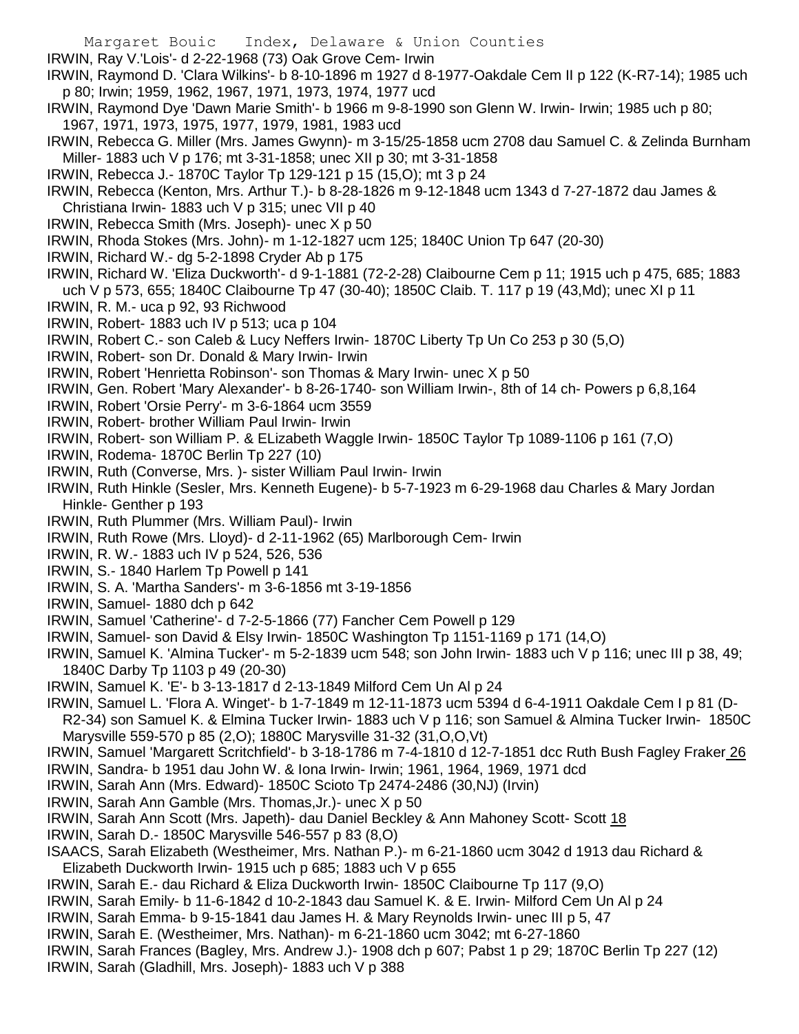IRWIN, Ray V.'Lois'- d 2-22-1968 (73) Oak Grove Cem- Irwin

IRWIN, Raymond D. 'Clara Wilkins'- b 8-10-1896 m 1927 d 8-1977-Oakdale Cem II p 122 (K-R7-14); 1985 uch p 80; Irwin; 1959, 1962, 1967, 1971, 1973, 1974, 1977 ucd

IRWIN, Raymond Dye 'Dawn Marie Smith'- b 1966 m 9-8-1990 son Glenn W. Irwin- Irwin; 1985 uch p 80; 1967, 1971, 1973, 1975, 1977, 1979, 1981, 1983 ucd

IRWIN, Rebecca G. Miller (Mrs. James Gwynn)- m 3-15/25-1858 ucm 2708 dau Samuel C. & Zelinda Burnham Miller- 1883 uch V p 176; mt 3-31-1858; unec XII p 30; mt 3-31-1858

IRWIN, Rebecca J.- 1870C Taylor Tp 129-121 p 15 (15,O); mt 3 p 24

IRWIN, Rebecca (Kenton, Mrs. Arthur T.)- b 8-28-1826 m 9-12-1848 ucm 1343 d 7-27-1872 dau James & Christiana Irwin- 1883 uch V p 315; unec VII p 40

IRWIN, Rebecca Smith (Mrs. Joseph)- unec X p 50

IRWIN, Rhoda Stokes (Mrs. John)- m 1-12-1827 ucm 125; 1840C Union Tp 647 (20-30)

IRWIN, Richard W.- dg 5-2-1898 Cryder Ab p 175

IRWIN, Richard W. 'Eliza Duckworth'- d 9-1-1881 (72-2-28) Claibourne Cem p 11; 1915 uch p 475, 685; 1883 uch V p 573, 655; 1840C Claibourne Tp 47 (30-40); 1850C Claib. T. 117 p 19 (43,Md); unec XI p 11

IRWIN, R. M.- uca p 92, 93 Richwood

IRWIN, Robert- 1883 uch IV p 513; uca p 104

IRWIN, Robert C.- son Caleb & Lucy Neffers Irwin- 1870C Liberty Tp Un Co 253 p 30 (5,O)

IRWIN, Robert- son Dr. Donald & Mary Irwin- Irwin

IRWIN, Robert 'Henrietta Robinson'- son Thomas & Mary Irwin- unec X p 50

IRWIN, Gen. Robert 'Mary Alexander'- b 8-26-1740- son William Irwin-, 8th of 14 ch- Powers p 6,8,164

IRWIN, Robert 'Orsie Perry'- m 3-6-1864 ucm 3559

IRWIN, Robert- brother William Paul Irwin- Irwin

IRWIN, Robert- son William P. & ELizabeth Waggle Irwin- 1850C Taylor Tp 1089-1106 p 161 (7,O)

IRWIN, Rodema- 1870C Berlin Tp 227 (10)

IRWIN, Ruth (Converse, Mrs. )- sister William Paul Irwin- Irwin

IRWIN, Ruth Hinkle (Sesler, Mrs. Kenneth Eugene)- b 5-7-1923 m 6-29-1968 dau Charles & Mary Jordan Hinkle- Genther p 193

IRWIN, Ruth Plummer (Mrs. William Paul)- Irwin

IRWIN, Ruth Rowe (Mrs. Lloyd)- d 2-11-1962 (65) Marlborough Cem- Irwin

IRWIN, R. W.- 1883 uch IV p 524, 526, 536

IRWIN, S.- 1840 Harlem Tp Powell p 141

IRWIN, S. A. 'Martha Sanders'- m 3-6-1856 mt 3-19-1856

IRWIN, Samuel- 1880 dch p 642

IRWIN, Samuel 'Catherine'- d 7-2-5-1866 (77) Fancher Cem Powell p 129

IRWIN, Samuel- son David & Elsy Irwin- 1850C Washington Tp 1151-1169 p 171 (14,O)

IRWIN, Samuel K. 'Almina Tucker'- m 5-2-1839 ucm 548; son John Irwin- 1883 uch V p 116; unec III p 38, 49; 1840C Darby Tp 1103 p 49 (20-30)

IRWIN, Samuel K. 'E'- b 3-13-1817 d 2-13-1849 Milford Cem Un Al p 24

IRWIN, Samuel L. 'Flora A. Winget'- b 1-7-1849 m 12-11-1873 ucm 5394 d 6-4-1911 Oakdale Cem I p 81 (D-R2-34) son Samuel K. & Elmina Tucker Irwin- 1883 uch V p 116; son Samuel & Almina Tucker Irwin- 1850C Marysville 559-570 p 85 (2,O); 1880C Marysville 31-32 (31,O,O,Vt)

IRWIN, Samuel 'Margarett Scritchfield'- b 3-18-1786 m 7-4-1810 d 12-7-1851 dcc Ruth Bush Fagley Fraker 26

IRWIN, Sandra- b 1951 dau John W. & Iona Irwin- Irwin; 1961, 1964, 1969, 1971 dcd

IRWIN, Sarah Ann (Mrs. Edward)- 1850C Scioto Tp 2474-2486 (30,NJ) (Irvin)

IRWIN, Sarah Ann Gamble (Mrs. Thomas,Jr.)- unec X p 50

IRWIN, Sarah Ann Scott (Mrs. Japeth)- dau Daniel Beckley & Ann Mahoney Scott- Scott 18

IRWIN, Sarah D.- 1850C Marysville 546-557 p 83 (8,O)

ISAACS, Sarah Elizabeth (Westheimer, Mrs. Nathan P.)- m 6-21-1860 ucm 3042 d 1913 dau Richard & Elizabeth Duckworth Irwin- 1915 uch p 685; 1883 uch V p 655

IRWIN, Sarah E.- dau Richard & Eliza Duckworth Irwin- 1850C Claibourne Tp 117 (9,O)

IRWIN, Sarah Emily- b 11-6-1842 d 10-2-1843 dau Samuel K. & E. Irwin- Milford Cem Un Al p 24

IRWIN, Sarah Emma- b 9-15-1841 dau James H. & Mary Reynolds Irwin- unec III p 5, 47

IRWIN, Sarah E. (Westheimer, Mrs. Nathan)- m 6-21-1860 ucm 3042; mt 6-27-1860

IRWIN, Sarah Frances (Bagley, Mrs. Andrew J.)- 1908 dch p 607; Pabst 1 p 29; 1870C Berlin Tp 227 (12)

IRWIN, Sarah (Gladhill, Mrs. Joseph)- 1883 uch V p 388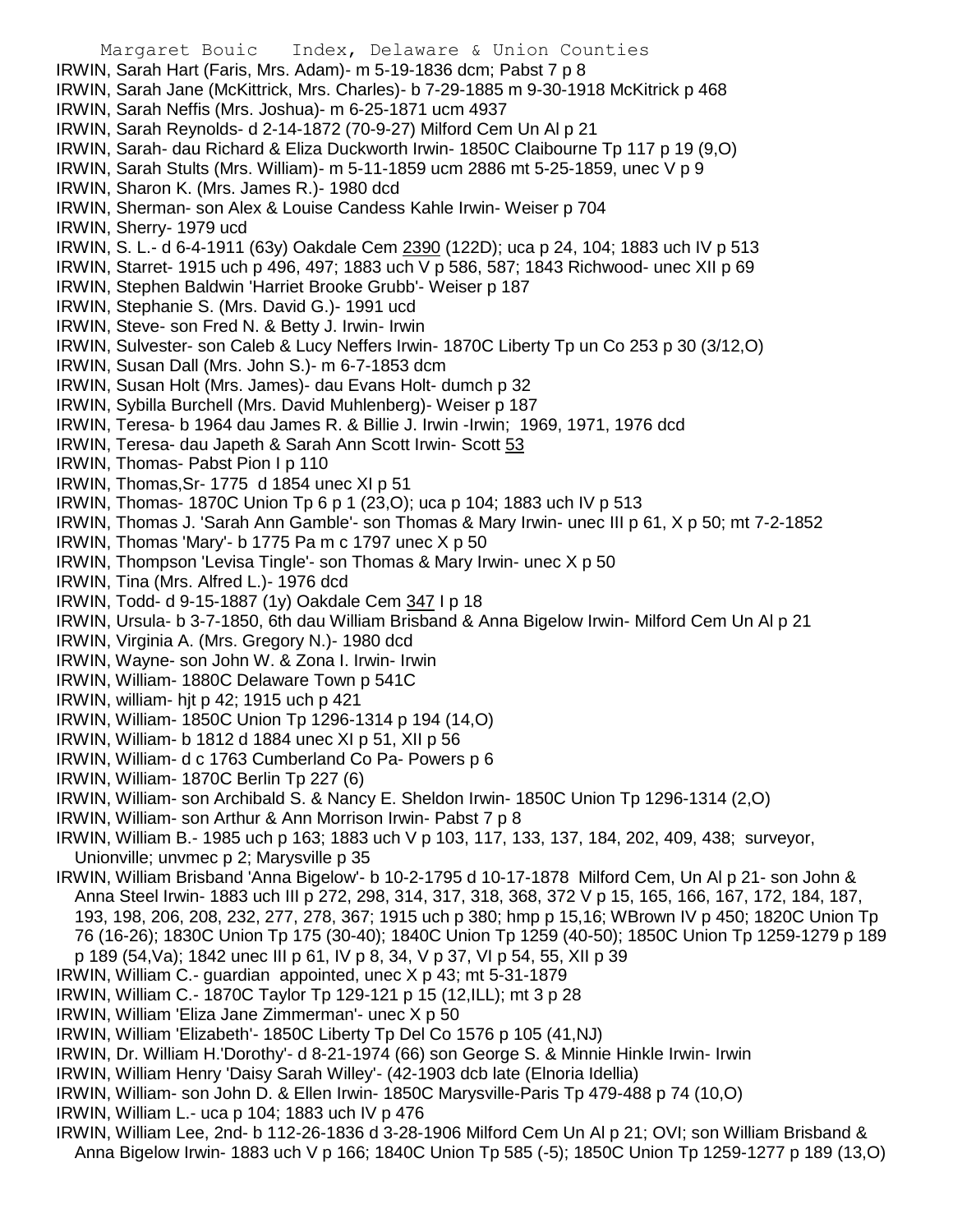IRWIN, Sarah Hart (Faris, Mrs. Adam)- m 5-19-1836 dcm; Pabst 7 p 8

IRWIN, Sarah Jane (McKittrick, Mrs. Charles)- b 7-29-1885 m 9-30-1918 McKitrick p 468

IRWIN, Sarah Neffis (Mrs. Joshua)- m 6-25-1871 ucm 4937

IRWIN, Sarah Reynolds- d 2-14-1872 (70-9-27) Milford Cem Un Al p 21

IRWIN, Sarah- dau Richard & Eliza Duckworth Irwin- 1850C Claibourne Tp 117 p 19 (9,O)

IRWIN, Sarah Stults (Mrs. William)- m 5-11-1859 ucm 2886 mt 5-25-1859, unec V p 9

IRWIN, Sharon K. (Mrs. James R.)- 1980 dcd

IRWIN, Sherman- son Alex & Louise Candess Kahle Irwin- Weiser p 704

IRWIN, Sherry- 1979 ucd

IRWIN, S. L.- d 6-4-1911 (63y) Oakdale Cem 2390 (122D); uca p 24, 104; 1883 uch IV p 513

IRWIN, Starret- 1915 uch p 496, 497; 1883 uch V p 586, 587; 1843 Richwood- unec XII p 69

IRWIN, Stephen Baldwin 'Harriet Brooke Grubb'- Weiser p 187

IRWIN, Stephanie S. (Mrs. David G.)- 1991 ucd

IRWIN, Steve- son Fred N. & Betty J. Irwin- Irwin

IRWIN, Sulvester- son Caleb & Lucy Neffers Irwin- 1870C Liberty Tp un Co 253 p 30 (3/12,O)

IRWIN, Susan Dall (Mrs. John S.)- m 6-7-1853 dcm

IRWIN, Susan Holt (Mrs. James)- dau Evans Holt- dumch p 32

IRWIN, Sybilla Burchell (Mrs. David Muhlenberg)- Weiser p 187

IRWIN, Teresa- b 1964 dau James R. & Billie J. Irwin -Irwin; 1969, 1971, 1976 dcd

IRWIN, Teresa- dau Japeth & Sarah Ann Scott Irwin- Scott 53

IRWIN, Thomas- Pabst Pion I p 110

IRWIN, Thomas,Sr- 1775 d 1854 unec XI p 51

IRWIN, Thomas- 1870C Union Tp 6 p 1 (23,O); uca p 104; 1883 uch IV p 513

IRWIN, Thomas J. 'Sarah Ann Gamble'- son Thomas & Mary Irwin- unec III p 61, X p 50; mt 7-2-1852

IRWIN, Thomas 'Mary'- b 1775 Pa m c 1797 unec X p 50

IRWIN, Thompson 'Levisa Tingle'- son Thomas & Mary Irwin- unec X p 50

IRWIN, Tina (Mrs. Alfred L.)- 1976 dcd

IRWIN, Todd- d 9-15-1887 (1y) Oakdale Cem 347 I p 18

IRWIN, Ursula- b 3-7-1850, 6th dau William Brisband & Anna Bigelow Irwin- Milford Cem Un Al p 21

IRWIN, Virginia A. (Mrs. Gregory N.)- 1980 dcd

IRWIN, Wayne- son John W. & Zona I. Irwin- Irwin

IRWIN, William- 1880C Delaware Town p 541C

IRWIN, william- hjt p 42; 1915 uch p 421

IRWIN, William- 1850C Union Tp 1296-1314 p 194 (14,O)

IRWIN, William- b 1812 d 1884 unec XI p 51, XII p 56

IRWIN, William- d c 1763 Cumberland Co Pa- Powers p 6

IRWIN, William- 1870C Berlin Tp 227 (6)

IRWIN, William- son Archibald S. & Nancy E. Sheldon Irwin- 1850C Union Tp 1296-1314 (2,O)

IRWIN, William- son Arthur & Ann Morrison Irwin- Pabst 7 p 8

IRWIN, William B.- 1985 uch p 163; 1883 uch V p 103, 117, 133, 137, 184, 202, 409, 438; surveyor, Unionville; unvmec p 2; Marysville p 35

IRWIN, William Brisband 'Anna Bigelow'- b 10-2-1795 d 10-17-1878 Milford Cem, Un Al p 21- son John & Anna Steel Irwin- 1883 uch III p 272, 298, 314, 317, 318, 368, 372 V p 15, 165, 166, 167, 172, 184, 187, 193, 198, 206, 208, 232, 277, 278, 367; 1915 uch p 380; hmp p 15,16; WBrown IV p 450; 1820C Union Tp 76 (16-26); 1830C Union Tp 175 (30-40); 1840C Union Tp 1259 (40-50); 1850C Union Tp 1259-1279 p 189 p 189 (54,Va); 1842 unec III p 61, IV p 8, 34, V p 37, VI p 54, 55, XII p 39

IRWIN, William C.- guardian appointed, unec X p 43; mt 5-31-1879

IRWIN, William C.- 1870C Taylor Tp 129-121 p 15 (12,ILL); mt 3 p 28

IRWIN, William 'Eliza Jane Zimmerman'- unec X p 50

IRWIN, William 'Elizabeth'- 1850C Liberty Tp Del Co 1576 p 105 (41,NJ)

IRWIN, Dr. William H.'Dorothy'- d 8-21-1974 (66) son George S. & Minnie Hinkle Irwin- Irwin

IRWIN, William Henry 'Daisy Sarah Willey'- (42-1903 dcb late (Elnoria Idellia)

IRWIN, William- son John D. & Ellen Irwin- 1850C Marysville-Paris Tp 479-488 p 74 (10,O)

IRWIN, William L.- uca p 104; 1883 uch IV p 476

IRWIN, William Lee, 2nd- b 112-26-1836 d 3-28-1906 Milford Cem Un Al p 21; OVI; son William Brisband & Anna Bigelow Irwin- 1883 uch V p 166; 1840C Union Tp 585 (-5); 1850C Union Tp 1259-1277 p 189 (13,O)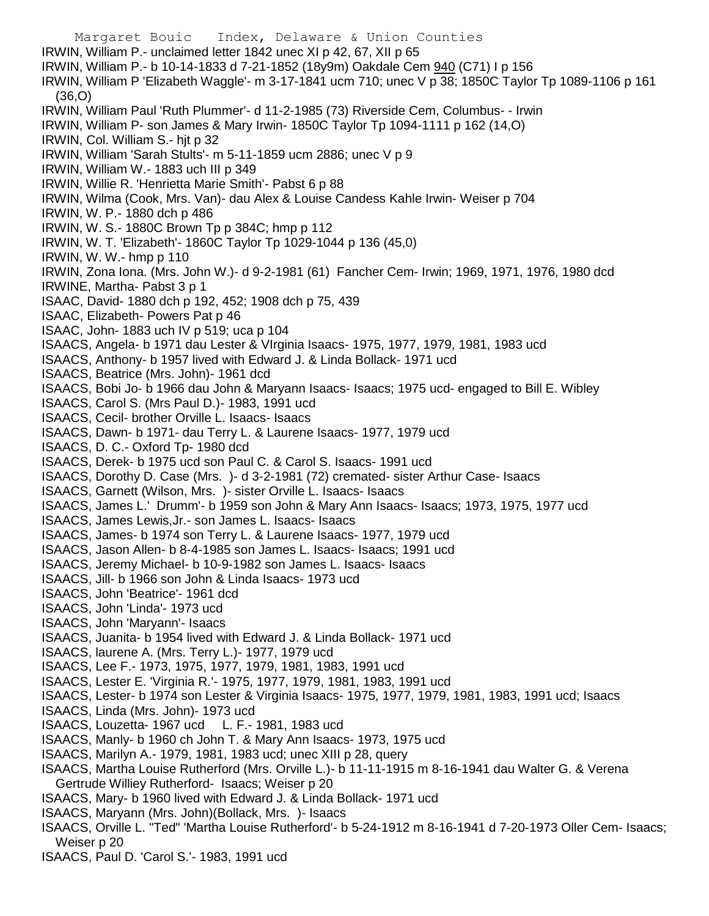IRWIN, William P.- unclaimed letter 1842 unec XI p 42, 67, XII p 65

IRWIN, William P.- b 10-14-1833 d 7-21-1852 (18y9m) Oakdale Cem 940 (C71) I p 156

IRWIN, William P 'Elizabeth Waggle'- m 3-17-1841 ucm 710; unec V p 38; 1850C Taylor Tp 1089-1106 p 161 (36,O)

IRWIN, William Paul 'Ruth Plummer'- d 11-2-1985 (73) Riverside Cem, Columbus- - Irwin

IRWIN, William P- son James & Mary Irwin- 1850C Taylor Tp 1094-1111 p 162 (14,O)

IRWIN, Col. William S.- hjt p 32

IRWIN, William 'Sarah Stults'- m 5-11-1859 ucm 2886; unec V p 9

IRWIN, William W.- 1883 uch III p 349

IRWIN, Willie R. 'Henrietta Marie Smith'- Pabst 6 p 88

IRWIN, Wilma (Cook, Mrs. Van)- dau Alex & Louise Candess Kahle Irwin- Weiser p 704

IRWIN, W. P.- 1880 dch p 486

IRWIN, W. S.- 1880C Brown Tp p 384C; hmp p 112

IRWIN, W. T. 'Elizabeth'- 1860C Taylor Tp 1029-1044 p 136 (45,0)

IRWIN, W. W.- hmp p 110

IRWIN, Zona Iona. (Mrs. John W.)- d 9-2-1981 (61) Fancher Cem- Irwin; 1969, 1971, 1976, 1980 dcd

IRWINE, Martha- Pabst 3 p 1

ISAAC, David- 1880 dch p 192, 452; 1908 dch p 75, 439

ISAAC, Elizabeth- Powers Pat p 46

ISAAC, John- 1883 uch IV p 519; uca p 104

ISAACS, Angela- b 1971 dau Lester & VIrginia Isaacs- 1975, 1977, 1979, 1981, 1983 ucd

ISAACS, Anthony- b 1957 lived with Edward J. & Linda Bollack- 1971 ucd

ISAACS, Beatrice (Mrs. John)- 1961 dcd

ISAACS, Bobi Jo- b 1966 dau John & Maryann Isaacs- Isaacs; 1975 ucd- engaged to Bill E. Wibley

ISAACS, Carol S. (Mrs Paul D.)- 1983, 1991 ucd

ISAACS, Cecil- brother Orville L. Isaacs- Isaacs

ISAACS, Dawn- b 1971- dau Terry L. & Laurene Isaacs- 1977, 1979 ucd

ISAACS, D. C.- Oxford Tp- 1980 dcd

ISAACS, Derek- b 1975 ucd son Paul C. & Carol S. Isaacs- 1991 ucd

ISAACS, Dorothy D. Case (Mrs. )- d 3-2-1981 (72) cremated- sister Arthur Case- Isaacs

ISAACS, Garnett (Wilson, Mrs. )- sister Orville L. Isaacs- Isaacs

ISAACS, James L.' Drumm'- b 1959 son John & Mary Ann Isaacs- Isaacs; 1973, 1975, 1977 ucd

ISAACS, James Lewis,Jr.- son James L. Isaacs- Isaacs

ISAACS, James- b 1974 son Terry L. & Laurene Isaacs- 1977, 1979 ucd

ISAACS, Jason Allen- b 8-4-1985 son James L. Isaacs- Isaacs; 1991 ucd

ISAACS, Jeremy Michael- b 10-9-1982 son James L. Isaacs- Isaacs

ISAACS, Jill- b 1966 son John & Linda Isaacs- 1973 ucd

ISAACS, John 'Beatrice'- 1961 dcd

ISAACS, John 'Linda'- 1973 ucd

ISAACS, John 'Maryann'- Isaacs

ISAACS, Juanita- b 1954 lived with Edward J. & Linda Bollack- 1971 ucd

ISAACS, laurene A. (Mrs. Terry L.)- 1977, 1979 ucd

ISAACS, Lee F.- 1973, 1975, 1977, 1979, 1981, 1983, 1991 ucd

ISAACS, Lester E. 'Virginia R.'- 1975, 1977, 1979, 1981, 1983, 1991 ucd

ISAACS, Lester- b 1974 son Lester & Virginia Isaacs- 1975, 1977, 1979, 1981, 1983, 1991 ucd; Isaacs

ISAACS, Linda (Mrs. John)- 1973 ucd

ISAACS, Louzetta- 1967 ucd    L. F.- 1981, 1983 ucd

ISAACS, Manly- b 1960 ch John T. & Mary Ann Isaacs- 1973, 1975 ucd

ISAACS, Marilyn A.- 1979, 1981, 1983 ucd; unec XIII p 28, query

ISAACS, Martha Louise Rutherford (Mrs. Orville L.)- b 11-11-1915 m 8-16-1941 dau Walter G. & Verena Gertrude Williey Rutherford- Isaacs; Weiser p 20

ISAACS, Mary- b 1960 lived with Edward J. & Linda Bollack- 1971 ucd

ISAACS, Maryann (Mrs. John)(Bollack, Mrs. )- Isaacs

ISAACS, Orville L. "Ted" 'Martha Louise Rutherford'- b 5-24-1912 m 8-16-1941 d 7-20-1973 Oller Cem- Isaacs; Weiser p 20

ISAACS, Paul D. 'Carol S.'- 1983, 1991 ucd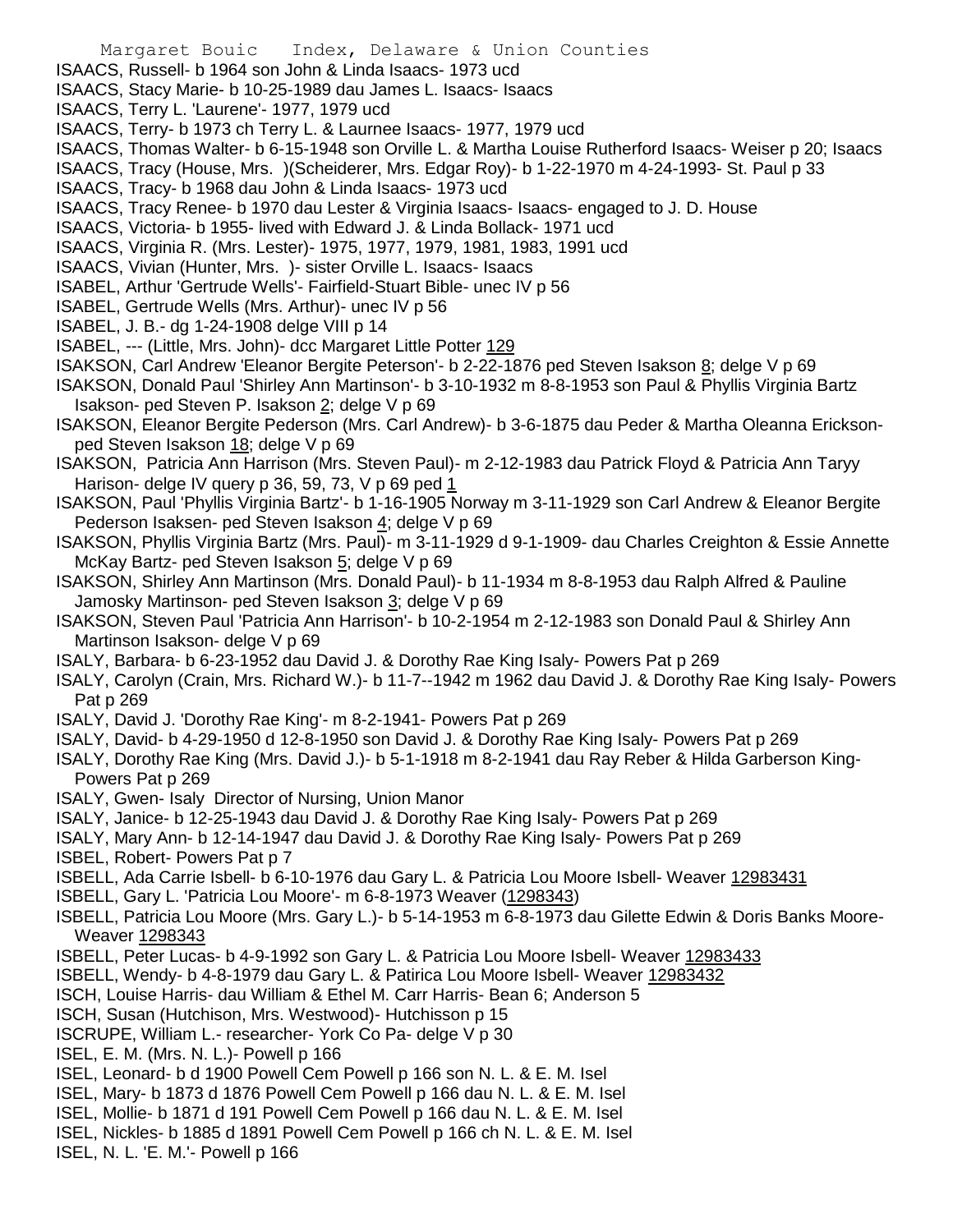ISAACS, Russell- b 1964 son John & Linda Isaacs- 1973 ucd
ISAACS, Stacy Marie- b 10-25-1989 dau James L. Isaacs- Isaacs
ISAACS, Terry L. 'Laurene'- 1977, 1979 ucd
ISAACS, Terry- b 1973 ch Terry L. & Laurnee Isaacs- 1977, 1979 ucd
ISAACS, Thomas Walter- b 6-15-1948 son Orville L. & Martha Louise Rutherford Isaacs- Weiser p 20; Isaacs
ISAACS, Tracy (House, Mrs. )(Scheiderer, Mrs. Edgar Roy)- b 1-22-1970 m 4-24-1993- St. Paul p 33
ISAACS, Tracy- b 1968 dau John & Linda Isaacs- 1973 ucd
ISAACS, Tracy Renee- b 1970 dau Lester & Virginia Isaacs- Isaacs- engaged to J. D. House
ISAACS, Victoria- b 1955- lived with Edward J. & Linda Bollack- 1971 ucd
ISAACS, Virginia R. (Mrs. Lester)- 1975, 1977, 1979, 1981, 1983, 1991 ucd
ISAACS, Vivian (Hunter, Mrs. )- sister Orville L. Isaacs- Isaacs
ISABEL, Arthur 'Gertrude Wells'- Fairfield-Stuart Bible- unec IV p 56
ISABEL, Gertrude Wells (Mrs. Arthur)- unec IV p 56
ISABEL, J. B.- dg 1-24-1908 delge VIII p 14
ISABEL, --- (Little, Mrs. John)- dcc Margaret Little Potter 129
ISAKSON, Carl Andrew 'Eleanor Bergite Peterson'- b 2-22-1876 ped Steven Isakson 8; delge V p 69
ISAKSON, Donald Paul 'Shirley Ann Martinson'- b 3-10-1932 m 8-8-1953 son Paul & Phyllis Virginia Bartz Isakson- ped Steven P. Isakson 2; delge V p 69
ISAKSON, Eleanor Bergite Pederson (Mrs. Carl Andrew)- b 3-6-1875 dau Peder & Martha Oleanna Erickson- ped Steven Isakson 18; delge V p 69
ISAKSON, Patricia Ann Harrison (Mrs. Steven Paul)- m 2-12-1983 dau Patrick Floyd & Patricia Ann Taryy Harison- delge IV query p 36, 59, 73, V p 69 ped 1
ISAKSON, Paul 'Phyllis Virginia Bartz'- b 1-16-1905 Norway m 3-11-1929 son Carl Andrew & Eleanor Bergite Pederson Isaksen- ped Steven Isakson 4; delge V p 69
ISAKSON, Phyllis Virginia Bartz (Mrs. Paul)- m 3-11-1929 d 9-1-1909- dau Charles Creighton & Essie Annette McKay Bartz- ped Steven Isakson 5; delge V p 69
ISAKSON, Shirley Ann Martinson (Mrs. Donald Paul)- b 11-1934 m 8-8-1953 dau Ralph Alfred & Pauline Jamosky Martinson- ped Steven Isakson 3; delge V p 69
ISAKSON, Steven Paul 'Patricia Ann Harrison'- b 10-2-1954 m 2-12-1983 son Donald Paul & Shirley Ann Martinson Isakson- delge V p 69
ISALY, Barbara- b 6-23-1952 dau David J. & Dorothy Rae King Isaly- Powers Pat p 269
ISALY, Carolyn (Crain, Mrs. Richard W.)- b 11-7--1942 m 1962 dau David J. & Dorothy Rae King Isaly- Powers Pat p 269
ISALY, David J. 'Dorothy Rae King'- m 8-2-1941- Powers Pat p 269
ISALY, David- b 4-29-1950 d 12-8-1950 son David J. & Dorothy Rae King Isaly- Powers Pat p 269
ISALY, Dorothy Rae King (Mrs. David J.)- b 5-1-1918 m 8-2-1941 dau Ray Reber & Hilda Garberson King- Powers Pat p 269
ISALY, Gwen- Isaly Director of Nursing, Union Manor
ISALY, Janice- b 12-25-1943 dau David J. & Dorothy Rae King Isaly- Powers Pat p 269
ISALY, Mary Ann- b 12-14-1947 dau David J. & Dorothy Rae King Isaly- Powers Pat p 269
ISBEL, Robert- Powers Pat p 7
ISBELL, Ada Carrie Isbell- b 6-10-1976 dau Gary L. & Patricia Lou Moore Isbell- Weaver 12983431
ISBELL, Gary L. 'Patricia Lou Moore'- m 6-8-1973 Weaver (1298343)
ISBELL, Patricia Lou Moore (Mrs. Gary L.)- b 5-14-1953 m 6-8-1973 dau Gilette Edwin & Doris Banks Moore- Weaver 1298343
ISBELL, Peter Lucas- b 4-9-1992 son Gary L. & Patricia Lou Moore Isbell- Weaver 12983433
ISBELL, Wendy- b 4-8-1979 dau Gary L. & Patirica Lou Moore Isbell- Weaver 12983432
ISCH, Louise Harris- dau William & Ethel M. Carr Harris- Bean 6; Anderson 5
ISCH, Susan (Hutchison, Mrs. Westwood)- Hutchisson p 15
ISCRUPE, William L.- researcher- York Co Pa- delge V p 30
ISEL, E. M. (Mrs. N. L.)- Powell p 166
ISEL, Leonard- b d 1900 Powell Cem Powell p 166 son N. L. & E. M. Isel
ISEL, Mary- b 1873 d 1876 Powell Cem Powell p 166 dau N. L. & E. M. Isel
ISEL, Mollie- b 1871 d 191 Powell Cem Powell p 166 dau N. L. & E. M. Isel
ISEL, Nickles- b 1885 d 1891 Powell Cem Powell p 166 ch N. L. & E. M. Isel
ISEL, N. L. 'E. M.'- Powell p 166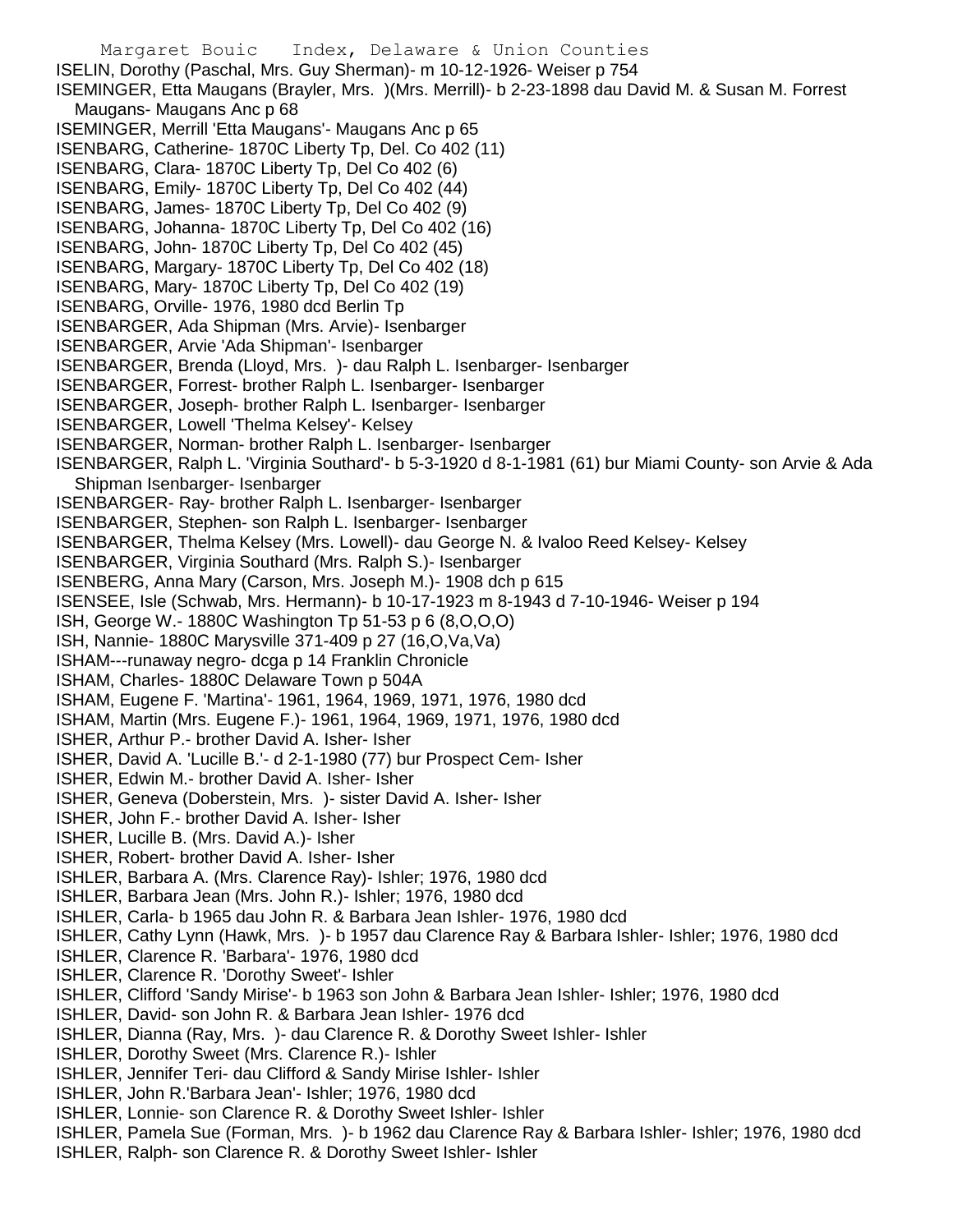ISELIN, Dorothy (Paschal, Mrs. Guy Sherman)- m 10-12-1926- Weiser p 754
ISEMINGER, Etta Maugans (Brayler, Mrs. )(Mrs. Merrill)- b 2-23-1898 dau David M. & Susan M. Forrest Maugans- Maugans Anc p 68
ISEMINGER, Merrill 'Etta Maugans'- Maugans Anc p 65
ISENBARG, Catherine- 1870C Liberty Tp, Del. Co 402 (11)
ISENBARG, Clara- 1870C Liberty Tp, Del Co 402 (6)
ISENBARG, Emily- 1870C Liberty Tp, Del Co 402 (44)
ISENBARG, James- 1870C Liberty Tp, Del Co 402 (9)
ISENBARG, Johanna- 1870C Liberty Tp, Del Co 402 (16)
ISENBARG, John- 1870C Liberty Tp, Del Co 402 (45)
ISENBARG, Margary- 1870C Liberty Tp, Del Co 402 (18)
ISENBARG, Mary- 1870C Liberty Tp, Del Co 402 (19)
ISENBARG, Orville- 1976, 1980 dcd Berlin Tp
ISENBARGER, Ada Shipman (Mrs. Arvie)- Isenbarger
ISENBARGER, Arvie 'Ada Shipman'- Isenbarger
ISENBARGER, Brenda (Lloyd, Mrs. )- dau Ralph L. Isenbarger- Isenbarger
ISENBARGER, Forrest- brother Ralph L. Isenbarger- Isenbarger
ISENBARGER, Joseph- brother Ralph L. Isenbarger- Isenbarger
ISENBARGER, Lowell 'Thelma Kelsey'- Kelsey
ISENBARGER, Norman- brother Ralph L. Isenbarger- Isenbarger
ISENBARGER, Ralph L. 'Virginia Southard'- b 5-3-1920 d 8-1-1981 (61) bur Miami County- son Arvie & Ada Shipman Isenbarger- Isenbarger
ISENBARGER- Ray- brother Ralph L. Isenbarger- Isenbarger
ISENBARGER, Stephen- son Ralph L. Isenbarger- Isenbarger
ISENBARGER, Thelma Kelsey (Mrs. Lowell)- dau George N. & Ivaloo Reed Kelsey- Kelsey
ISENBARGER, Virginia Southard (Mrs. Ralph S.)- Isenbarger
ISENBERG, Anna Mary (Carson, Mrs. Joseph M.)- 1908 dch p 615
ISENSEE, Isle (Schwab, Mrs. Hermann)- b 10-17-1923 m 8-1943 d 7-10-1946- Weiser p 194
ISH, George W.- 1880C Washington Tp 51-53 p 6 (8,O,O,O)
ISH, Nannie- 1880C Marysville 371-409 p 27 (16,O,Va,Va)
ISHAM---runaway negro- dcga p 14 Franklin Chronicle
ISHAM, Charles- 1880C Delaware Town p 504A
ISHAM, Eugene F. 'Martina'- 1961, 1964, 1969, 1971, 1976, 1980 dcd
ISHAM, Martin (Mrs. Eugene F.)- 1961, 1964, 1969, 1971, 1976, 1980 dcd
ISHER, Arthur P.- brother David A. Isher- Isher
ISHER, David A. 'Lucille B.'- d 2-1-1980 (77) bur Prospect Cem- Isher
ISHER, Edwin M.- brother David A. Isher- Isher
ISHER, Geneva (Doberstein, Mrs. )- sister David A. Isher- Isher
ISHER, John F.- brother David A. Isher- Isher
ISHER, Lucille B. (Mrs. David A.)- Isher
ISHER, Robert- brother David A. Isher- Isher
ISHLER, Barbara A. (Mrs. Clarence Ray)- Ishler; 1976, 1980 dcd
ISHLER, Barbara Jean (Mrs. John R.)- Ishler; 1976, 1980 dcd
ISHLER, Carla- b 1965 dau John R. & Barbara Jean Ishler- 1976, 1980 dcd
ISHLER, Cathy Lynn (Hawk, Mrs. )- b 1957 dau Clarence Ray & Barbara Ishler- Ishler; 1976, 1980 dcd
ISHLER, Clarence R. 'Barbara'- 1976, 1980 dcd
ISHLER, Clarence R. 'Dorothy Sweet'- Ishler
ISHLER, Clifford 'Sandy Mirise'- b 1963 son John & Barbara Jean Ishler- Ishler; 1976, 1980 dcd
ISHLER, David- son John R. & Barbara Jean Ishler- 1976 dcd
ISHLER, Dianna (Ray, Mrs. )- dau Clarence R. & Dorothy Sweet Ishler- Ishler
ISHLER, Dorothy Sweet (Mrs. Clarence R.)- Ishler
ISHLER, Jennifer Teri- dau Clifford & Sandy Mirise Ishler- Ishler
ISHLER, John R.'Barbara Jean'- Ishler; 1976, 1980 dcd
ISHLER, Lonnie- son Clarence R. & Dorothy Sweet Ishler- Ishler
ISHLER, Pamela Sue (Forman, Mrs. )- b 1962 dau Clarence Ray & Barbara Ishler- Ishler; 1976, 1980 dcd
ISHLER, Ralph- son Clarence R. & Dorothy Sweet Ishler- Ishler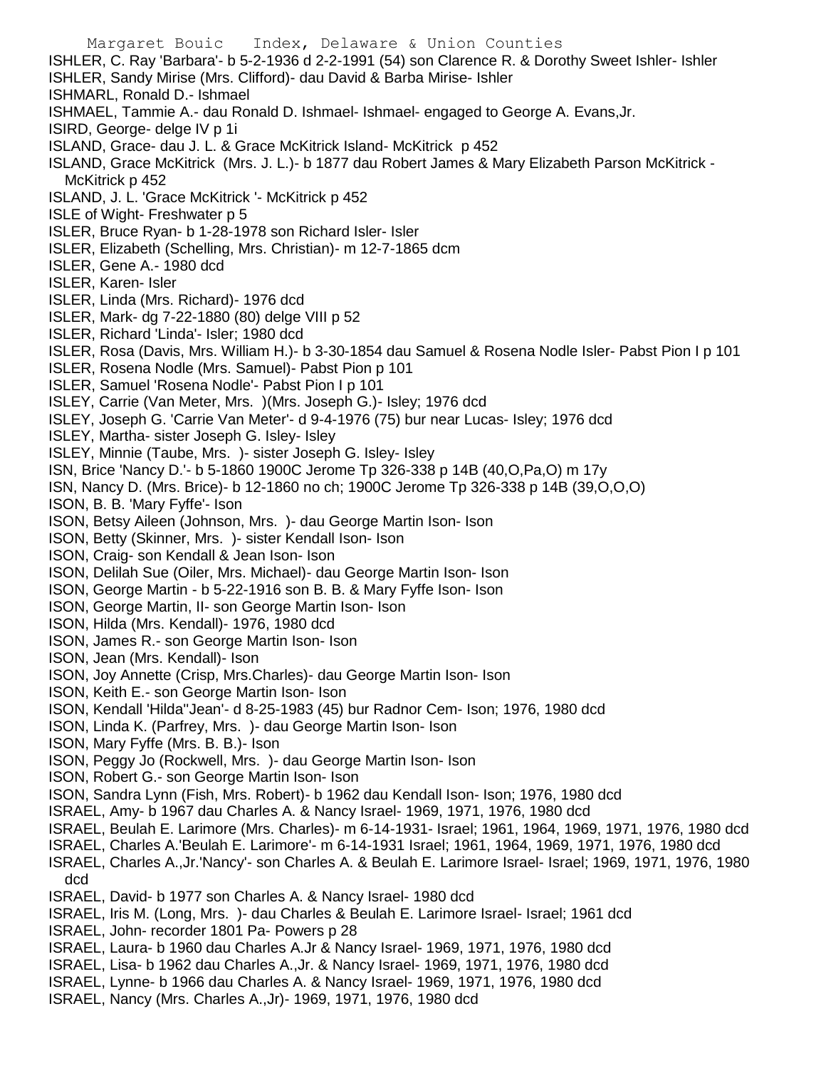ISHLER, C. Ray 'Barbara'- b 5-2-1936 d 2-2-1991 (54) son Clarence R. & Dorothy Sweet Ishler- Ishler
ISHLER, Sandy Mirise (Mrs. Clifford)- dau David & Barba Mirise- Ishler
ISHMARL, Ronald D.- Ishmael
ISHMAEL, Tammie A.- dau Ronald D. Ishmael- Ishmael- engaged to George A. Evans,Jr.
ISIRD, George- delge IV p 1i
ISLAND, Grace- dau J. L. & Grace McKitrick Island- McKitrick p 452
ISLAND, Grace McKitrick (Mrs. J. L.)- b 1877 dau Robert James & Mary Elizabeth Parson McKitrick - McKitrick p 452
ISLAND, J. L. 'Grace McKitrick '- McKitrick p 452
ISLE of Wight- Freshwater p 5
ISLER, Bruce Ryan- b 1-28-1978 son Richard Isler- Isler
ISLER, Elizabeth (Schelling, Mrs. Christian)- m 12-7-1865 dcm
ISLER, Gene A.- 1980 dcd
ISLER, Karen- Isler
ISLER, Linda (Mrs. Richard)- 1976 dcd
ISLER, Mark- dg 7-22-1880 (80) delge VIII p 52
ISLER, Richard 'Linda'- Isler; 1980 dcd
ISLER, Rosa (Davis, Mrs. William H.)- b 3-30-1854 dau Samuel & Rosena Nodle Isler- Pabst Pion I p 101
ISLER, Rosena Nodle (Mrs. Samuel)- Pabst Pion p 101
ISLER, Samuel 'Rosena Nodle'- Pabst Pion I p 101
ISLEY, Carrie (Van Meter, Mrs. )(Mrs. Joseph G.)- Isley; 1976 dcd
ISLEY, Joseph G. 'Carrie Van Meter'- d 9-4-1976 (75) bur near Lucas- Isley; 1976 dcd
ISLEY, Martha- sister Joseph G. Isley- Isley
ISLEY, Minnie (Taube, Mrs. )- sister Joseph G. Isley- Isley
ISN, Brice 'Nancy D.'- b 5-1860 1900C Jerome Tp 326-338 p 14B (40,O,Pa,O) m 17y
ISN, Nancy D. (Mrs. Brice)- b 12-1860 no ch; 1900C Jerome Tp 326-338 p 14B (39,O,O,O)
ISON, B. B. 'Mary Fyffe'- Ison
ISON, Betsy Aileen (Johnson, Mrs. )- dau George Martin Ison- Ison
ISON, Betty (Skinner, Mrs. )- sister Kendall Ison- Ison
ISON, Craig- son Kendall & Jean Ison- Ison
ISON, Delilah Sue (Oiler, Mrs. Michael)- dau George Martin Ison- Ison
ISON, George Martin - b 5-22-1916 son B. B. & Mary Fyffe Ison- Ison
ISON, George Martin, II- son George Martin Ison- Ison
ISON, Hilda (Mrs. Kendall)- 1976, 1980 dcd
ISON, James R.- son George Martin Ison- Ison
ISON, Jean (Mrs. Kendall)- Ison
ISON, Joy Annette (Crisp, Mrs.Charles)- dau George Martin Ison- Ison
ISON, Keith E.- son George Martin Ison- Ison
ISON, Kendall 'Hilda''Jean'- d 8-25-1983 (45) bur Radnor Cem- Ison; 1976, 1980 dcd
ISON, Linda K. (Parfrey, Mrs. )- dau George Martin Ison- Ison
ISON, Mary Fyffe (Mrs. B. B.)- Ison
ISON, Peggy Jo (Rockwell, Mrs. )- dau George Martin Ison- Ison
ISON, Robert G.- son George Martin Ison- Ison
ISON, Sandra Lynn (Fish, Mrs. Robert)- b 1962 dau Kendall Ison- Ison; 1976, 1980 dcd
ISRAEL, Amy- b 1967 dau Charles A. & Nancy Israel- 1969, 1971, 1976, 1980 dcd
ISRAEL, Beulah E. Larimore (Mrs. Charles)- m 6-14-1931- Israel; 1961, 1964, 1969, 1971, 1976, 1980 dcd
ISRAEL, Charles A.'Beulah E. Larimore'- m 6-14-1931 Israel; 1961, 1964, 1969, 1971, 1976, 1980 dcd
ISRAEL, Charles A.,Jr.'Nancy'- son Charles A. & Beulah E. Larimore Israel- Israel; 1969, 1971, 1976, 1980 dcd
ISRAEL, David- b 1977 son Charles A. & Nancy Israel- 1980 dcd
ISRAEL, Iris M. (Long, Mrs. )- dau Charles & Beulah E. Larimore Israel- Israel; 1961 dcd
ISRAEL, John- recorder 1801 Pa- Powers p 28
ISRAEL, Laura- b 1960 dau Charles A.Jr & Nancy Israel- 1969, 1971, 1976, 1980 dcd
ISRAEL, Lisa- b 1962 dau Charles A.,Jr. & Nancy Israel- 1969, 1971, 1976, 1980 dcd
ISRAEL, Lynne- b 1966 dau Charles A. & Nancy Israel- 1969, 1971, 1976, 1980 dcd
ISRAEL, Nancy (Mrs. Charles A.,Jr)- 1969, 1971, 1976, 1980 dcd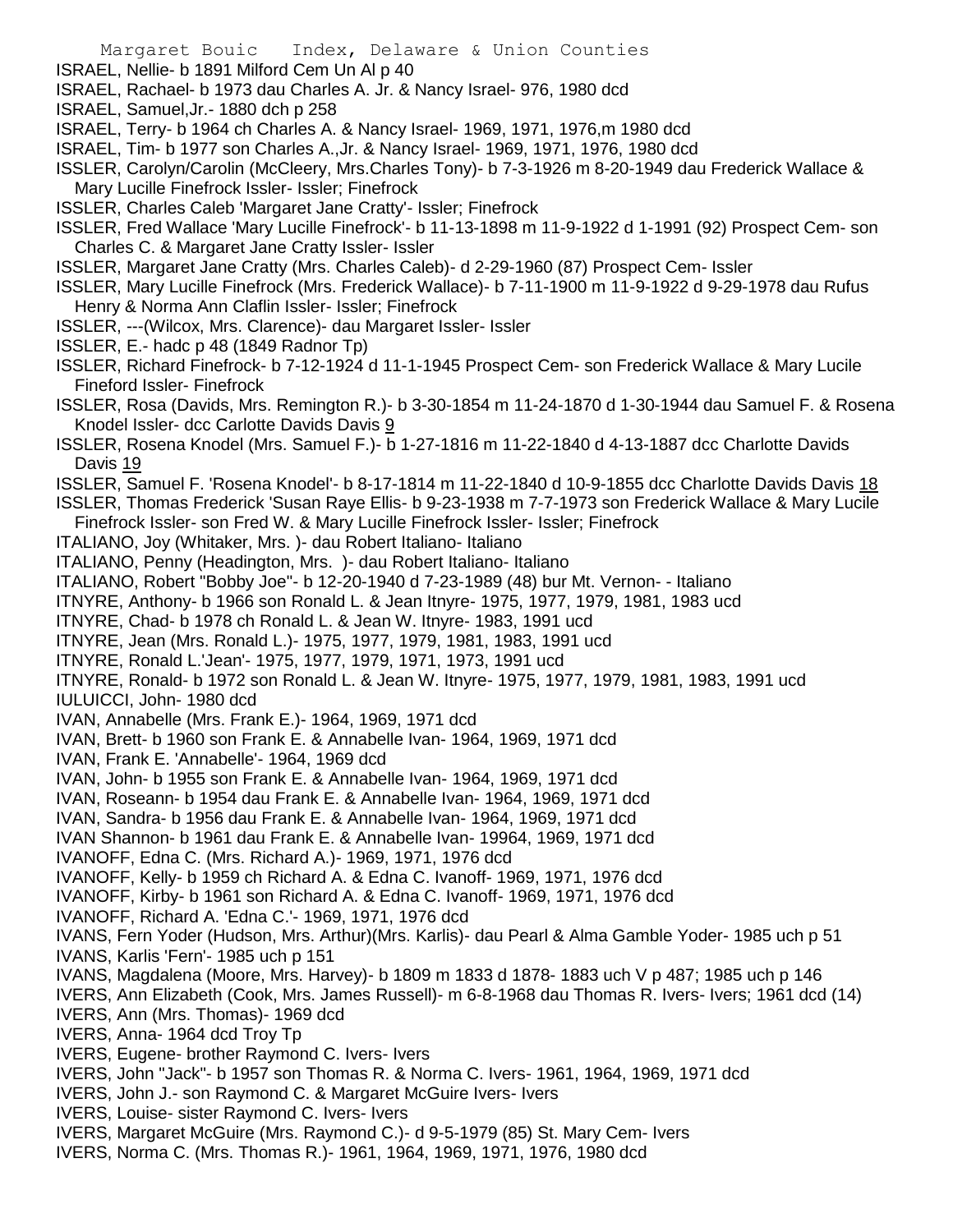ISRAEL, Nellie- b 1891 Milford Cem Un Al p 40
ISRAEL, Rachael- b 1973 dau Charles A. Jr. & Nancy Israel- 976, 1980 dcd
ISRAEL, Samuel,Jr.- 1880 dch p 258
ISRAEL, Terry- b 1964 ch Charles A. & Nancy Israel- 1969, 1971, 1976,m 1980 dcd
ISRAEL, Tim- b 1977 son Charles A.,Jr. & Nancy Israel- 1969, 1971, 1976, 1980 dcd
ISSLER, Carolyn/Carolin (McCleery, Mrs.Charles Tony)- b 7-3-1926 m 8-20-1949 dau Frederick Wallace & Mary Lucille Finefrock Issler- Issler; Finefrock
ISSLER, Charles Caleb 'Margaret Jane Cratty'- Issler; Finefrock
ISSLER, Fred Wallace 'Mary Lucille Finefrock'- b 11-13-1898 m 11-9-1922 d 1-1991 (92) Prospect Cem- son Charles C. & Margaret Jane Cratty Issler- Issler
ISSLER, Margaret Jane Cratty (Mrs. Charles Caleb)- d 2-29-1960 (87) Prospect Cem- Issler
ISSLER, Mary Lucille Finefrock (Mrs. Frederick Wallace)- b 7-11-1900 m 11-9-1922 d 9-29-1978 dau Rufus Henry & Norma Ann Claflin Issler- Issler; Finefrock
ISSLER, ---(Wilcox, Mrs. Clarence)- dau Margaret Issler- Issler
ISSLER, E.- hadc p 48 (1849 Radnor Tp)
ISSLER, Richard Finefrock- b 7-12-1924 d 11-1-1945 Prospect Cem- son Frederick Wallace & Mary Lucile Fineford Issler- Finefrock
ISSLER, Rosa (Davids, Mrs. Remington R.)- b 3-30-1854 m 11-24-1870 d 1-30-1944 dau Samuel F. & Rosena Knodel Issler- dcc Carlotte Davids Davis 9
ISSLER, Rosena Knodel (Mrs. Samuel F.)- b 1-27-1816 m 11-22-1840 d 4-13-1887 dcc Charlotte Davids Davis 19
ISSLER, Samuel F. 'Rosena Knodel'- b 8-17-1814 m 11-22-1840 d 10-9-1855 dcc Charlotte Davids Davis 18
ISSLER, Thomas Frederick 'Susan Raye Ellis- b 9-23-1938 m 7-7-1973 son Frederick Wallace & Mary Lucile Finefrock Issler- son Fred W. & Mary Lucille Finefrock Issler- Issler; Finefrock
ITALIANO, Joy (Whitaker, Mrs. )- dau Robert Italiano- Italiano
ITALIANO, Penny (Headington, Mrs. )- dau Robert Italiano- Italiano
ITALIANO, Robert "Bobby Joe"- b 12-20-1940 d 7-23-1989 (48) bur Mt. Vernon- - Italiano
ITNYRE, Anthony- b 1966 son Ronald L. & Jean Itnyre- 1975, 1977, 1979, 1981, 1983 ucd
ITNYRE, Chad- b 1978 ch Ronald L. & Jean W. Itnyre- 1983, 1991 ucd
ITNYRE, Jean (Mrs. Ronald L.)- 1975, 1977, 1979, 1981, 1983, 1991 ucd
ITNYRE, Ronald L.'Jean'- 1975, 1977, 1979, 1971, 1973, 1991 ucd
ITNYRE, Ronald- b 1972 son Ronald L. & Jean W. Itnyre- 1975, 1977, 1979, 1981, 1983, 1991 ucd
IULUICCI, John- 1980 dcd
IVAN, Annabelle (Mrs. Frank E.)- 1964, 1969, 1971 dcd
IVAN, Brett- b 1960 son Frank E. & Annabelle Ivan- 1964, 1969, 1971 dcd
IVAN, Frank E. 'Annabelle'- 1964, 1969 dcd
IVAN, John- b 1955 son Frank E. & Annabelle Ivan- 1964, 1969, 1971 dcd
IVAN, Roseann- b 1954 dau Frank E. & Annabelle Ivan- 1964, 1969, 1971 dcd
IVAN, Sandra- b 1956 dau Frank E. & Annabelle Ivan- 1964, 1969, 1971 dcd
IVAN Shannon- b 1961 dau Frank E. & Annabelle Ivan- 19964, 1969, 1971 dcd
IVANOFF, Edna C. (Mrs. Richard A.)- 1969, 1971, 1976 dcd
IVANOFF, Kelly- b 1959 ch Richard A. & Edna C. Ivanoff- 1969, 1971, 1976 dcd
IVANOFF, Kirby- b 1961 son Richard A. & Edna C. Ivanoff- 1969, 1971, 1976 dcd
IVANOFF, Richard A. 'Edna C.'- 1969, 1971, 1976 dcd
IVANS, Fern Yoder (Hudson, Mrs. Arthur)(Mrs. Karlis)- dau Pearl & Alma Gamble Yoder- 1985 uch p 51
IVANS, Karlis 'Fern'- 1985 uch p 151
IVANS, Magdalena (Moore, Mrs. Harvey)- b 1809 m 1833 d 1878- 1883 uch V p 487; 1985 uch p 146
IVERS, Ann Elizabeth (Cook, Mrs. James Russell)- m 6-8-1968 dau Thomas R. Ivers- Ivers; 1961 dcd (14)
IVERS, Ann (Mrs. Thomas)- 1969 dcd
IVERS, Anna- 1964 dcd Troy Tp
IVERS, Eugene- brother Raymond C. Ivers- Ivers
IVERS, John "Jack"- b 1957 son Thomas R. & Norma C. Ivers- 1961, 1964, 1969, 1971 dcd
IVERS, John J.- son Raymond C. & Margaret McGuire Ivers- Ivers
IVERS, Louise- sister Raymond C. Ivers- Ivers
IVERS, Margaret McGuire (Mrs. Raymond C.)- d 9-5-1979 (85) St. Mary Cem- Ivers
IVERS, Norma C. (Mrs. Thomas R.)- 1961, 1964, 1969, 1971, 1976, 1980 dcd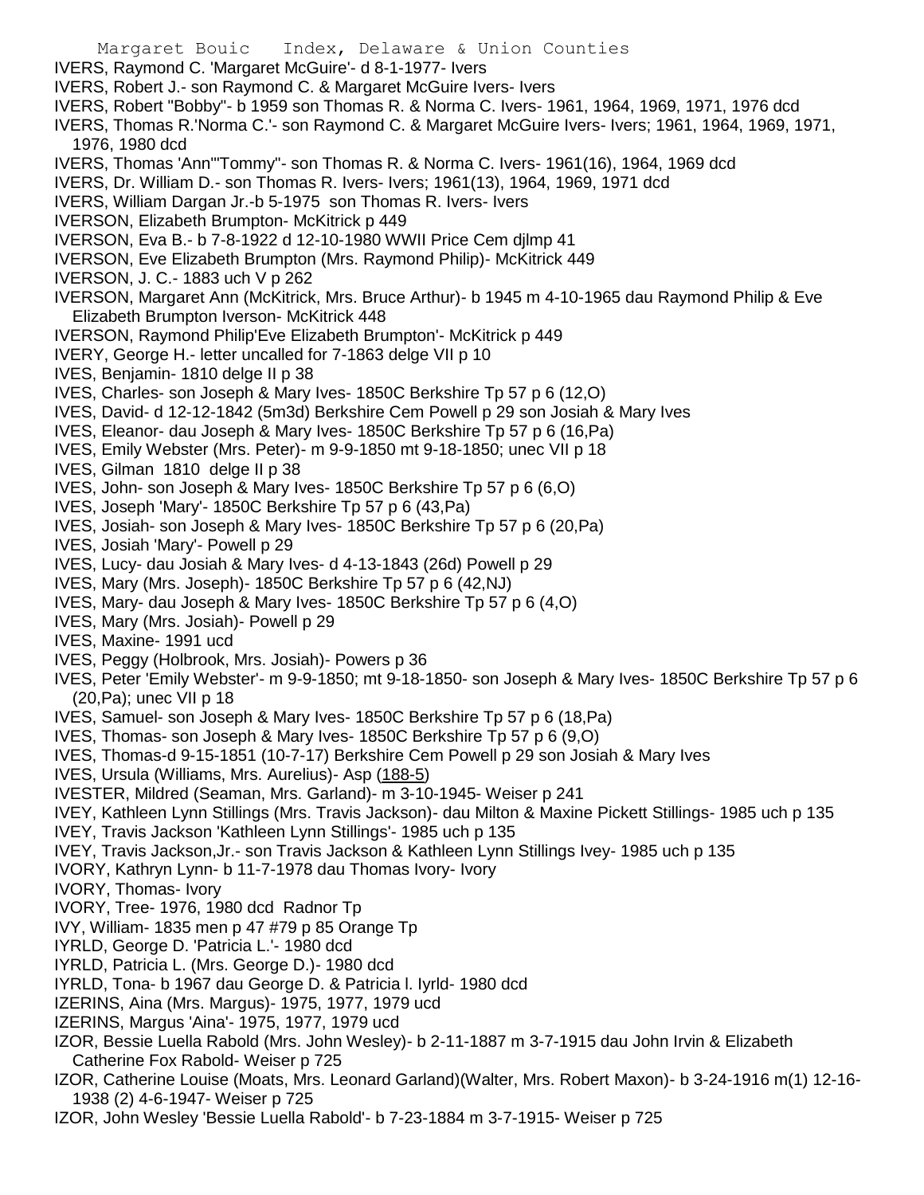IVERS, Raymond C. 'Margaret McGuire'- d 8-1-1977- Ivers
IVERS, Robert J.- son Raymond C. & Margaret McGuire Ivers- Ivers
IVERS, Robert "Bobby"- b 1959 son Thomas R. & Norma C. Ivers- 1961, 1964, 1969, 1971, 1976 dcd
IVERS, Thomas R.'Norma C.'- son Raymond C. & Margaret McGuire Ivers- Ivers; 1961, 1964, 1969, 1971, 1976, 1980 dcd
IVERS, Thomas 'Ann'"Tommy"- son Thomas R. & Norma C. Ivers- 1961(16), 1964, 1969 dcd
IVERS, Dr. William D.- son Thomas R. Ivers- Ivers; 1961(13), 1964, 1969, 1971 dcd
IVERS, William Dargan Jr.-b 5-1975 son Thomas R. Ivers- Ivers
IVERSON, Elizabeth Brumpton- McKitrick p 449
IVERSON, Eva B.- b 7-8-1922 d 12-10-1980 WWII Price Cem djlmp 41
IVERSON, Eve Elizabeth Brumpton (Mrs. Raymond Philip)- McKitrick 449
IVERSON, J. C.- 1883 uch V p 262
IVERSON, Margaret Ann (McKitrick, Mrs. Bruce Arthur)- b 1945 m 4-10-1965 dau Raymond Philip & Eve Elizabeth Brumpton Iverson- McKitrick 448
IVERSON, Raymond Philip'Eve Elizabeth Brumpton'- McKitrick p 449
IVERY, George H.- letter uncalled for 7-1863 delge VII p 10
IVES, Benjamin- 1810 delge II p 38
IVES, Charles- son Joseph & Mary Ives- 1850C Berkshire Tp 57 p 6 (12,O)
IVES, David- d 12-12-1842 (5m3d) Berkshire Cem Powell p 29 son Josiah & Mary Ives
IVES, Eleanor- dau Joseph & Mary Ives- 1850C Berkshire Tp 57 p 6 (16,Pa)
IVES, Emily Webster (Mrs. Peter)- m 9-9-1850 mt 9-18-1850; unec VII p 18
IVES, Gilman 1810 delge II p 38
IVES, John- son Joseph & Mary Ives- 1850C Berkshire Tp 57 p 6 (6,O)
IVES, Joseph 'Mary'- 1850C Berkshire Tp 57 p 6 (43,Pa)
IVES, Josiah- son Joseph & Mary Ives- 1850C Berkshire Tp 57 p 6 (20,Pa)
IVES, Josiah 'Mary'- Powell p 29
IVES, Lucy- dau Josiah & Mary Ives- d 4-13-1843 (26d) Powell p 29
IVES, Mary (Mrs. Joseph)- 1850C Berkshire Tp 57 p 6 (42,NJ)
IVES, Mary- dau Joseph & Mary Ives- 1850C Berkshire Tp 57 p 6 (4,O)
IVES, Mary (Mrs. Josiah)- Powell p 29
IVES, Maxine- 1991 ucd
IVES, Peggy (Holbrook, Mrs. Josiah)- Powers p 36
IVES, Peter 'Emily Webster'- m 9-9-1850; mt 9-18-1850- son Joseph & Mary Ives- 1850C Berkshire Tp 57 p 6 (20,Pa); unec VII p 18
IVES, Samuel- son Joseph & Mary Ives- 1850C Berkshire Tp 57 p 6 (18,Pa)
IVES, Thomas- son Joseph & Mary Ives- 1850C Berkshire Tp 57 p 6 (9,O)
IVES, Thomas-d 9-15-1851 (10-7-17) Berkshire Cem Powell p 29 son Josiah & Mary Ives
IVES, Ursula (Williams, Mrs. Aurelius)- Asp (188-5)
IVESTER, Mildred (Seaman, Mrs. Garland)- m 3-10-1945- Weiser p 241
IVEY, Kathleen Lynn Stillings (Mrs. Travis Jackson)- dau Milton & Maxine Pickett Stillings- 1985 uch p 135
IVEY, Travis Jackson 'Kathleen Lynn Stillings'- 1985 uch p 135
IVEY, Travis Jackson,Jr.- son Travis Jackson & Kathleen Lynn Stillings Ivey- 1985 uch p 135
IVORY, Kathryn Lynn- b 11-7-1978 dau Thomas Ivory- Ivory
IVORY, Thomas- Ivory
IVORY, Tree- 1976, 1980 dcd Radnor Tp
IVY, William- 1835 men p 47 #79 p 85 Orange Tp
IYRLD, George D. 'Patricia L.'- 1980 dcd
IYRLD, Patricia L. (Mrs. George D.)- 1980 dcd
IYRLD, Tona- b 1967 dau George D. & Patricia l. Iyrld- 1980 dcd
IZERINS, Aina (Mrs. Margus)- 1975, 1977, 1979 ucd
IZERINS, Margus 'Aina'- 1975, 1977, 1979 ucd
IZOR, Bessie Luella Rabold (Mrs. John Wesley)- b 2-11-1887 m 3-7-1915 dau John Irvin & Elizabeth Catherine Fox Rabold- Weiser p 725
IZOR, Catherine Louise (Moats, Mrs. Leonard Garland)(Walter, Mrs. Robert Maxon)- b 3-24-1916 m(1) 12-16-1938 (2) 4-6-1947- Weiser p 725
IZOR, John Wesley 'Bessie Luella Rabold'- b 7-23-1884 m 3-7-1915- Weiser p 725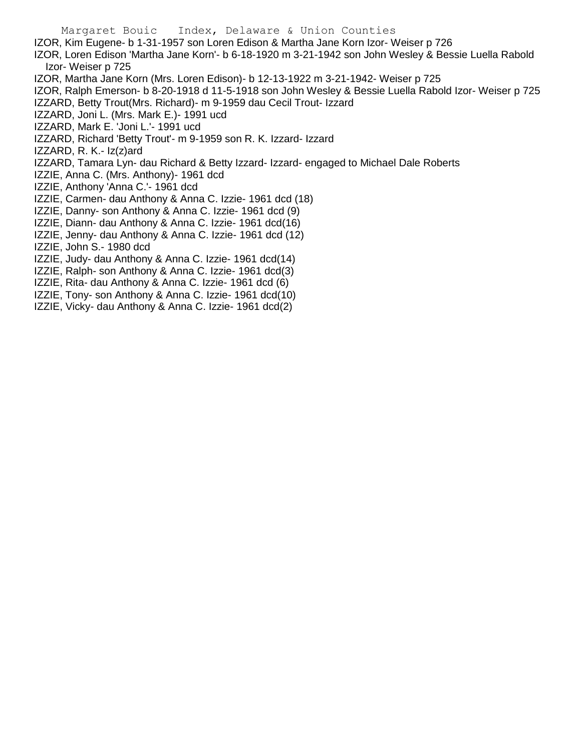IZOR, Kim Eugene- b 1-31-1957 son Loren Edison & Martha Jane Korn Izor- Weiser p 726

IZOR, Loren Edison 'Martha Jane Korn'- b 6-18-1920 m 3-21-1942 son John Wesley & Bessie Luella Rabold Izor- Weiser p 725

IZOR, Martha Jane Korn (Mrs. Loren Edison)- b 12-13-1922 m 3-21-1942- Weiser p 725

IZOR, Ralph Emerson- b 8-20-1918 d 11-5-1918 son John Wesley & Bessie Luella Rabold Izor- Weiser p 725

IZZARD, Betty Trout(Mrs. Richard)- m 9-1959 dau Cecil Trout- Izzard

IZZARD, Joni L. (Mrs. Mark E.)- 1991 ucd

IZZARD, Mark E. 'Joni L.'- 1991 ucd

IZZARD, Richard 'Betty Trout'- m 9-1959 son R. K. Izzard- Izzard

IZZARD, R. K.- Iz(z)ard

IZZARD, Tamara Lyn- dau Richard & Betty Izzard- Izzard- engaged to Michael Dale Roberts

IZZIE, Anna C. (Mrs. Anthony)- 1961 dcd

IZZIE, Anthony 'Anna C.'- 1961 dcd

IZZIE, Carmen- dau Anthony & Anna C. Izzie- 1961 dcd (18)

IZZIE, Danny- son Anthony & Anna C. Izzie- 1961 dcd (9)

IZZIE, Diann- dau Anthony & Anna C. Izzie- 1961 dcd(16)

IZZIE, Jenny- dau Anthony & Anna C. Izzie- 1961 dcd (12)

IZZIE, John S.- 1980 dcd

IZZIE, Judy- dau Anthony & Anna C. Izzie- 1961 dcd(14)

IZZIE, Ralph- son Anthony & Anna C. Izzie- 1961 dcd(3)

IZZIE, Rita- dau Anthony & Anna C. Izzie- 1961 dcd (6)

IZZIE, Tony- son Anthony & Anna C. Izzie- 1961 dcd(10)

IZZIE, Vicky- dau Anthony & Anna C. Izzie- 1961 dcd(2)